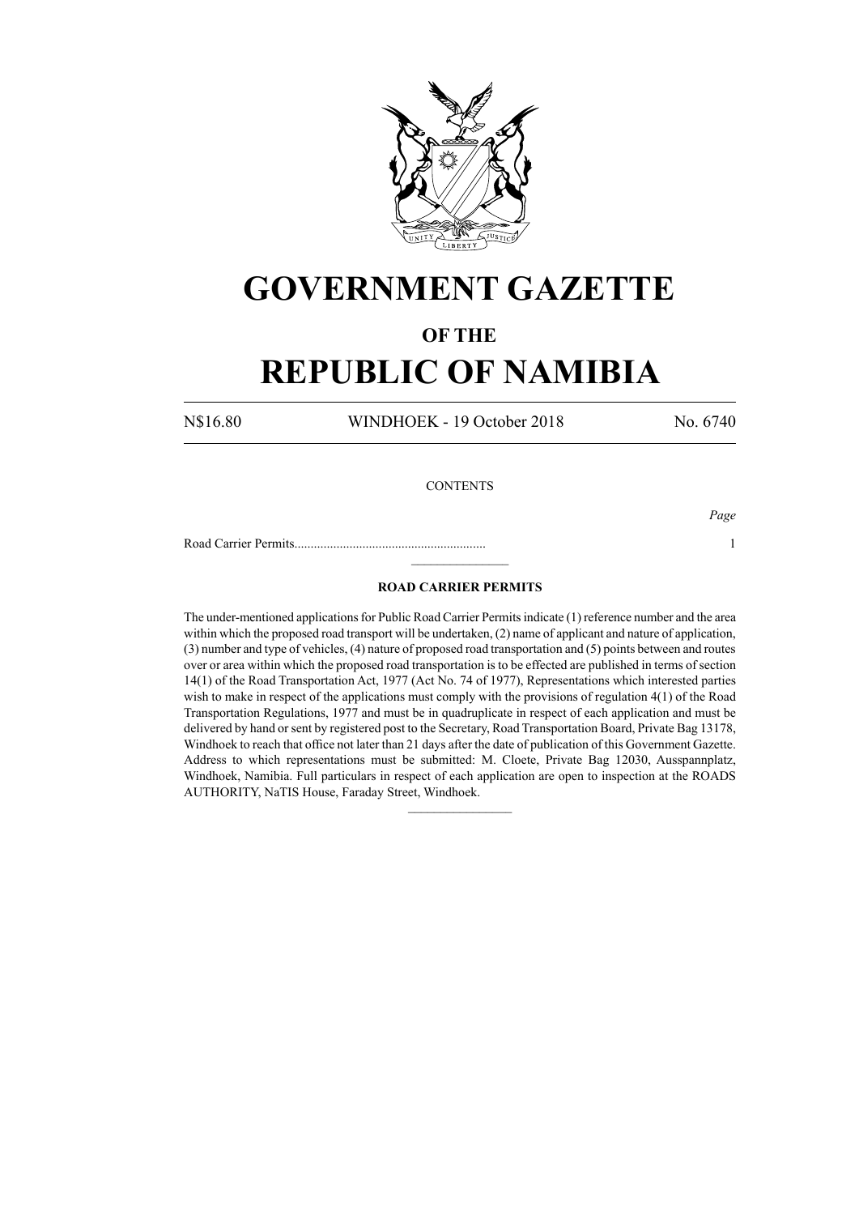# GOVERNMENT GAZETTE

## OF THE

# REPUBLIC OF NAMIBIA

N$16.80 WINDHOEK - 19 October 2018 No. 6740

CONTENTS

*Page*

Road Carrier Permits........................................................... 1

---

### ROAD CARRIER PERMITS

The under-mentioned applications for Public Road Carrier Permits indicate (1) reference number and the area within which the proposed road transport will be undertaken, (2) name of applicant and nature of application, (3) number and type of vehicles, (4) nature of proposed road transportation and (5) points between and routes over or area within which the proposed road transportation is to be effected are published in terms of section 14(1) of the Road Transportation Act, 1977 (Act No. 74 of 1977), Representations which interested parties wish to make in respect of the applications must comply with the provisions of regulation 4(1) of the Road Transportation Regulations, 1977 and must be in quadruplicate in respect of each application and must be delivered by hand or sent by registered post to the Secretary, Road Transportation Board, Private Bag 13178, Windhoek to reach that office not later than 21 days after the date of publication of this Government Gazette. Address to which representations must be submitted: M. Cloete, Private Bag 12030, Ausspannplatz, Windhoek, Namibia. Full particulars in respect of each application are open to inspection at the ROADS AUTHORITY, NaTIS House, Faraday Street, Windhoek.

---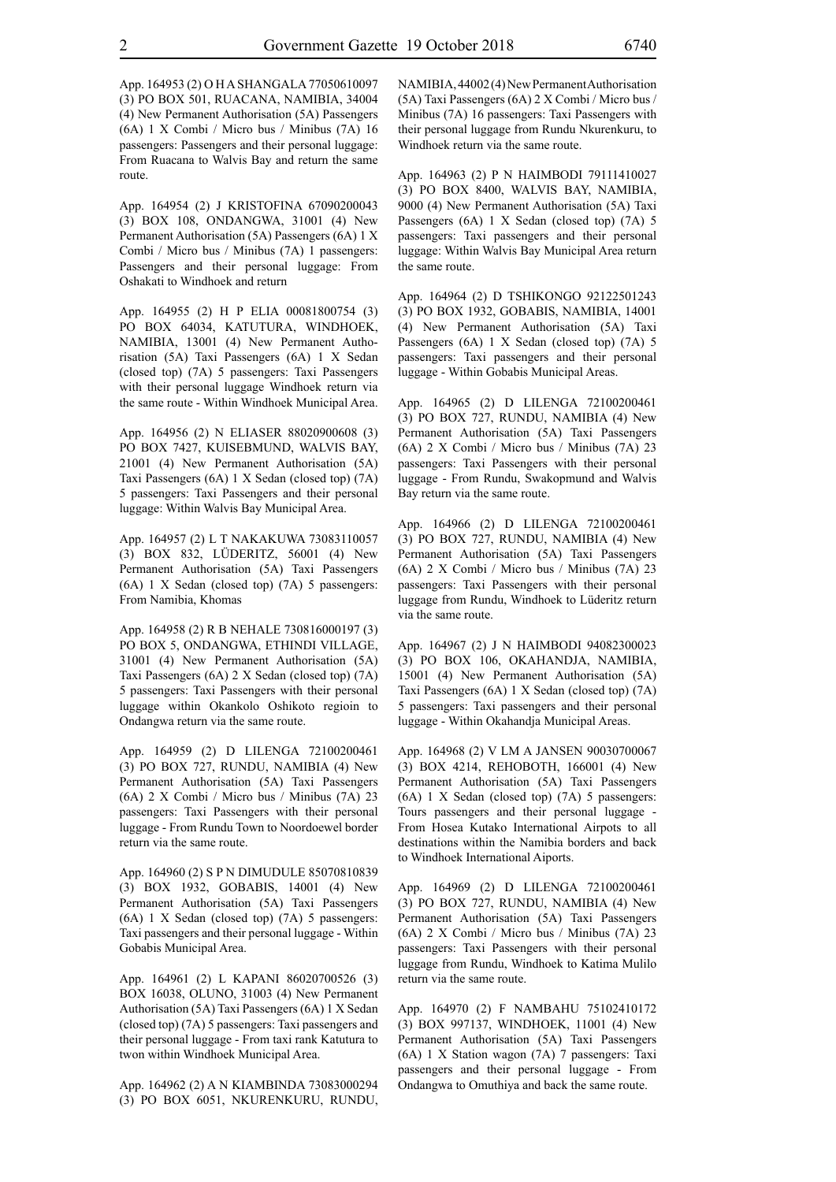App. 164953 (2) O H A SHANGALA 77050610097 (3) PO BOX 501, RUACANA, NAMIBIA, 34004 (4) New Permanent Authorisation (5A) Passengers (6A) 1 X Combi / Micro bus / Minibus (7A) 16 passengers: Passengers and their personal luggage: From Ruacana to Walvis Bay and return the same route.

App. 164954 (2) J KRISTOFINA 67090200043 (3) BOX 108, ONDANGWA, 31001 (4) New Permanent Authorisation (5A) Passengers (6A) 1 X Combi / Micro bus / Minibus (7A) 1 passengers: Passengers and their personal luggage: From Oshakati to Windhoek and return

App. 164955 (2) H P ELIA 00081800754 (3) PO BOX 64034, KATUTURA, WINDHOEK, NAMIBIA, 13001 (4) New Permanent Authorisation (5A) Taxi Passengers (6A) 1 X Sedan (closed top) (7A) 5 passengers: Taxi Passengers with their personal luggage Windhoek return via the same route - Within Windhoek Municipal Area.

App. 164956 (2) N ELIASER 88020900608 (3) PO BOX 7427, KUISEBMUND, WALVIS BAY, 21001 (4) New Permanent Authorisation (5A) Taxi Passengers (6A) 1 X Sedan (closed top) (7A) 5 passengers: Taxi Passengers and their personal luggage: Within Walvis Bay Municipal Area.

App. 164957 (2) L T NAKAKUWA 73083110057 (3) BOX 832, LÜDERITZ, 56001 (4) New Permanent Authorisation (5A) Taxi Passengers (6A) 1 X Sedan (closed top) (7A) 5 passengers: From Namibia, Khomas

App. 164958 (2) R B NEHALE 730816000197 (3) PO BOX 5, ONDANGWA, ETHINDI VILLAGE, 31001 (4) New Permanent Authorisation (5A) Taxi Passengers (6A) 2 X Sedan (closed top) (7A) 5 passengers: Taxi Passengers with their personal luggage within Okankolo Oshikoto regioin to Ondangwa return via the same route.

App. 164959 (2) D LILENGA 72100200461 (3) PO BOX 727, RUNDU, NAMIBIA (4) New Permanent Authorisation (5A) Taxi Passengers (6A) 2 X Combi / Micro bus / Minibus (7A) 23 passengers: Taxi Passengers with their personal luggage - From Rundu Town to Noordoewel border return via the same route.

App. 164960 (2) S P N DIMUDULE 85070810839 (3) BOX 1932, GOBABIS, 14001 (4) New Permanent Authorisation (5A) Taxi Passengers (6A) 1 X Sedan (closed top) (7A) 5 passengers: Taxi passengers and their personal luggage - Within Gobabis Municipal Area.

App. 164961 (2) L KAPANI 86020700526 (3) BOX 16038, OLUNO, 31003 (4) New Permanent Authorisation (5A) Taxi Passengers (6A) 1 X Sedan (closed top) (7A) 5 passengers: Taxi passengers and their personal luggage - From taxi rank Katutura to twon within Windhoek Municipal Area.

App. 164962 (2) A N KIAMBINDA 73083000294 (3) PO BOX 6051, NKURENKURU, RUNDU, NAMIBIA, 44002 (4) New Permanent Authorisation (5A) Taxi Passengers (6A) 2 X Combi / Micro bus / Minibus (7A) 16 passengers: Taxi Passengers with their personal luggage from Rundu Nkurenkuru, to Windhoek return via the same route.

App. 164963 (2) P N HAIMBODI 79111410027 (3) PO BOX 8400, WALVIS BAY, NAMIBIA, 9000 (4) New Permanent Authorisation (5A) Taxi Passengers (6A) 1 X Sedan (closed top) (7A) 5 passengers: Taxi passengers and their personal luggage: Within Walvis Bay Municipal Area return the same route.

App. 164964 (2) D TSHIKONGO 92122501243 (3) PO BOX 1932, GOBABIS, NAMIBIA, 14001 (4) New Permanent Authorisation (5A) Taxi Passengers (6A) 1 X Sedan (closed top) (7A) 5 passengers: Taxi passengers and their personal luggage - Within Gobabis Municipal Areas.

App. 164965 (2) D LILENGA 72100200461 (3) PO BOX 727, RUNDU, NAMIBIA (4) New Permanent Authorisation (5A) Taxi Passengers (6A) 2 X Combi / Micro bus / Minibus (7A) 23 passengers: Taxi Passengers with their personal luggage - From Rundu, Swakopmund and Walvis Bay return via the same route.

App. 164966 (2) D LILENGA 72100200461 (3) PO BOX 727, RUNDU, NAMIBIA (4) New Permanent Authorisation (5A) Taxi Passengers (6A) 2 X Combi / Micro bus / Minibus (7A) 23 passengers: Taxi Passengers with their personal luggage from Rundu, Windhoek to Lüderitz return via the same route.

App. 164967 (2) J N HAIMBODI 94082300023 (3) PO BOX 106, OKAHANDJA, NAMIBIA, 15001 (4) New Permanent Authorisation (5A) Taxi Passengers (6A) 1 X Sedan (closed top) (7A) 5 passengers: Taxi passengers and their personal luggage - Within Okahandja Municipal Areas.

App. 164968 (2) V LM A JANSEN 90030700067 (3) BOX 4214, REHOBOTH, 166001 (4) New Permanent Authorisation (5A) Taxi Passengers (6A) 1 X Sedan (closed top) (7A) 5 passengers: Tours passengers and their personal luggage - From Hosea Kutako International Airpots to all destinations within the Namibia borders and back to Windhoek International Aiports.

App. 164969 (2) D LILENGA 72100200461 (3) PO BOX 727, RUNDU, NAMIBIA (4) New Permanent Authorisation (5A) Taxi Passengers (6A) 2 X Combi / Micro bus / Minibus (7A) 23 passengers: Taxi Passengers with their personal luggage from Rundu, Windhoek to Katima Mulilo return via the same route.

App. 164970 (2) F NAMBAHU 75102410172 (3) BOX 997137, WINDHOEK, 11001 (4) New Permanent Authorisation (5A) Taxi Passengers (6A) 1 X Station wagon (7A) 7 passengers: Taxi passengers and their personal luggage - From Ondangwa to Omuthiya and back the same route.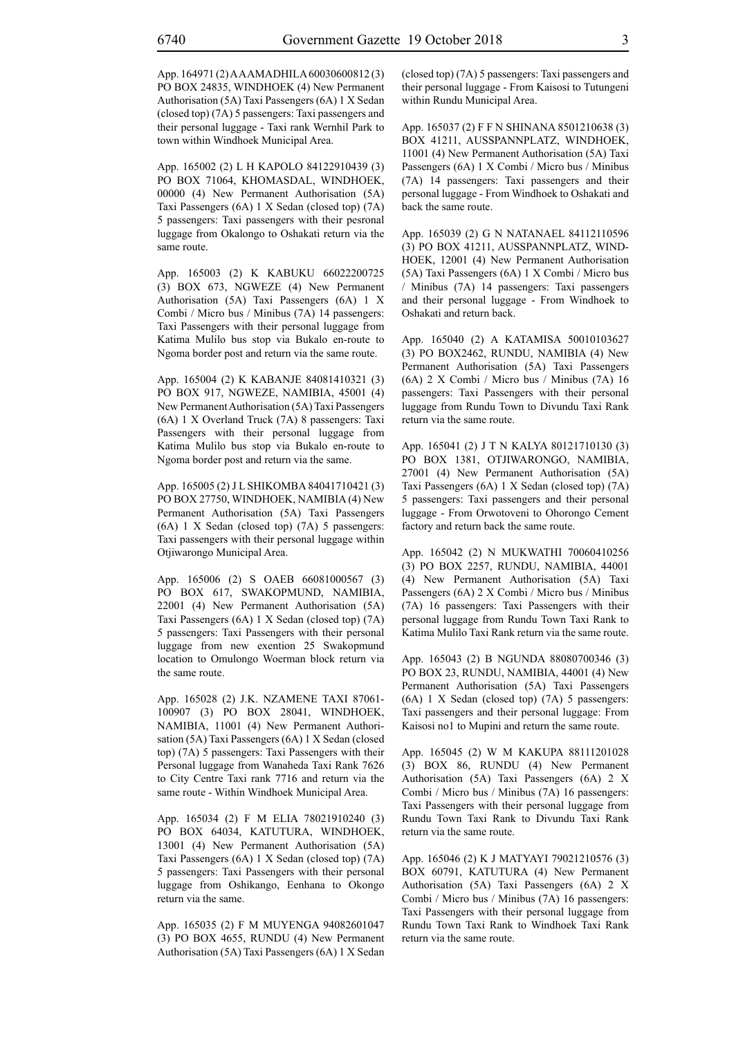App. 164971 (2) A AAMADHILA 60030600812 (3) PO BOX 24835, WINDHOEK (4) New Permanent Authorisation (5A) Taxi Passengers (6A) 1 X Sedan (closed top) (7A) 5 passengers: Taxi passengers and their personal luggage - Taxi rank Wernhil Park to town within Windhoek Municipal Area.

App. 165002 (2) L H KAPOLO 84122910439 (3) PO BOX 71064, KHOMASDAL, WINDHOEK, 00000 (4) New Permanent Authorisation (5A) Taxi Passengers (6A) 1 X Sedan (closed top) (7A) 5 passengers: Taxi passengers with their pesronal luggage from Okalongo to Oshakati return via the same route.

App. 165003 (2) K KABUKU 66022200725 (3) BOX 673, NGWEZE (4) New Permanent Authorisation (5A) Taxi Passengers (6A) 1 X Combi / Micro bus / Minibus (7A) 14 passengers: Taxi Passengers with their personal luggage from Katima Mulilo bus stop via Bukalo en-route to Ngoma border post and return via the same route.

App. 165004 (2) K KABANJE 84081410321 (3) PO BOX 917, NGWEZE, NAMIBIA, 45001 (4) New Permanent Authorisation (5A) Taxi Passengers (6A) 1 X Overland Truck (7A) 8 passengers: Taxi Passengers with their personal luggage from Katima Mulilo bus stop via Bukalo en-route to Ngoma border post and return via the same.

App. 165005 (2) J L SHIKOMBA 84041710421 (3) PO BOX 27750, WINDHOEK, NAMIBIA (4) New Permanent Authorisation (5A) Taxi Passengers (6A) 1 X Sedan (closed top) (7A) 5 passengers: Taxi passengers with their personal luggage within Otjiwarongo Municipal Area.

App. 165006 (2) S OAEB 66081000567 (3) PO BOX 617, SWAKOPMUND, NAMIBIA, 22001 (4) New Permanent Authorisation (5A) Taxi Passengers (6A) 1 X Sedan (closed top) (7A) 5 passengers: Taxi Passengers with their personal luggage from new exention 25 Swakopmund location to Omulongo Woerman block return via the same route.

App. 165028 (2) J.K. NZAMENE TAXI 87061-100907 (3) PO BOX 28041, WINDHOEK, NAMIBIA, 11001 (4) New Permanent Authorisation (5A) Taxi Passengers (6A) 1 X Sedan (closed top) (7A) 5 passengers: Taxi Passengers with their Personal luggage from Wanaheda Taxi Rank 7626 to City Centre Taxi rank 7716 and return via the same route - Within Windhoek Municipal Area.

App. 165034 (2) F M ELIA 78021910240 (3) PO BOX 64034, KATUTURA, WINDHOEK, 13001 (4) New Permanent Authorisation (5A) Taxi Passengers (6A) 1 X Sedan (closed top) (7A) 5 passengers: Taxi Passengers with their personal luggage from Oshikango, Eenhana to Okongo return via the same.

App. 165035 (2) F M MUYENGA 94082601047 (3) PO BOX 4655, RUNDU (4) New Permanent Authorisation (5A) Taxi Passengers (6A) 1 X Sedan (closed top) (7A) 5 passengers: Taxi passengers and their personal luggage - From Kaisosi to Tutungeni within Rundu Municipal Area.

App. 165037 (2) F F N SHINANA 8501210638 (3) BOX 41211, AUSSPANNPLATZ, WINDHOEK, 11001 (4) New Permanent Authorisation (5A) Taxi Passengers (6A) 1 X Combi / Micro bus / Minibus (7A) 14 passengers: Taxi passengers and their personal luggage - From Windhoek to Oshakati and back the same route.

App. 165039 (2) G N NATANAEL 84112110596 (3) PO BOX 41211, AUSSPANNPLATZ, WINDHOEK, 12001 (4) New Permanent Authorisation (5A) Taxi Passengers (6A) 1 X Combi / Micro bus / Minibus (7A) 14 passengers: Taxi passengers and their personal luggage - From Windhoek to Oshakati and return back.

App. 165040 (2) A KATAMISA 50010103627 (3) PO BOX2462, RUNDU, NAMIBIA (4) New Permanent Authorisation (5A) Taxi Passengers (6A) 2 X Combi / Micro bus / Minibus (7A) 16 passengers: Taxi Passengers with their personal luggage from Rundu Town to Divundu Taxi Rank return via the same route.

App. 165041 (2) J T N KALYA 80121710130 (3) PO BOX 1381, OTJIWARONGO, NAMIBIA, 27001 (4) New Permanent Authorisation (5A) Taxi Passengers (6A) 1 X Sedan (closed top) (7A) 5 passengers: Taxi passengers and their personal luggage - From Orwotoveni to Ohorongo Cement factory and return back the same route.

App. 165042 (2) N MUKWATHI 70060410256 (3) PO BOX 2257, RUNDU, NAMIBIA, 44001 (4) New Permanent Authorisation (5A) Taxi Passengers (6A) 2 X Combi / Micro bus / Minibus (7A) 16 passengers: Taxi Passengers with their personal luggage from Rundu Town Taxi Rank to Katima Mulilo Taxi Rank return via the same route.

App. 165043 (2) B NGUNDA 88080700346 (3) PO BOX 23, RUNDU, NAMIBIA, 44001 (4) New Permanent Authorisation (5A) Taxi Passengers (6A) 1 X Sedan (closed top) (7A) 5 passengers: Taxi passengers and their personal luggage: From Kaisosi no1 to Mupini and return the same route.

App. 165045 (2) W M KAKUPA 88111201028 (3) BOX 86, RUNDU (4) New Permanent Authorisation (5A) Taxi Passengers (6A) 2 X Combi / Micro bus / Minibus (7A) 16 passengers: Taxi Passengers with their personal luggage from Rundu Town Taxi Rank to Divundu Taxi Rank return via the same route.

App. 165046 (2) K J MATYAYI 79021210576 (3) BOX 60791, KATUTURA (4) New Permanent Authorisation (5A) Taxi Passengers (6A) 2 X Combi / Micro bus / Minibus (7A) 16 passengers: Taxi Passengers with their personal luggage from Rundu Town Taxi Rank to Windhoek Taxi Rank return via the same route.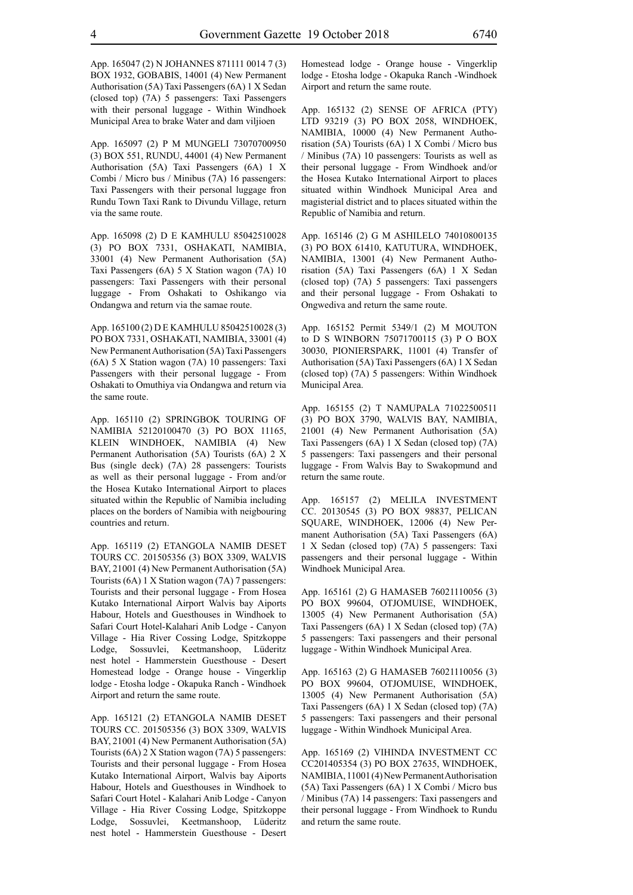App. 165047 (2) N JOHANNES 871111 0014 7 (3) BOX 1932, GOBABIS, 14001 (4) New Permanent Authorisation (5A) Taxi Passengers (6A) 1 X Sedan (closed top) (7A) 5 passengers: Taxi Passengers with their personal luggage - Within Windhoek Municipal Area to brake Water and dam viljioen

App. 165097 (2) P M MUNGELI 73070700950 (3) BOX 551, RUNDU, 44001 (4) New Permanent Authorisation (5A) Taxi Passengers (6A) 1 X Combi / Micro bus / Minibus (7A) 16 passengers: Taxi Passengers with their personal luggage fron Rundu Town Taxi Rank to Divundu Village, return via the same route.

App. 165098 (2) D E KAMHULU 85042510028 (3) PO BOX 7331, OSHAKATI, NAMIBIA, 33001 (4) New Permanent Authorisation (5A) Taxi Passengers (6A) 5 X Station wagon (7A) 10 passengers: Taxi Passengers with their personal luggage - From Oshakati to Oshikango via Ondangwa and return via the samae route.

App. 165100 (2) D E KAMHULU 85042510028 (3) PO BOX 7331, OSHAKATI, NAMIBIA, 33001 (4) New Permanent Authorisation (5A) Taxi Passengers (6A) 5 X Station wagon (7A) 10 passengers: Taxi Passengers with their personal luggage - From Oshakati to Omuthiya via Ondangwa and return via the same route.

App. 165110 (2) SPRINGBOK TOURING OF NAMIBIA 52120100470 (3) PO BOX 11165, KLEIN WINDHOEK, NAMIBIA (4) New Permanent Authorisation (5A) Tourists (6A) 2 X Bus (single deck) (7A) 28 passengers: Tourists as well as their personal luggage - From and/or the Hosea Kutako International Airport to places situated within the Republic of Namibia including places on the borders of Namibia with neigbouring countries and return.

App. 165119 (2) ETANGOLA NAMIB DESET TOURS CC. 201505356 (3) BOX 3309, WALVIS BAY, 21001 (4) New Permanent Authorisation (5A) Tourists (6A) 1 X Station wagon (7A) 7 passengers: Tourists and their personal luggage - From Hosea Kutako International Airport Walvis bay Aiports Habour, Hotels and Guesthouses in Windhoek to Safari Court Hotel-Kalahari Anib Lodge - Canyon Village - Hia River Cossing Lodge, Spitzkoppe Lodge, Sossuvlei, Keetmanshoop, Lüderitz nest hotel - Hammerstein Guesthouse - Desert Homestead lodge - Orange house - Vingerklip lodge - Etosha lodge - Okapuka Ranch - Windhoek Airport and return the same route.

App. 165121 (2) ETANGOLA NAMIB DESET TOURS CC. 201505356 (3) BOX 3309, WALVIS BAY, 21001 (4) New Permanent Authorisation (5A) Tourists (6A) 2 X Station wagon (7A) 5 passengers: Tourists and their personal luggage - From Hosea Kutako International Airport, Walvis bay Aiports Habour, Hotels and Guesthouses in Windhoek to Safari Court Hotel - Kalahari Anib Lodge - Canyon Village - Hia River Cossing Lodge, Spitzkoppe Lodge, Sossuvlei, Keetmanshoop, Lüderitz nest hotel - Hammerstein Guesthouse - Desert Homestead lodge - Orange house - Vingerklip lodge - Etosha lodge - Okapuka Ranch -Windhoek Airport and return the same route.

App. 165132 (2) SENSE OF AFRICA (PTY) LTD 93219 (3) PO BOX 2058, WINDHOEK, NAMIBIA, 10000 (4) New Permanent Authorisation (5A) Tourists (6A) 1 X Combi / Micro bus / Minibus (7A) 10 passengers: Tourists as well as their personal luggage - From Windhoek and/or the Hosea Kutako International Airport to places situated within Windhoek Municipal Area and magisterial district and to places situated within the Republic of Namibia and return.

App. 165146 (2) G M ASHILELO 74010800135 (3) PO BOX 61410, KATUTURA, WINDHOEK, NAMIBIA, 13001 (4) New Permanent Authorisation (5A) Taxi Passengers (6A) 1 X Sedan (closed top) (7A) 5 passengers: Taxi passengers and their personal luggage - From Oshakati to Ongwediva and return the same route.

App. 165152 Permit 5349/1 (2) M MOUTON to D S WINBORN 75071700115 (3) P O BOX 30030, PIONIERSPARK, 11001 (4) Transfer of Authorisation (5A) Taxi Passengers (6A) 1 X Sedan (closed top) (7A) 5 passengers: Within Windhoek Municipal Area.

App. 165155 (2) T NAMUPALA 71022500511 (3) PO BOX 3790, WALVIS BAY, NAMIBIA, 21001 (4) New Permanent Authorisation (5A) Taxi Passengers (6A) 1 X Sedan (closed top) (7A) 5 passengers: Taxi passengers and their personal luggage - From Walvis Bay to Swakopmund and return the same route.

App. 165157 (2) MELILA INVESTMENT CC. 20130545 (3) PO BOX 98837, PELICAN SQUARE, WINDHOEK, 12006 (4) New Permanent Authorisation (5A) Taxi Passengers (6A) 1 X Sedan (closed top) (7A) 5 passengers: Taxi passengers and their personal luggage - Within Windhoek Municipal Area.

App. 165161 (2) G HAMASEB 76021110056 (3) PO BOX 99604, OTJOMUISE, WINDHOEK, 13005 (4) New Permanent Authorisation (5A) Taxi Passengers (6A) 1 X Sedan (closed top) (7A) 5 passengers: Taxi passengers and their personal luggage - Within Windhoek Municipal Area.

App. 165163 (2) G HAMASEB 76021110056 (3) PO BOX 99604, OTJOMUISE, WINDHOEK, 13005 (4) New Permanent Authorisation (5A) Taxi Passengers (6A) 1 X Sedan (closed top) (7A) 5 passengers: Taxi passengers and their personal luggage - Within Windhoek Municipal Area.

App. 165169 (2) VIHINDA INVESTMENT CC CC201405354 (3) PO BOX 27635, WINDHOEK, NAMIBIA, 11001 (4) New Permanent Authorisation (5A) Taxi Passengers (6A) 1 X Combi / Micro bus / Minibus (7A) 14 passengers: Taxi passengers and their personal luggage - From Windhoek to Rundu and return the same route.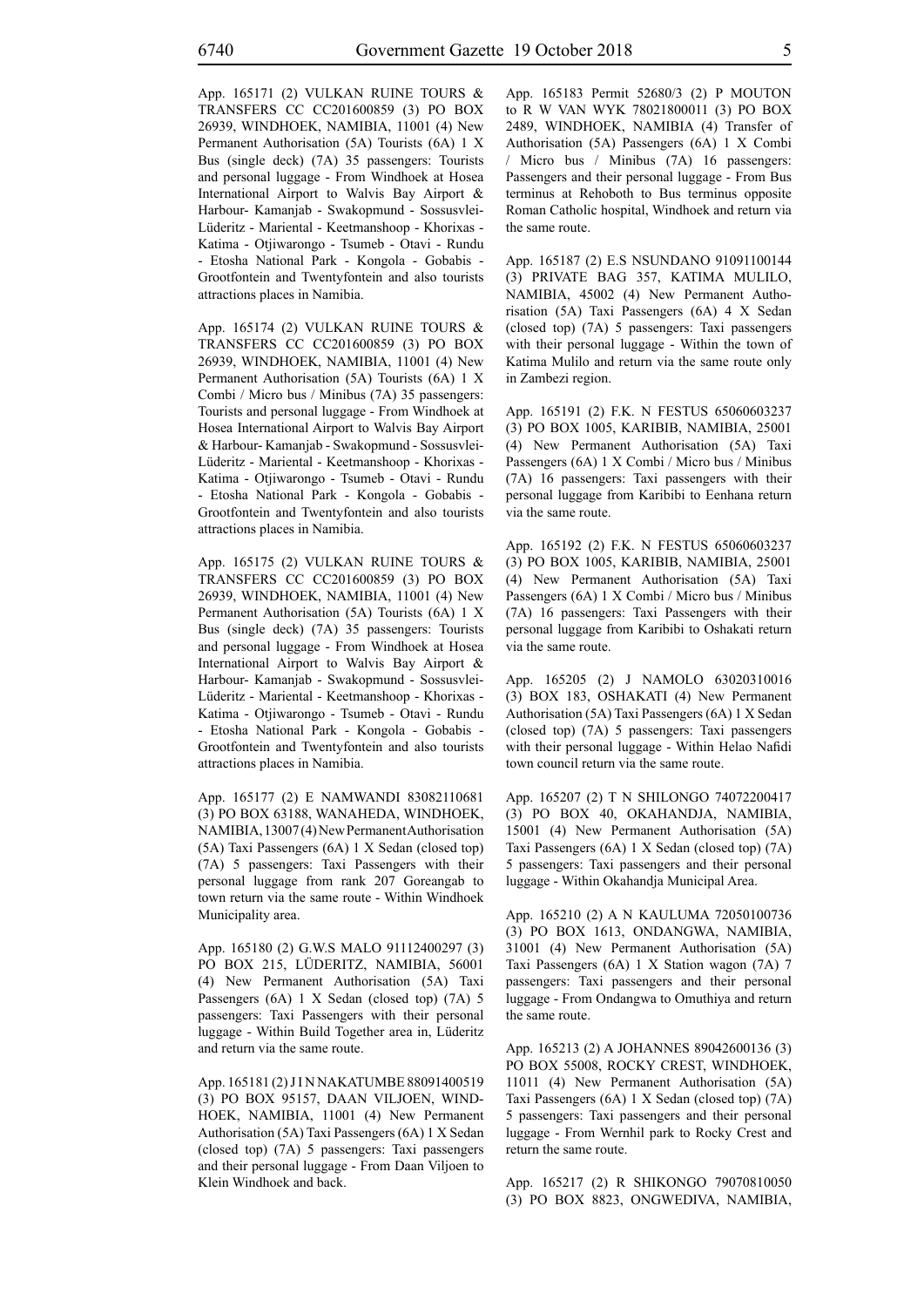App. 165171 (2) VULKAN RUINE TOURS & TRANSFERS CC CC201600859 (3) PO BOX 26939, WINDHOEK, NAMIBIA, 11001 (4) New Permanent Authorisation (5A) Tourists (6A) 1 X Bus (single deck) (7A) 35 passengers: Tourists and personal luggage - From Windhoek at Hosea International Airport to Walvis Bay Airport & Harbour- Kamanjab - Swakopmund - Sossusvlei- Lüderitz - Mariental - Keetmanshoop - Khorixas - Katima - Otjiwarongo - Tsumeb - Otavi - Rundu - Etosha National Park - Kongola - Gobabis - Grootfontein and Twentyfontein and also tourists attractions places in Namibia.

App. 165174 (2) VULKAN RUINE TOURS & TRANSFERS CC CC201600859 (3) PO BOX 26939, WINDHOEK, NAMIBIA, 11001 (4) New Permanent Authorisation (5A) Tourists (6A) 1 X Combi / Micro bus / Minibus (7A) 35 passengers: Tourists and personal luggage - From Windhoek at Hosea International Airport to Walvis Bay Airport & Harbour- Kamanjab - Swakopmund - Sossusvlei-Lüderitz - Mariental - Keetmanshoop - Khorixas - Katima - Otjiwarongo - Tsumeb - Otavi - Rundu - Etosha National Park - Kongola - Gobabis - Grootfontein and Twentyfontein and also tourists attractions places in Namibia.

App. 165175 (2) VULKAN RUINE TOURS & TRANSFERS CC CC201600859 (3) PO BOX 26939, WINDHOEK, NAMIBIA, 11001 (4) New Permanent Authorisation (5A) Tourists (6A) 1 X Bus (single deck) (7A) 35 passengers: Tourists and personal luggage - From Windhoek at Hosea International Airport to Walvis Bay Airport & Harbour- Kamanjab - Swakopmund - Sossusvlei- Lüderitz - Mariental - Keetmanshoop - Khorixas - Katima - Otjiwarongo - Tsumeb - Otavi - Rundu - Etosha National Park - Kongola - Gobabis - Grootfontein and Twentyfontein and also tourists attractions places in Namibia.

App. 165177 (2) E NAMWANDI 83082110681 (3) PO BOX 63188, WANAHEDA, WINDHOEK, NAMIBIA, 13007 (4) New Permanent Authorisation (5A) Taxi Passengers (6A) 1 X Sedan (closed top) (7A) 5 passengers: Taxi Passengers with their personal luggage from rank 207 Goreangab to town return via the same route - Within Windhoek Municipality area.

App. 165180 (2) G.W.S MALO 91112400297 (3) PO BOX 215, LÜDERITZ, NAMIBIA, 56001 (4) New Permanent Authorisation (5A) Taxi Passengers (6A) 1 X Sedan (closed top) (7A) 5 passengers: Taxi Passengers with their personal luggage - Within Build Together area in, Lüderitz and return via the same route.

App. 165181 (2) J I N NAKATUMBE 88091400519 (3) PO BOX 95157, DAAN VILJOEN, WINDHOEK, NAMIBIA, 11001 (4) New Permanent Authorisation (5A) Taxi Passengers (6A) 1 X Sedan (closed top) (7A) 5 passengers: Taxi passengers and their personal luggage - From Daan Viljoen to Klein Windhoek and back.

App. 165183 Permit 52680/3 (2) P MOUTON to R W VAN WYK 78021800011 (3) PO BOX 2489, WINDHOEK, NAMIBIA (4) Transfer of Authorisation (5A) Passengers (6A) 1 X Combi / Micro bus / Minibus (7A) 16 passengers: Passengers and their personal luggage - From Bus terminus at Rehoboth to Bus terminus opposite Roman Catholic hospital, Windhoek and return via the same route.

App. 165187 (2) E.S NSUNDANO 91091100144 (3) PRIVATE BAG 357, KATIMA MULILO, NAMIBIA, 45002 (4) New Permanent Authorisation (5A) Taxi Passengers (6A) 4 X Sedan (closed top) (7A) 5 passengers: Taxi passengers with their personal luggage - Within the town of Katima Mulilo and return via the same route only in Zambezi region.

App. 165191 (2) F.K. N FESTUS 65060603237 (3) PO BOX 1005, KARIBIB, NAMIBIA, 25001 (4) New Permanent Authorisation (5A) Taxi Passengers (6A) 1 X Combi / Micro bus / Minibus (7A) 16 passengers: Taxi passengers with their personal luggage from Karibibi to Eenhana return via the same route.

App. 165192 (2) F.K. N FESTUS 65060603237 (3) PO BOX 1005, KARIBIB, NAMIBIA, 25001 (4) New Permanent Authorisation (5A) Taxi Passengers (6A) 1 X Combi / Micro bus / Minibus (7A) 16 passengers: Taxi Passengers with their personal luggage from Karibibi to Oshakati return via the same route.

App. 165205 (2) J NAMOLO 63020310016 (3) BOX 183, OSHAKATI (4) New Permanent Authorisation (5A) Taxi Passengers (6A) 1 X Sedan (closed top) (7A) 5 passengers: Taxi passengers with their personal luggage - Within Helao Nafidi town council return via the same route.

App. 165207 (2) T N SHILONGO 74072200417 (3) PO BOX 40, OKAHANDJA, NAMIBIA, 15001 (4) New Permanent Authorisation (5A) Taxi Passengers (6A) 1 X Sedan (closed top) (7A) 5 passengers: Taxi passengers and their personal luggage - Within Okahandja Municipal Area.

App. 165210 (2) A N KAULUMA 72050100736 (3) PO BOX 1613, ONDANGWA, NAMIBIA, 31001 (4) New Permanent Authorisation (5A) Taxi Passengers (6A) 1 X Station wagon (7A) 7 passengers: Taxi passengers and their personal luggage - From Ondangwa to Omuthiya and return the same route.

App. 165213 (2) A JOHANNES 89042600136 (3) PO BOX 55008, ROCKY CREST, WINDHOEK, 11011 (4) New Permanent Authorisation (5A) Taxi Passengers (6A) 1 X Sedan (closed top) (7A) 5 passengers: Taxi passengers and their personal luggage - From Wernhil park to Rocky Crest and return the same route.

App. 165217 (2) R SHIKONGO 79070810050 (3) PO BOX 8823, ONGWEDIVA, NAMIBIA,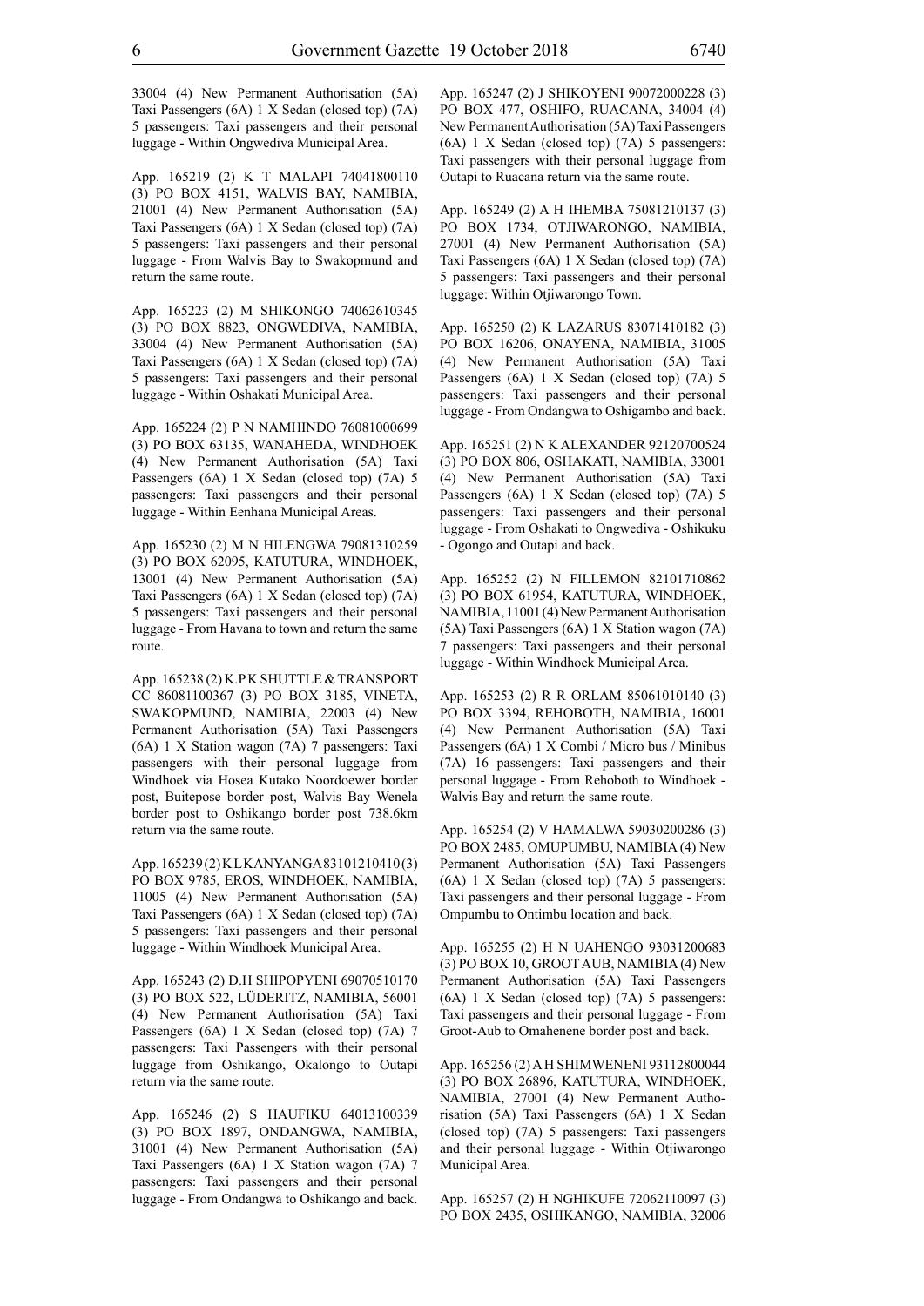33004 (4) New Permanent Authorisation (5A) Taxi Passengers (6A) 1 X Sedan (closed top) (7A) 5 passengers: Taxi passengers and their personal luggage - Within Ongwediva Municipal Area.

App. 165219 (2) K T MALAPI 74041800110 (3) PO BOX 4151, WALVIS BAY, NAMIBIA, 21001 (4) New Permanent Authorisation (5A) Taxi Passengers (6A) 1 X Sedan (closed top) (7A) 5 passengers: Taxi passengers and their personal luggage - From Walvis Bay to Swakopmund and return the same route.

App. 165223 (2) M SHIKONGO 74062610345 (3) PO BOX 8823, ONGWEDIVA, NAMIBIA, 33004 (4) New Permanent Authorisation (5A) Taxi Passengers (6A) 1 X Sedan (closed top) (7A) 5 passengers: Taxi passengers and their personal luggage - Within Oshakati Municipal Area.

App. 165224 (2) P N NAMHINDO 76081000699 (3) PO BOX 63135, WANAHEDA, WINDHOEK (4) New Permanent Authorisation (5A) Taxi Passengers (6A) 1 X Sedan (closed top) (7A) 5 passengers: Taxi passengers and their personal luggage - Within Eenhana Municipal Areas.

App. 165230 (2) M N HILENGWA 79081310259 (3) PO BOX 62095, KATUTURA, WINDHOEK, 13001 (4) New Permanent Authorisation (5A) Taxi Passengers (6A) 1 X Sedan (closed top) (7A) 5 passengers: Taxi passengers and their personal luggage - From Havana to town and return the same route.

App. 165238 (2) K.P K SHUTTLE & TRANSPORT CC 86081100367 (3) PO BOX 3185, VINETA, SWAKOPMUND, NAMIBIA, 22003 (4) New Permanent Authorisation (5A) Taxi Passengers (6A) 1 X Station wagon (7A) 7 passengers: Taxi passengers with their personal luggage from Windhoek via Hosea Kutako Noordoewer border post, Buitepose border post, Walvis Bay Wenela border post to Oshikango border post 738.6km return via the same route.

App. 165239 (2) K L KANYANGA 83101210410 (3) PO BOX 9785, EROS, WINDHOEK, NAMIBIA, 11005 (4) New Permanent Authorisation (5A) Taxi Passengers (6A) 1 X Sedan (closed top) (7A) 5 passengers: Taxi passengers and their personal luggage - Within Windhoek Municipal Area.

App. 165243 (2) D.H SHIPOPYENI 69070510170 (3) PO BOX 522, LÜDERITZ, NAMIBIA, 56001 (4) New Permanent Authorisation (5A) Taxi Passengers (6A) 1 X Sedan (closed top) (7A) 7 passengers: Taxi Passengers with their personal luggage from Oshikango, Okalongo to Outapi return via the same route.

App. 165246 (2) S HAUFIKU 64013100339 (3) PO BOX 1897, ONDANGWA, NAMIBIA, 31001 (4) New Permanent Authorisation (5A) Taxi Passengers (6A) 1 X Station wagon (7A) 7 passengers: Taxi passengers and their personal luggage - From Ondangwa to Oshikango and back.

App. 165247 (2) J SHIKOYENI 90072000228 (3) PO BOX 477, OSHIFO, RUACANA, 34004 (4) New Permanent Authorisation (5A) Taxi Passengers (6A) 1 X Sedan (closed top) (7A) 5 passengers: Taxi passengers with their personal luggage from Outapi to Ruacana return via the same route.

App. 165249 (2) A H IHEMBA 75081210137 (3) PO BOX 1734, OTJIWARONGO, NAMIBIA, 27001 (4) New Permanent Authorisation (5A) Taxi Passengers (6A) 1 X Sedan (closed top) (7A) 5 passengers: Taxi passengers and their personal luggage: Within Otjiwarongo Town.

App. 165250 (2) K LAZARUS 83071410182 (3) PO BOX 16206, ONAYENA, NAMIBIA, 31005 (4) New Permanent Authorisation (5A) Taxi Passengers (6A) 1 X Sedan (closed top) (7A) 5 passengers: Taxi passengers and their personal luggage - From Ondangwa to Oshigambo and back.

App. 165251 (2) N K ALEXANDER 92120700524 (3) PO BOX 806, OSHAKATI, NAMIBIA, 33001 (4) New Permanent Authorisation (5A) Taxi Passengers (6A) 1 X Sedan (closed top) (7A) 5 passengers: Taxi passengers and their personal luggage - From Oshakati to Ongwediva - Oshikuku - Ogongo and Outapi and back.

App. 165252 (2) N FILLEMON 82101710862 (3) PO BOX 61954, KATUTURA, WINDHOEK, NAMIBIA, 11001 (4) New Permanent Authorisation (5A) Taxi Passengers (6A) 1 X Station wagon (7A) 7 passengers: Taxi passengers and their personal luggage - Within Windhoek Municipal Area.

App. 165253 (2) R R ORLAM 85061010140 (3) PO BOX 3394, REHOBOTH, NAMIBIA, 16001 (4) New Permanent Authorisation (5A) Taxi Passengers (6A) 1 X Combi / Micro bus / Minibus (7A) 16 passengers: Taxi passengers and their personal luggage - From Rehoboth to Windhoek - Walvis Bay and return the same route.

App. 165254 (2) V HAMALWA 59030200286 (3) PO BOX 2485, OMUPUMBU, NAMIBIA (4) New Permanent Authorisation (5A) Taxi Passengers (6A) 1 X Sedan (closed top) (7A) 5 passengers: Taxi passengers and their personal luggage - From Ompumbu to Ontimbu location and back.

App. 165255 (2) H N UAHENGO 93031200683 (3) PO BOX 10, GROOT AUB, NAMIBIA (4) New Permanent Authorisation (5A) Taxi Passengers (6A) 1 X Sedan (closed top) (7A) 5 passengers: Taxi passengers and their personal luggage - From Groot-Aub to Omahenene border post and back.

App. 165256 (2) A H SHIMWENENI 93112800044 (3) PO BOX 26896, KATUTURA, WINDHOEK, NAMIBIA, 27001 (4) New Permanent Authorisation (5A) Taxi Passengers (6A) 1 X Sedan (closed top) (7A) 5 passengers: Taxi passengers and their personal luggage - Within Otjiwarongo Municipal Area.

App. 165257 (2) H NGHIKUFE 72062110097 (3) PO BOX 2435, OSHIKANGO, NAMIBIA, 32006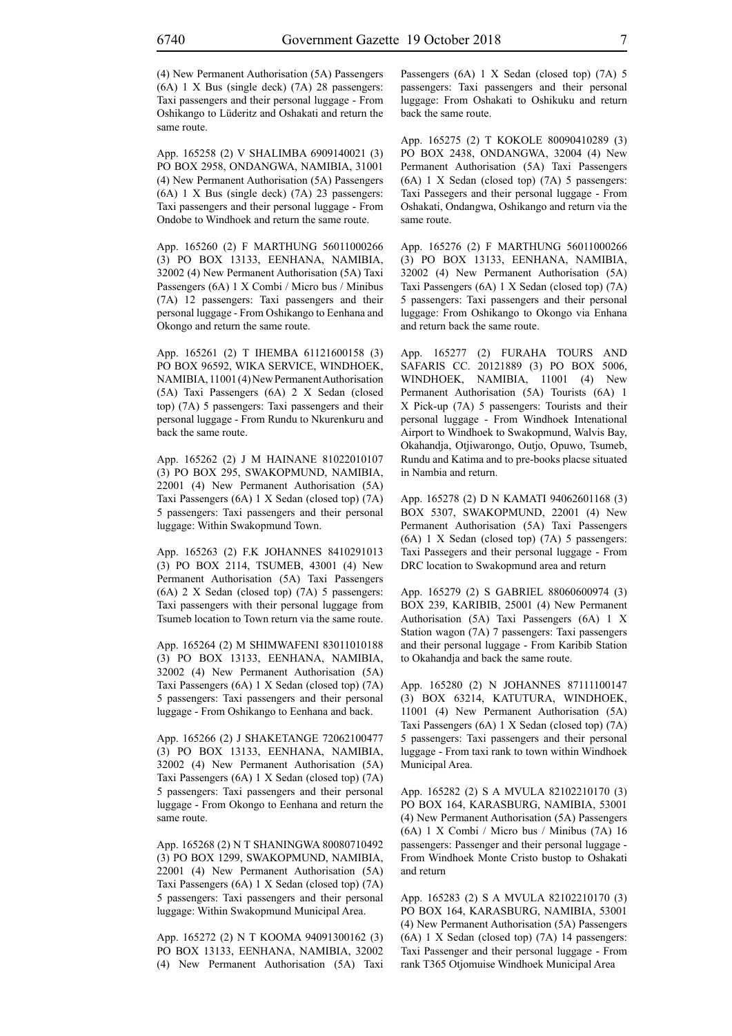(4) New Permanent Authorisation (5A) Passengers (6A) 1 X Bus (single deck) (7A) 28 passengers: Taxi passengers and their personal luggage - From Oshikango to Lüderitz and Oshakati and return the same route.

App. 165258 (2) V SHALIMBA 6909140021 (3) PO BOX 2958, ONDANGWA, NAMIBIA, 31001 (4) New Permanent Authorisation (5A) Passengers (6A) 1 X Bus (single deck) (7A) 23 passengers: Taxi passengers and their personal luggage - From Ondobe to Windhoek and return the same route.

App. 165260 (2) F MARTHUNG 56011000266 (3) PO BOX 13133, EENHANA, NAMIBIA, 32002 (4) New Permanent Authorisation (5A) Taxi Passengers (6A) 1 X Combi / Micro bus / Minibus (7A) 12 passengers: Taxi passengers and their personal luggage - From Oshikango to Eenhana and Okongo and return the same route.

App. 165261 (2) T IHEMBA 61121600158 (3) PO BOX 96592, WIKA SERVICE, WINDHOEK, NAMIBIA, 11001 (4) New Permanent Authorisation (5A) Taxi Passengers (6A) 2 X Sedan (closed top) (7A) 5 passengers: Taxi passengers and their personal luggage - From Rundu to Nkurenkuru and back the same route.

App. 165262 (2) J M HAINANE 81022010107 (3) PO BOX 295, SWAKOPMUND, NAMIBIA, 22001 (4) New Permanent Authorisation (5A) Taxi Passengers (6A) 1 X Sedan (closed top) (7A) 5 passengers: Taxi passengers and their personal luggage: Within Swakopmund Town.

App. 165263 (2) F.K JOHANNES 8410291013 (3) PO BOX 2114, TSUMEB, 43001 (4) New Permanent Authorisation (5A) Taxi Passengers (6A) 2 X Sedan (closed top) (7A) 5 passengers: Taxi passengers with their personal luggage from Tsumeb location to Town return via the same route.

App. 165264 (2) M SHIMWAFENI 83011010188 (3) PO BOX 13133, EENHANA, NAMIBIA, 32002 (4) New Permanent Authorisation (5A) Taxi Passengers (6A) 1 X Sedan (closed top) (7A) 5 passengers: Taxi passengers and their personal luggage - From Oshikango to Eenhana and back.

App. 165266 (2) J SHAKETANGE 72062100477 (3) PO BOX 13133, EENHANA, NAMIBIA, 32002 (4) New Permanent Authorisation (5A) Taxi Passengers (6A) 1 X Sedan (closed top) (7A) 5 passengers: Taxi passengers and their personal luggage - From Okongo to Eenhana and return the same route.

App. 165268 (2) N T SHANINGWA 80080710492 (3) PO BOX 1299, SWAKOPMUND, NAMIBIA, 22001 (4) New Permanent Authorisation (5A) Taxi Passengers (6A) 1 X Sedan (closed top) (7A) 5 passengers: Taxi passengers and their personal luggage: Within Swakopmund Municipal Area.

App. 165272 (2) N T KOOMA 94091300162 (3) PO BOX 13133, EENHANA, NAMIBIA, 32002 (4) New Permanent Authorisation (5A) Taxi Passengers (6A) 1 X Sedan (closed top) (7A) 5 passengers: Taxi passengers and their personal luggage: From Oshakati to Oshikuku and return back the same route.

App. 165275 (2) T KOKOLE 80090410289 (3) PO BOX 2438, ONDANGWA, 32004 (4) New Permanent Authorisation (5A) Taxi Passengers (6A) 1 X Sedan (closed top) (7A) 5 passengers: Taxi Passegers and their personal luggage - From Oshakati, Ondangwa, Oshikango and return via the same route.

App. 165276 (2) F MARTHUNG 56011000266 (3) PO BOX 13133, EENHANA, NAMIBIA, 32002 (4) New Permanent Authorisation (5A) Taxi Passengers (6A) 1 X Sedan (closed top) (7A) 5 passengers: Taxi passengers and their personal luggage: From Oshikango to Okongo via Enhana and return back the same route.

App. 165277 (2) FURAHA TOURS AND SAFARIS CC. 20121889 (3) PO BOX 5006, WINDHOEK, NAMIBIA, 11001 (4) New Permanent Authorisation (5A) Tourists (6A) 1 X Pick-up (7A) 5 passengers: Tourists and their personal luggage - From Windhoek Intenational Airport to Windhoek to Swakopmund, Walvis Bay, Okahandja, Otjiwarongo, Outjo, Opuwo, Tsumeb, Rundu and Katima and to pre-books placse situated in Nambia and return.

App. 165278 (2) D N KAMATI 94062601168 (3) BOX 5307, SWAKOPMUND, 22001 (4) New Permanent Authorisation (5A) Taxi Passengers (6A) 1 X Sedan (closed top) (7A) 5 passengers: Taxi Passegers and their personal luggage - From DRC location to Swakopmund area and return

App. 165279 (2) S GABRIEL 88060600974 (3) BOX 239, KARIBIB, 25001 (4) New Permanent Authorisation (5A) Taxi Passengers (6A) 1 X Station wagon (7A) 7 passengers: Taxi passengers and their personal luggage - From Karibib Station to Okahandja and back the same route.

App. 165280 (2) N JOHANNES 87111100147 (3) BOX 63214, KATUTURA, WINDHOEK, 11001 (4) New Permanent Authorisation (5A) Taxi Passengers (6A) 1 X Sedan (closed top) (7A) 5 passengers: Taxi passengers and their personal luggage - From taxi rank to town within Windhoek Municipal Area.

App. 165282 (2) S A MVULA 82102210170 (3) PO BOX 164, KARASBURG, NAMIBIA, 53001 (4) New Permanent Authorisation (5A) Passengers (6A) 1 X Combi / Micro bus / Minibus (7A) 16 passengers: Passenger and their personal luggage - From Windhoek Monte Cristo bustop to Oshakati and return

App. 165283 (2) S A MVULA 82102210170 (3) PO BOX 164, KARASBURG, NAMIBIA, 53001 (4) New Permanent Authorisation (5A) Passengers (6A) 1 X Sedan (closed top) (7A) 14 passengers: Taxi Passenger and their personal luggage - From rank T365 Otjomuise Windhoek Municipal Area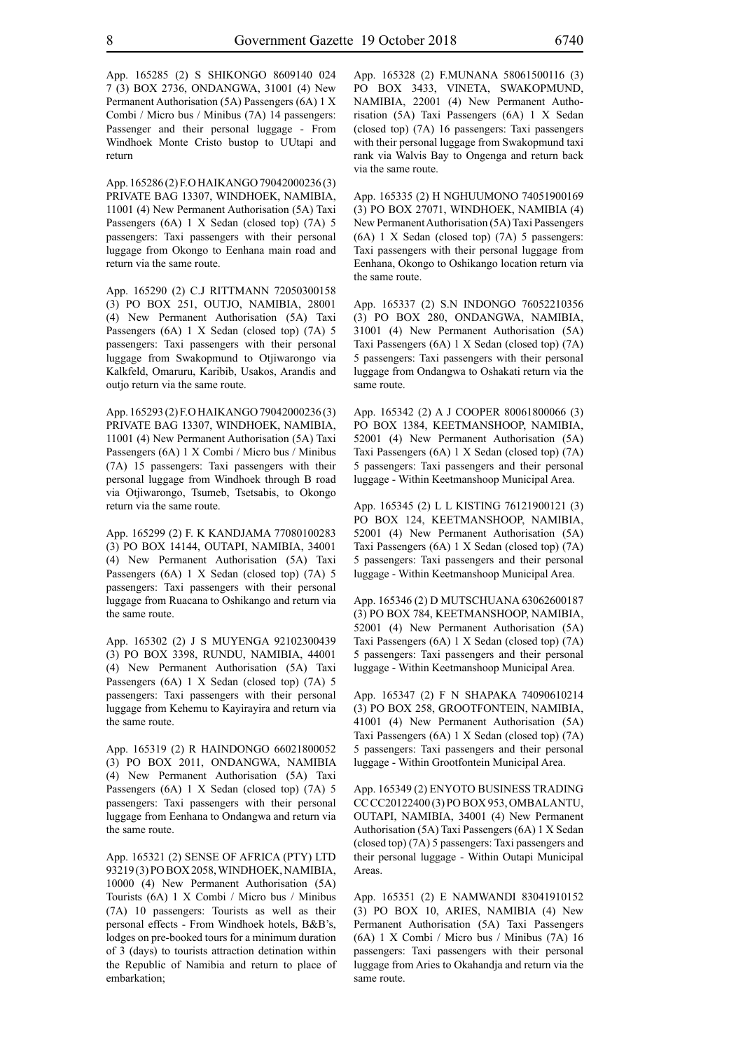App. 165285 (2) S SHIKONGO 8609140 024 7 (3) BOX 2736, ONDANGWA, 31001 (4) New Permanent Authorisation (5A) Passengers (6A) 1 X Combi / Micro bus / Minibus (7A) 14 passengers: Passenger and their personal luggage - From Windhoek Monte Cristo bustop to UUtapi and return

App. 165286 (2) F.O HAIKANGO 79042000236 (3) PRIVATE BAG 13307, WINDHOEK, NAMIBIA, 11001 (4) New Permanent Authorisation (5A) Taxi Passengers (6A) 1 X Sedan (closed top) (7A) 5 passengers: Taxi passengers with their personal luggage from Okongo to Eenhana main road and return via the same route.

App. 165290 (2) C.J RITTMANN 72050300158 (3) PO BOX 251, OUTJO, NAMIBIA, 28001 (4) New Permanent Authorisation (5A) Taxi Passengers (6A) 1 X Sedan (closed top) (7A) 5 passengers: Taxi passengers with their personal luggage from Swakopmund to Otjiwarongo via Kalkfeld, Omaruru, Karibib, Usakos, Arandis and outjo return via the same route.

App. 165293 (2) F.O HAIKANGO 79042000236 (3) PRIVATE BAG 13307, WINDHOEK, NAMIBIA, 11001 (4) New Permanent Authorisation (5A) Taxi Passengers (6A) 1 X Combi / Micro bus / Minibus (7A) 15 passengers: Taxi passengers with their personal luggage from Windhoek through B road via Otjiwarongo, Tsumeb, Tsetsabis, to Okongo return via the same route.

App. 165299 (2) F. K KANDJAMA 77080100283 (3) PO BOX 14144, OUTAPI, NAMIBIA, 34001 (4) New Permanent Authorisation (5A) Taxi Passengers (6A) 1 X Sedan (closed top) (7A) 5 passengers: Taxi passengers with their personal luggage from Ruacana to Oshikango and return via the same route.

App. 165302 (2) J S MUYENGA 92102300439 (3) PO BOX 3398, RUNDU, NAMIBIA, 44001 (4) New Permanent Authorisation (5A) Taxi Passengers (6A) 1 X Sedan (closed top) (7A) 5 passengers: Taxi passengers with their personal luggage from Kehemu to Kayirayira and return via the same route.

App. 165319 (2) R HAINDONGO 66021800052 (3) PO BOX 2011, ONDANGWA, NAMIBIA (4) New Permanent Authorisation (5A) Taxi Passengers (6A) 1 X Sedan (closed top) (7A) 5 passengers: Taxi passengers with their personal luggage from Eenhana to Ondangwa and return via the same route.

App. 165321 (2) SENSE OF AFRICA (PTY) LTD 93219 (3) PO BOX 2058, WINDHOEK, NAMIBIA, 10000 (4) New Permanent Authorisation (5A) Tourists (6A) 1 X Combi / Micro bus / Minibus (7A) 10 passengers: Tourists as well as their personal effects - From Windhoek hotels, B&B's, lodges on pre-booked tours for a minimum duration of 3 (days) to tourists attraction detination within the Republic of Namibia and return to place of embarkation;

App. 165328 (2) F.MUNANA 58061500116 (3) PO BOX 3433, VINETA, SWAKOPMUND, NAMIBIA, 22001 (4) New Permanent Authorisation (5A) Taxi Passengers (6A) 1 X Sedan (closed top) (7A) 16 passengers: Taxi passengers with their personal luggage from Swakopmund taxi rank via Walvis Bay to Ongenga and return back via the same route.

App. 165335 (2) H NGHUUMONO 74051900169 (3) PO BOX 27071, WINDHOEK, NAMIBIA (4) New Permanent Authorisation (5A) Taxi Passengers (6A) 1 X Sedan (closed top) (7A) 5 passengers: Taxi passengers with their personal luggage from Eenhana, Okongo to Oshikango location return via the same route.

App. 165337 (2) S.N INDONGO 76052210356 (3) PO BOX 280, ONDANGWA, NAMIBIA, 31001 (4) New Permanent Authorisation (5A) Taxi Passengers (6A) 1 X Sedan (closed top) (7A) 5 passengers: Taxi passengers with their personal luggage from Ondangwa to Oshakati return via the same route.

App. 165342 (2) A J COOPER 80061800066 (3) PO BOX 1384, KEETMANSHOOP, NAMIBIA, 52001 (4) New Permanent Authorisation (5A) Taxi Passengers (6A) 1 X Sedan (closed top) (7A) 5 passengers: Taxi passengers and their personal luggage - Within Keetmanshoop Municipal Area.

App. 165345 (2) L L KISTING 76121900121 (3) PO BOX 124, KEETMANSHOOP, NAMIBIA, 52001 (4) New Permanent Authorisation (5A) Taxi Passengers (6A) 1 X Sedan (closed top) (7A) 5 passengers: Taxi passengers and their personal luggage - Within Keetmanshoop Municipal Area.

App. 165346 (2) D MUTSCHUANA 63062600187 (3) PO BOX 784, KEETMANSHOOP, NAMIBIA, 52001 (4) New Permanent Authorisation (5A) Taxi Passengers (6A) 1 X Sedan (closed top) (7A) 5 passengers: Taxi passengers and their personal luggage - Within Keetmanshoop Municipal Area.

App. 165347 (2) F N SHAPAKA 74090610214 (3) PO BOX 258, GROOTFONTEIN, NAMIBIA, 41001 (4) New Permanent Authorisation (5A) Taxi Passengers (6A) 1 X Sedan (closed top) (7A) 5 passengers: Taxi passengers and their personal luggage - Within Grootfontein Municipal Area.

App. 165349 (2) ENYOTO BUSINESS TRADING CC CC20122400 (3) PO BOX 953, OMBALANTU, OUTAPI, NAMIBIA, 34001 (4) New Permanent Authorisation (5A) Taxi Passengers (6A) 1 X Sedan (closed top) (7A) 5 passengers: Taxi passengers and their personal luggage - Within Outapi Municipal Areas.

App. 165351 (2) E NAMWANDI 83041910152 (3) PO BOX 10, ARIES, NAMIBIA (4) New Permanent Authorisation (5A) Taxi Passengers (6A) 1 X Combi / Micro bus / Minibus (7A) 16 passengers: Taxi passengers with their personal luggage from Aries to Okahandja and return via the same route.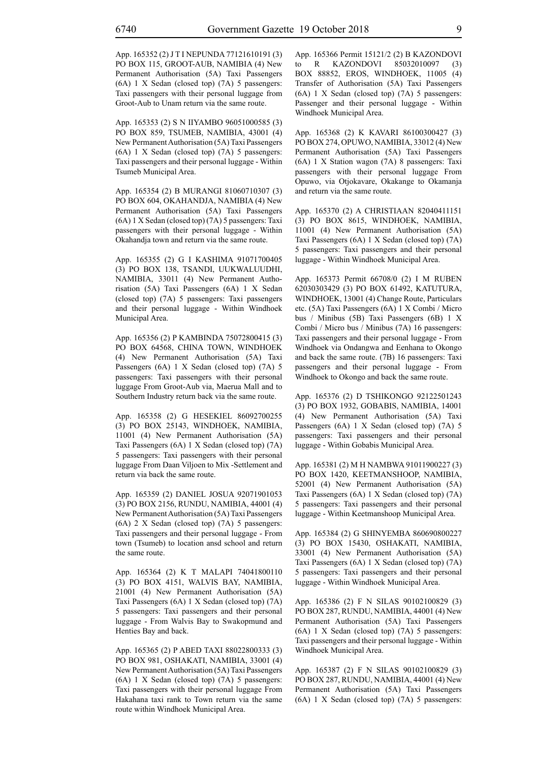App. 165352 (2) J T I NEPUNDA 77121610191 (3) PO BOX 115, GROOT-AUB, NAMIBIA (4) New Permanent Authorisation (5A) Taxi Passengers (6A) 1 X Sedan (closed top) (7A) 5 passengers: Taxi passengers with their personal luggage from Groot-Aub to Unam return via the same route.

App. 165353 (2) S N IIYAMBO 96051000585 (3) PO BOX 859, TSUMEB, NAMIBIA, 43001 (4) New Permanent Authorisation (5A) Taxi Passengers (6A) 1 X Sedan (closed top) (7A) 5 passengers: Taxi passengers and their personal luggage - Within Tsumeb Municipal Area.

App. 165354 (2) B MURANGI 81060710307 (3) PO BOX 604, OKAHANDJA, NAMIBIA (4) New Permanent Authorisation (5A) Taxi Passengers (6A) 1 X Sedan (closed top) (7A) 5 passengers: Taxi passengers with their personal luggage - Within Okahandja town and return via the same route.

App. 165355 (2) G I KASHIMA 91071700405 (3) PO BOX 138, TSANDI, UUKWALUUDHI, NAMIBIA, 33011 (4) New Permanent Authorisation (5A) Taxi Passengers (6A) 1 X Sedan (closed top) (7A) 5 passengers: Taxi passengers and their personal luggage - Within Windhoek Municipal Area.

App. 165356 (2) P KAMBINDA 75072800415 (3) PO BOX 64568, CHINA TOWN, WINDHOEK (4) New Permanent Authorisation (5A) Taxi Passengers (6A) 1 X Sedan (closed top) (7A) 5 passengers: Taxi passengers with their personal luggage From Groot-Aub via, Maerua Mall and to Southern Industry return back via the same route.

App. 165358 (2) G HESEKIEL 86092700255 (3) PO BOX 25143, WINDHOEK, NAMIBIA, 11001 (4) New Permanent Authorisation (5A) Taxi Passengers (6A) 1 X Sedan (closed top) (7A) 5 passengers: Taxi passengers with their personal luggage From Daan Viljoen to Mix -Settlement and return via back the same route.

App. 165359 (2) DANIEL JOSUA 92071901053 (3) PO BOX 2156, RUNDU, NAMIBIA, 44001 (4) New Permanent Authorisation (5A) Taxi Passengers (6A) 2 X Sedan (closed top) (7A) 5 passengers: Taxi passengers and their personal luggage - From town (Tsumeb) to location ansd school and return the same route.

App. 165364 (2) K T MALAPI 74041800110 (3) PO BOX 4151, WALVIS BAY, NAMIBIA, 21001 (4) New Permanent Authorisation (5A) Taxi Passengers (6A) 1 X Sedan (closed top) (7A) 5 passengers: Taxi passengers and their personal luggage - From Walvis Bay to Swakopmund and Henties Bay and back.

App. 165365 (2) P ABED TAXI 88022800333 (3) PO BOX 981, OSHAKATI, NAMIBIA, 33001 (4) New Permanent Authorisation (5A) Taxi Passengers (6A) 1 X Sedan (closed top) (7A) 5 passengers: Taxi passengers with their personal luggage From Hakahana taxi rank to Town return via the same route within Windhoek Municipal Area.

App. 165366 Permit 15121/2 (2) B KAZONDOVI to R KAZONDOVI 85032010097 (3) BOX 88852, EROS, WINDHOEK, 11005 (4) Transfer of Authorisation (5A) Taxi Passengers (6A) 1 X Sedan (closed top) (7A) 5 passengers: Passenger and their personal luggage - Within Windhoek Municipal Area.

App. 165368 (2) K KAVARI 86100300427 (3) PO BOX 274, OPUWO, NAMIBIA, 33012 (4) New Permanent Authorisation (5A) Taxi Passengers (6A) 1 X Station wagon (7A) 8 passengers: Taxi passengers with their personal luggage From Opuwo, via Otjokavare, Okakange to Okamanja and return via the same route.

App. 165370 (2) A CHRISTIAAN 82040411151 (3) PO BOX 8615, WINDHOEK, NAMIBIA, 11001 (4) New Permanent Authorisation (5A) Taxi Passengers (6A) 1 X Sedan (closed top) (7A) 5 passengers: Taxi passengers and their personal luggage - Within Windhoek Municipal Area.

App. 165373 Permit 66708/0 (2) I M RUBEN 62030303429 (3) PO BOX 61492, KATUTURA, WINDHOEK, 13001 (4) Change Route, Particulars etc. (5A) Taxi Passengers (6A) 1 X Combi / Micro bus / Minibus (5B) Taxi Passengers (6B) 1 X Combi / Micro bus / Minibus (7A) 16 passengers: Taxi passengers and their personal luggage - From Windhoek via Ondangwa and Eenhana to Okongo and back the same route. (7B) 16 passengers: Taxi passengers and their personal luggage - From Windhoek to Okongo and back the same route.

App. 165376 (2) D TSHIKONGO 92122501243 (3) PO BOX 1932, GOBABIS, NAMIBIA, 14001 (4) New Permanent Authorisation (5A) Taxi Passengers (6A) 1 X Sedan (closed top) (7A) 5 passengers: Taxi passengers and their personal luggage - Within Gobabis Municipal Area.

App. 165381 (2) M H NAMBWA 91011900227 (3) PO BOX 1420, KEETMANSHOOP, NAMIBIA, 52001 (4) New Permanent Authorisation (5A) Taxi Passengers (6A) 1 X Sedan (closed top) (7A) 5 passengers: Taxi passengers and their personal luggage - Within Keetmanshoop Municipal Area.

App. 165384 (2) G SHINYEMBA 860690800227 (3) PO BOX 15430, OSHAKATI, NAMIBIA, 33001 (4) New Permanent Authorisation (5A) Taxi Passengers (6A) 1 X Sedan (closed top) (7A) 5 passengers: Taxi passengers and their personal luggage - Within Windhoek Municipal Area.

App. 165386 (2) F N SILAS 90102100829 (3) PO BOX 287, RUNDU, NAMIBIA, 44001 (4) New Permanent Authorisation (5A) Taxi Passengers (6A) 1 X Sedan (closed top) (7A) 5 passengers: Taxi passengers and their personal luggage - Within Windhoek Municipal Area.

App. 165387 (2) F N SILAS 90102100829 (3) PO BOX 287, RUNDU, NAMIBIA, 44001 (4) New Permanent Authorisation (5A) Taxi Passengers (6A) 1 X Sedan (closed top) (7A) 5 passengers: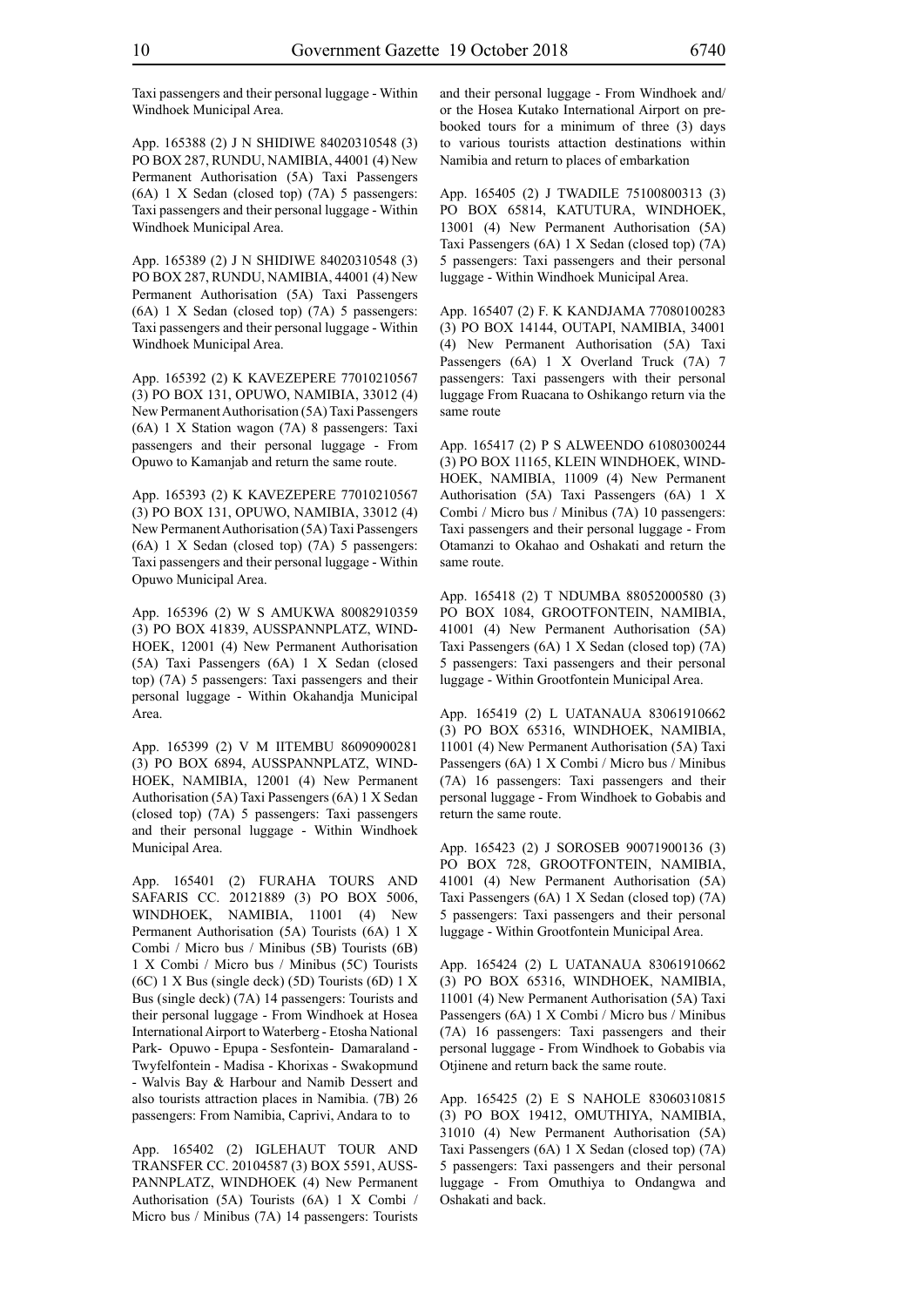Taxi passengers and their personal luggage - Within Windhoek Municipal Area.

App. 165388 (2) J N SHIDIWE 84020310548 (3) PO BOX 287, RUNDU, NAMIBIA, 44001 (4) New Permanent Authorisation (5A) Taxi Passengers (6A) 1 X Sedan (closed top) (7A) 5 passengers: Taxi passengers and their personal luggage - Within Windhoek Municipal Area.

App. 165389 (2) J N SHIDIWE 84020310548 (3) PO BOX 287, RUNDU, NAMIBIA, 44001 (4) New Permanent Authorisation (5A) Taxi Passengers (6A) 1 X Sedan (closed top) (7A) 5 passengers: Taxi passengers and their personal luggage - Within Windhoek Municipal Area.

App. 165392 (2) K KAVEZEPERE 77010210567 (3) PO BOX 131, OPUWO, NAMIBIA, 33012 (4) New Permanent Authorisation (5A) Taxi Passengers (6A) 1 X Station wagon (7A) 8 passengers: Taxi passengers and their personal luggage - From Opuwo to Kamanjab and return the same route.

App. 165393 (2) K KAVEZEPERE 77010210567 (3) PO BOX 131, OPUWO, NAMIBIA, 33012 (4) New Permanent Authorisation (5A) Taxi Passengers (6A) 1 X Sedan (closed top) (7A) 5 passengers: Taxi passengers and their personal luggage - Within Opuwo Municipal Area.

App. 165396 (2) W S AMUKWA 80082910359 (3) PO BOX 41839, AUSSPANNPLATZ, WINDHOEK, 12001 (4) New Permanent Authorisation (5A) Taxi Passengers (6A) 1 X Sedan (closed top) (7A) 5 passengers: Taxi passengers and their personal luggage - Within Okahandja Municipal Area.

App. 165399 (2) V M IITEMBU 86090900281 (3) PO BOX 6894, AUSSPANNPLATZ, WINDHOEK, NAMIBIA, 12001 (4) New Permanent Authorisation (5A) Taxi Passengers (6A) 1 X Sedan (closed top) (7A) 5 passengers: Taxi passengers and their personal luggage - Within Windhoek Municipal Area.

App. 165401 (2) FURAHA TOURS AND SAFARIS CC. 20121889 (3) PO BOX 5006, WINDHOEK, NAMIBIA, 11001 (4) New Permanent Authorisation (5A) Tourists (6A) 1 X Combi / Micro bus / Minibus (5B) Tourists (6B) 1 X Combi / Micro bus / Minibus (5C) Tourists (6C) 1 X Bus (single deck) (5D) Tourists (6D) 1 X Bus (single deck) (7A) 14 passengers: Tourists and their personal luggage - From Windhoek at Hosea International Airport to Waterberg - Etosha National Park- Opuwo - Epupa - Sesfontein- Damaraland - Twyfelfontein - Madisa - Khorixas - Swakopmund - Walvis Bay & Harbour and Namib Dessert and also tourists attraction places in Namibia. (7B) 26 passengers: From Namibia, Caprivi, Andara to to

App. 165402 (2) IGLEHAUT TOUR AND TRANSFER CC. 20104587 (3) BOX 5591, AUSSPANNPLATZ, WINDHOEK (4) New Permanent Authorisation (5A) Tourists (6A) 1 X Combi / Micro bus / Minibus (7A) 14 passengers: Tourists and their personal luggage - From Windhoek and/or the Hosea Kutako International Airport on pre-booked tours for a minimum of three (3) days to various tourists attaction destinations within Namibia and return to places of embarkation

App. 165405 (2) J TWADILE 75100800313 (3) PO BOX 65814, KATUTURA, WINDHOEK, 13001 (4) New Permanent Authorisation (5A) Taxi Passengers (6A) 1 X Sedan (closed top) (7A) 5 passengers: Taxi passengers and their personal luggage - Within Windhoek Municipal Area.

App. 165407 (2) F. K KANDJAMA 77080100283 (3) PO BOX 14144, OUTAPI, NAMIBIA, 34001 (4) New Permanent Authorisation (5A) Taxi Passengers (6A) 1 X Overland Truck (7A) 7 passengers: Taxi passengers with their personal luggage From Ruacana to Oshikango return via the same route

App. 165417 (2) P S ALWEENDO 61080300244 (3) PO BOX 11165, KLEIN WINDHOEK, WINDHOEK, NAMIBIA, 11009 (4) New Permanent Authorisation (5A) Taxi Passengers (6A) 1 X Combi / Micro bus / Minibus (7A) 10 passengers: Taxi passengers and their personal luggage - From Otamanzi to Okahao and Oshakati and return the same route.

App. 165418 (2) T NDUMBA 88052000580 (3) PO BOX 1084, GROOTFONTEIN, NAMIBIA, 41001 (4) New Permanent Authorisation (5A) Taxi Passengers (6A) 1 X Sedan (closed top) (7A) 5 passengers: Taxi passengers and their personal luggage - Within Grootfontein Municipal Area.

App. 165419 (2) L UATANAUA 83061910662 (3) PO BOX 65316, WINDHOEK, NAMIBIA, 11001 (4) New Permanent Authorisation (5A) Taxi Passengers (6A) 1 X Combi / Micro bus / Minibus (7A) 16 passengers: Taxi passengers and their personal luggage - From Windhoek to Gobabis and return the same route.

App. 165423 (2) J SOROSEB 90071900136 (3) PO BOX 728, GROOTFONTEIN, NAMIBIA, 41001 (4) New Permanent Authorisation (5A) Taxi Passengers (6A) 1 X Sedan (closed top) (7A) 5 passengers: Taxi passengers and their personal luggage - Within Grootfontein Municipal Area.

App. 165424 (2) L UATANAUA 83061910662 (3) PO BOX 65316, WINDHOEK, NAMIBIA, 11001 (4) New Permanent Authorisation (5A) Taxi Passengers (6A) 1 X Combi / Micro bus / Minibus (7A) 16 passengers: Taxi passengers and their personal luggage - From Windhoek to Gobabis via Otjinene and return back the same route.

App. 165425 (2) E S NAHOLE 83060310815 (3) PO BOX 19412, OMUTHIYA, NAMIBIA, 31010 (4) New Permanent Authorisation (5A) Taxi Passengers (6A) 1 X Sedan (closed top) (7A) 5 passengers: Taxi passengers and their personal luggage - From Omuthiya to Ondangwa and Oshakati and back.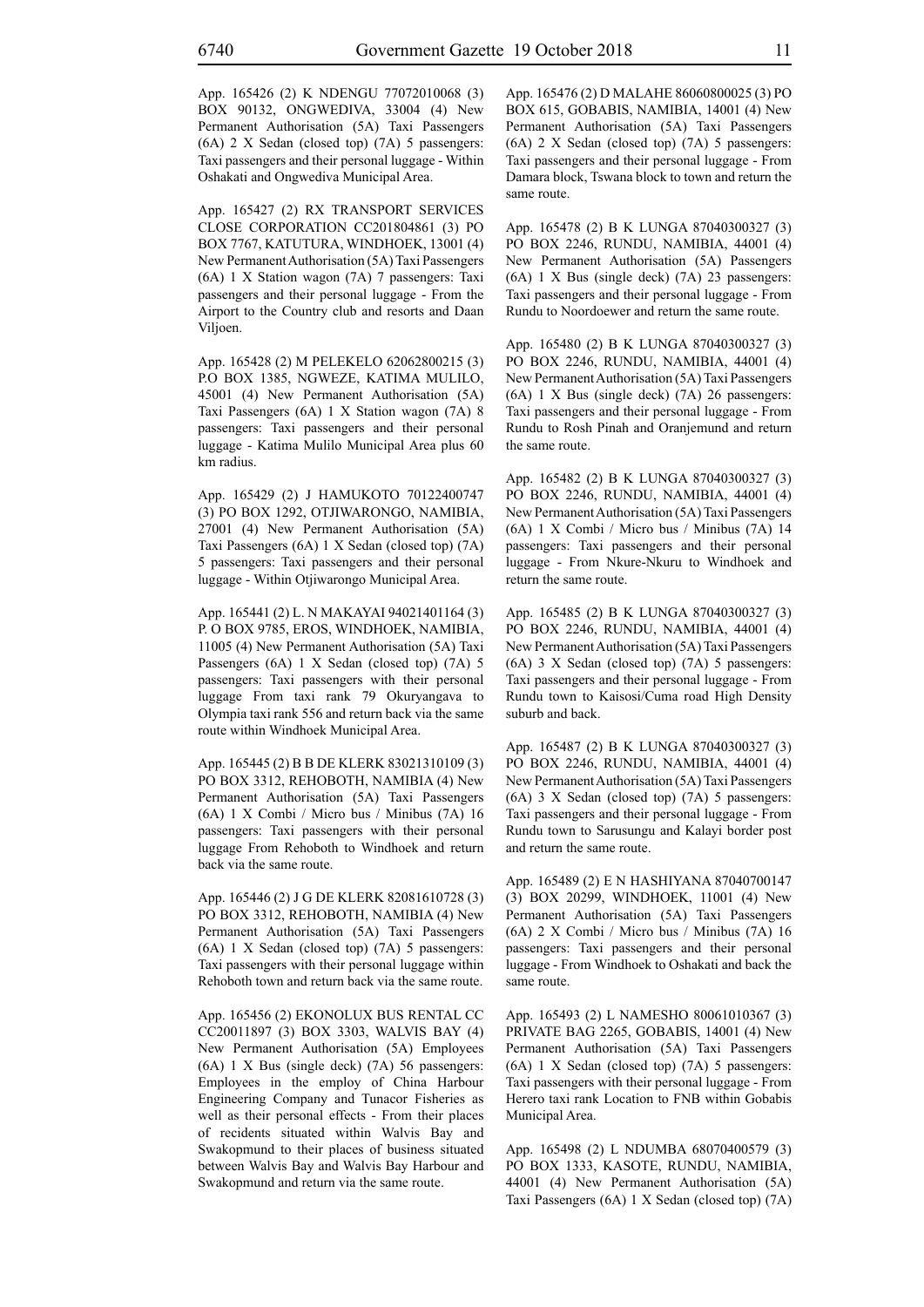App. 165426 (2) K NDENGU 77072010068 (3) BOX 90132, ONGWEDIVA, 33004 (4) New Permanent Authorisation (5A) Taxi Passengers (6A) 2 X Sedan (closed top) (7A) 5 passengers: Taxi passengers and their personal luggage - Within Oshakati and Ongwediva Municipal Area.

App. 165427 (2) RX TRANSPORT SERVICES CLOSE CORPORATION CC201804861 (3) PO BOX 7767, KATUTURA, WINDHOEK, 13001 (4) New Permanent Authorisation (5A) Taxi Passengers (6A) 1 X Station wagon (7A) 7 passengers: Taxi passengers and their personal luggage - From the Airport to the Country club and resorts and Daan Viljoen.

App. 165428 (2) M PELEKELO 62062800215 (3) P.O BOX 1385, NGWEZE, KATIMA MULILO, 45001 (4) New Permanent Authorisation (5A) Taxi Passengers (6A) 1 X Station wagon (7A) 8 passengers: Taxi passengers and their personal luggage - Katima Mulilo Municipal Area plus 60 km radius.

App. 165429 (2) J HAMUKOTO 70122400747 (3) PO BOX 1292, OTJIWARONGO, NAMIBIA, 27001 (4) New Permanent Authorisation (5A) Taxi Passengers (6A) 1 X Sedan (closed top) (7A) 5 passengers: Taxi passengers and their personal luggage - Within Otjiwarongo Municipal Area.

App. 165441 (2) L. N MAKAYAI 94021401164 (3) P. O BOX 9785, EROS, WINDHOEK, NAMIBIA, 11005 (4) New Permanent Authorisation (5A) Taxi Passengers (6A) 1 X Sedan (closed top) (7A) 5 passengers: Taxi passengers with their personal luggage From taxi rank 79 Okuryangava to Olympia taxi rank 556 and return back via the same route within Windhoek Municipal Area.

App. 165445 (2) B B DE KLERK 83021310109 (3) PO BOX 3312, REHOBOTH, NAMIBIA (4) New Permanent Authorisation (5A) Taxi Passengers (6A) 1 X Combi / Micro bus / Minibus (7A) 16 passengers: Taxi passengers with their personal luggage From Rehoboth to Windhoek and return back via the same route.

App. 165446 (2) J G DE KLERK 82081610728 (3) PO BOX 3312, REHOBOTH, NAMIBIA (4) New Permanent Authorisation (5A) Taxi Passengers (6A) 1 X Sedan (closed top) (7A) 5 passengers: Taxi passengers with their personal luggage within Rehoboth town and return back via the same route.

App. 165456 (2) EKONOLUX BUS RENTAL CC CC20011897 (3) BOX 3303, WALVIS BAY (4) New Permanent Authorisation (5A) Employees (6A) 1 X Bus (single deck) (7A) 56 passengers: Employees in the employ of China Harbour Engineering Company and Tunacor Fisheries as well as their personal effects - From their places of recidents situated within Walvis Bay and Swakopmund to their places of business situated between Walvis Bay and Walvis Bay Harbour and Swakopmund and return via the same route.

App. 165476 (2) D MALAHE 86060800025 (3) PO BOX 615, GOBABIS, NAMIBIA, 14001 (4) New Permanent Authorisation (5A) Taxi Passengers (6A) 2 X Sedan (closed top) (7A) 5 passengers: Taxi passengers and their personal luggage - From Damara block, Tswana block to town and return the same route.

App. 165478 (2) B K LUNGA 87040300327 (3) PO BOX 2246, RUNDU, NAMIBIA, 44001 (4) New Permanent Authorisation (5A) Passengers (6A) 1 X Bus (single deck) (7A) 23 passengers: Taxi passengers and their personal luggage - From Rundu to Noordoewer and return the same route.

App. 165480 (2) B K LUNGA 87040300327 (3) PO BOX 2246, RUNDU, NAMIBIA, 44001 (4) New Permanent Authorisation (5A) Taxi Passengers (6A) 1 X Bus (single deck) (7A) 26 passengers: Taxi passengers and their personal luggage - From Rundu to Rosh Pinah and Oranjemund and return the same route.

App. 165482 (2) B K LUNGA 87040300327 (3) PO BOX 2246, RUNDU, NAMIBIA, 44001 (4) New Permanent Authorisation (5A) Taxi Passengers (6A) 1 X Combi / Micro bus / Minibus (7A) 14 passengers: Taxi passengers and their personal luggage - From Nkure-Nkuru to Windhoek and return the same route.

App. 165485 (2) B K LUNGA 87040300327 (3) PO BOX 2246, RUNDU, NAMIBIA, 44001 (4) New Permanent Authorisation (5A) Taxi Passengers (6A) 3 X Sedan (closed top) (7A) 5 passengers: Taxi passengers and their personal luggage - From Rundu town to Kaisosi/Cuma road High Density suburb and back.

App. 165487 (2) B K LUNGA 87040300327 (3) PO BOX 2246, RUNDU, NAMIBIA, 44001 (4) New Permanent Authorisation (5A) Taxi Passengers (6A) 3 X Sedan (closed top) (7A) 5 passengers: Taxi passengers and their personal luggage - From Rundu town to Sarusungu and Kalayi border post and return the same route.

App. 165489 (2) E N HASHIYANA 87040700147 (3) BOX 20299, WINDHOEK, 11001 (4) New Permanent Authorisation (5A) Taxi Passengers (6A) 2 X Combi / Micro bus / Minibus (7A) 16 passengers: Taxi passengers and their personal luggage - From Windhoek to Oshakati and back the same route.

App. 165493 (2) L NAMESHO 80061010367 (3) PRIVATE BAG 2265, GOBABIS, 14001 (4) New Permanent Authorisation (5A) Taxi Passengers (6A) 1 X Sedan (closed top) (7A) 5 passengers: Taxi passengers with their personal luggage - From Herero taxi rank Location to FNB within Gobabis Municipal Area.

App. 165498 (2) L NDUMBA 68070400579 (3) PO BOX 1333, KASOTE, RUNDU, NAMIBIA, 44001 (4) New Permanent Authorisation (5A) Taxi Passengers (6A) 1 X Sedan (closed top) (7A)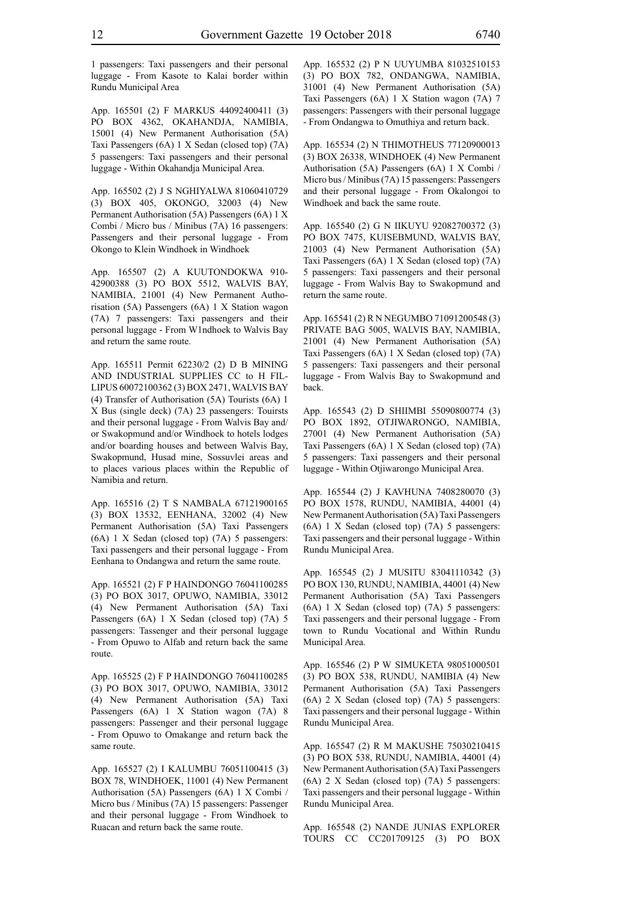1 passengers: Taxi passengers and their personal luggage - From Kasote to Kalai border within Rundu Municipal Area

App. 165501 (2) F MARKUS 44092400411 (3) PO BOX 4362, OKAHANDJA, NAMIBIA, 15001 (4) New Permanent Authorisation (5A) Taxi Passengers (6A) 1 X Sedan (closed top) (7A) 5 passengers: Taxi passengers and their personal luggage - Within Okahandja Municipal Area.

App. 165502 (2) J S NGHIYALWA 81060410729 (3) BOX 405, OKONGO, 32003 (4) New Permanent Authorisation (5A) Passengers (6A) 1 X Combi / Micro bus / Minibus (7A) 16 passengers: Passengers and their personal luggage - From Okongo to Klein Windhoek in Windhoek

App. 165507 (2) A KUUTONDOKWA 910-42900388 (3) PO BOX 5512, WALVIS BAY, NAMIBIA, 21001 (4) New Permanent Authorisation (5A) Passengers (6A) 1 X Station wagon (7A) 7 passengers: Taxi passengers and their personal luggage - From W1ndhoek to Walvis Bay and return the same route.

App. 165511 Permit 62230/2 (2) D B MINING AND INDUSTRIAL SUPPLIES CC to H FILLIPUS 60072100362 (3) BOX 2471, WALVIS BAY (4) Transfer of Authorisation (5A) Tourists (6A) 1 X Bus (single deck) (7A) 23 passengers: Touirsts and their personal luggage - From Walvis Bay and/or Swakopmund and/or Windhoek to hotels lodges and/or boarding houses and between Walvis Bay, Swakopmund, Husad mine, Sossuvlei areas and to places various places within the Republic of Namibia and return.

App. 165516 (2) T S NAMBALA 67121900165 (3) BOX 13532, EENHANA, 32002 (4) New Permanent Authorisation (5A) Taxi Passengers (6A) 1 X Sedan (closed top) (7A) 5 passengers: Taxi passengers and their personal luggage - From Eenhana to Ondangwa and return the same route.

App. 165521 (2) F P HAINDONGO 76041100285 (3) PO BOX 3017, OPUWO, NAMIBIA, 33012 (4) New Permanent Authorisation (5A) Taxi Passengers (6A) 1 X Sedan (closed top) (7A) 5 passengers: Tassenger and their personal luggage - From Opuwo to Alfab and return back the same route.

App. 165525 (2) F P HAINDONGO 76041100285 (3) PO BOX 3017, OPUWO, NAMIBIA, 33012 (4) New Permanent Authorisation (5A) Taxi Passengers (6A) 1 X Station wagon (7A) 8 passengers: Passenger and their personal luggage - From Opuwo to Omakange and return back the same route.

App. 165527 (2) I KALUMBU 76051100415 (3) BOX 78, WINDHOEK, 11001 (4) New Permanent Authorisation (5A) Passengers (6A) 1 X Combi / Micro bus / Minibus (7A) 15 passengers: Passenger and their personal luggage - From Windhoek to Ruacan and return back the same route.

App. 165532 (2) P N UUYUMBA 81032510153 (3) PO BOX 782, ONDANGWA, NAMIBIA, 31001 (4) New Permanent Authorisation (5A) Taxi Passengers (6A) 1 X Station wagon (7A) 7 passengers: Passengers with their personal luggage - From Ondangwa to Omuthiya and return back.

App. 165534 (2) N THIMOTHEUS 77120900013 (3) BOX 26338, WINDHOEK (4) New Permanent Authorisation (5A) Passengers (6A) 1 X Combi / Micro bus / Minibus (7A) 15 passengers: Passengers and their personal luggage - From Okalongoi to Windhoek and back the same route.

App. 165540 (2) G N IIKUYU 92082700372 (3) PO BOX 7475, KUISEBMUND, WALVIS BAY, 21003 (4) New Permanent Authorisation (5A) Taxi Passengers (6A) 1 X Sedan (closed top) (7A) 5 passengers: Taxi passengers and their personal luggage - From Walvis Bay to Swakopmund and return the same route.

App. 165541 (2) R N NEGUMBO 71091200548 (3) PRIVATE BAG 5005, WALVIS BAY, NAMIBIA, 21001 (4) New Permanent Authorisation (5A) Taxi Passengers (6A) 1 X Sedan (closed top) (7A) 5 passengers: Taxi passengers and their personal luggage - From Walvis Bay to Swakopmund and back.

App. 165543 (2) D SHIIMBI 55090800774 (3) PO BOX 1892, OTJIWARONGO, NAMIBIA, 27001 (4) New Permanent Authorisation (5A) Taxi Passengers (6A) 1 X Sedan (closed top) (7A) 5 passengers: Taxi passengers and their personal luggage - Within Otjiwarongo Municipal Area.

App. 165544 (2) J KAVHUNA 7408280070 (3) PO BOX 1578, RUNDU, NAMIBIA, 44001 (4) New Permanent Authorisation (5A) Taxi Passengers (6A) 1 X Sedan (closed top) (7A) 5 passengers: Taxi passengers and their personal luggage - Within Rundu Municipal Area.

App. 165545 (2) J MUSITU 83041110342 (3) PO BOX 130, RUNDU, NAMIBIA, 44001 (4) New Permanent Authorisation (5A) Taxi Passengers (6A) 1 X Sedan (closed top) (7A) 5 passengers: Taxi passengers and their personal luggage - From town to Rundu Vocational and Within Rundu Municipal Area.

App. 165546 (2) P W SIMUKETA 98051000501 (3) PO BOX 538, RUNDU, NAMIBIA (4) New Permanent Authorisation (5A) Taxi Passengers (6A) 2 X Sedan (closed top) (7A) 5 passengers: Taxi passengers and their personal luggage - Within Rundu Municipal Area.

App. 165547 (2) R M MAKUSHE 75030210415 (3) PO BOX 538, RUNDU, NAMIBIA, 44001 (4) New Permanent Authorisation (5A) Taxi Passengers (6A) 2 X Sedan (closed top) (7A) 5 passengers: Taxi passengers and their personal luggage - Within Rundu Municipal Area.

App. 165548 (2) NANDE JUNIAS EXPLORER TOURS CC CC201709125 (3) PO BOX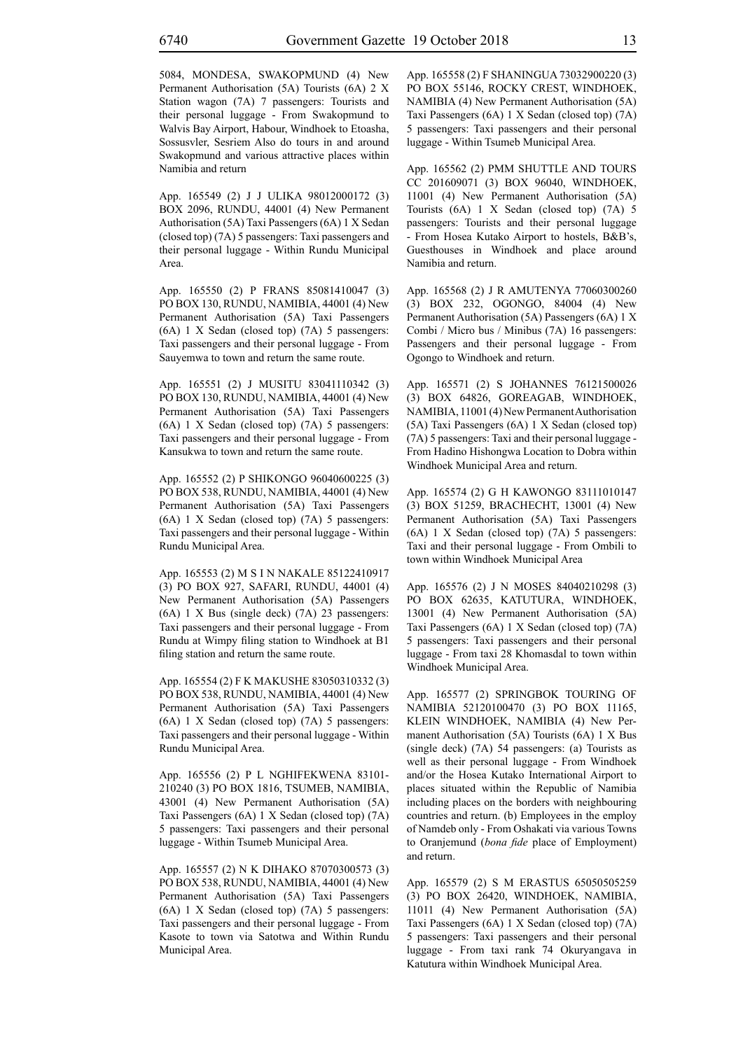5084, MONDESA, SWAKOPMUND (4) New Permanent Authorisation (5A) Tourists (6A) 2 X Station wagon (7A) 7 passengers: Tourists and their personal luggage - From Swakopmund to Walvis Bay Airport, Habour, Windhoek to Etoasha, Sossusvler, Sesriem Also do tours in and around Swakopmund and various attractive places within Namibia and return

App. 165549 (2) J J ULIKA 98012000172 (3) BOX 2096, RUNDU, 44001 (4) New Permanent Authorisation (5A) Taxi Passengers (6A) 1 X Sedan (closed top) (7A) 5 passengers: Taxi passengers and their personal luggage - Within Rundu Municipal Area.

App. 165550 (2) P FRANS 85081410047 (3) PO BOX 130, RUNDU, NAMIBIA, 44001 (4) New Permanent Authorisation (5A) Taxi Passengers (6A) 1 X Sedan (closed top) (7A) 5 passengers: Taxi passengers and their personal luggage - From Sauyemwa to town and return the same route.

App. 165551 (2) J MUSITU 83041110342 (3) PO BOX 130, RUNDU, NAMIBIA, 44001 (4) New Permanent Authorisation (5A) Taxi Passengers (6A) 1 X Sedan (closed top) (7A) 5 passengers: Taxi passengers and their personal luggage - From Kansukwa to town and return the same route.

App. 165552 (2) P SHIKONGO 96040600225 (3) PO BOX 538, RUNDU, NAMIBIA, 44001 (4) New Permanent Authorisation (5A) Taxi Passengers (6A) 1 X Sedan (closed top) (7A) 5 passengers: Taxi passengers and their personal luggage - Within Rundu Municipal Area.

App. 165553 (2) M S I N NAKALE 85122410917 (3) PO BOX 927, SAFARI, RUNDU, 44001 (4) New Permanent Authorisation (5A) Passengers (6A) 1 X Bus (single deck) (7A) 23 passengers: Taxi passengers and their personal luggage - From Rundu at Wimpy filing station to Windhoek at B1 filing station and return the same route.

App. 165554 (2) F K MAKUSHE 83050310332 (3) PO BOX 538, RUNDU, NAMIBIA, 44001 (4) New Permanent Authorisation (5A) Taxi Passengers (6A) 1 X Sedan (closed top) (7A) 5 passengers: Taxi passengers and their personal luggage - Within Rundu Municipal Area.

App. 165556 (2) P L NGHIFEKWENA 83101-210240 (3) PO BOX 1816, TSUMEB, NAMIBIA, 43001 (4) New Permanent Authorisation (5A) Taxi Passengers (6A) 1 X Sedan (closed top) (7A) 5 passengers: Taxi passengers and their personal luggage - Within Tsumeb Municipal Area.

App. 165557 (2) N K DIHAKO 87070300573 (3) PO BOX 538, RUNDU, NAMIBIA, 44001 (4) New Permanent Authorisation (5A) Taxi Passengers (6A) 1 X Sedan (closed top) (7A) 5 passengers: Taxi passengers and their personal luggage - From Kasote to town via Satotwa and Within Rundu Municipal Area.

App. 165558 (2) F SHANINGUA 73032900220 (3) PO BOX 55146, ROCKY CREST, WINDHOEK, NAMIBIA (4) New Permanent Authorisation (5A) Taxi Passengers (6A) 1 X Sedan (closed top) (7A) 5 passengers: Taxi passengers and their personal luggage - Within Tsumeb Municipal Area.

App. 165562 (2) PMM SHUTTLE AND TOURS CC 201609071 (3) BOX 96040, WINDHOEK, 11001 (4) New Permanent Authorisation (5A) Tourists (6A) 1 X Sedan (closed top) (7A) 5 passengers: Tourists and their personal luggage - From Hosea Kutako Airport to hostels, B&B's, Guesthouses in Windhoek and place around Namibia and return.

App. 165568 (2) J R AMUTENYA 77060300260 (3) BOX 232, OGONGO, 84004 (4) New Permanent Authorisation (5A) Passengers (6A) 1 X Combi / Micro bus / Minibus (7A) 16 passengers: Passengers and their personal luggage - From Ogongo to Windhoek and return.

App. 165571 (2) S JOHANNES 76121500026 (3) BOX 64826, GOREAGAB, WINDHOEK, NAMIBIA, 11001 (4) New Permanent Authorisation (5A) Taxi Passengers (6A) 1 X Sedan (closed top) (7A) 5 passengers: Taxi and their personal luggage - From Hadino Hishongwa Location to Dobra within Windhoek Municipal Area and return.

App. 165574 (2) G H KAWONGO 83111010147 (3) BOX 51259, BRACHECHT, 13001 (4) New Permanent Authorisation (5A) Taxi Passengers (6A) 1 X Sedan (closed top) (7A) 5 passengers: Taxi and their personal luggage - From Ombili to town within Windhoek Municipal Area

App. 165576 (2) J N MOSES 84040210298 (3) PO BOX 62635, KATUTURA, WINDHOEK, 13001 (4) New Permanent Authorisation (5A) Taxi Passengers (6A) 1 X Sedan (closed top) (7A) 5 passengers: Taxi passengers and their personal luggage - From taxi 28 Khomasdal to town within Windhoek Municipal Area.

App. 165577 (2) SPRINGBOK TOURING OF NAMIBIA 52120100470 (3) PO BOX 11165, KLEIN WINDHOEK, NAMIBIA (4) New Permanent Authorisation (5A) Tourists (6A) 1 X Bus (single deck) (7A) 54 passengers: (a) Tourists as well as their personal luggage - From Windhoek and/or the Hosea Kutako International Airport to places situated within the Republic of Namibia including places on the borders with neighbouring countries and return. (b) Employees in the employ of Namdeb only - From Oshakati via various Towns to Oranjemund (*bona fide* place of Employment) and return.

App. 165579 (2) S M ERASTUS 65050505259 (3) PO BOX 26420, WINDHOEK, NAMIBIA, 11011 (4) New Permanent Authorisation (5A) Taxi Passengers (6A) 1 X Sedan (closed top) (7A) 5 passengers: Taxi passengers and their personal luggage - From taxi rank 74 Okuryangava in Katutura within Windhoek Municipal Area.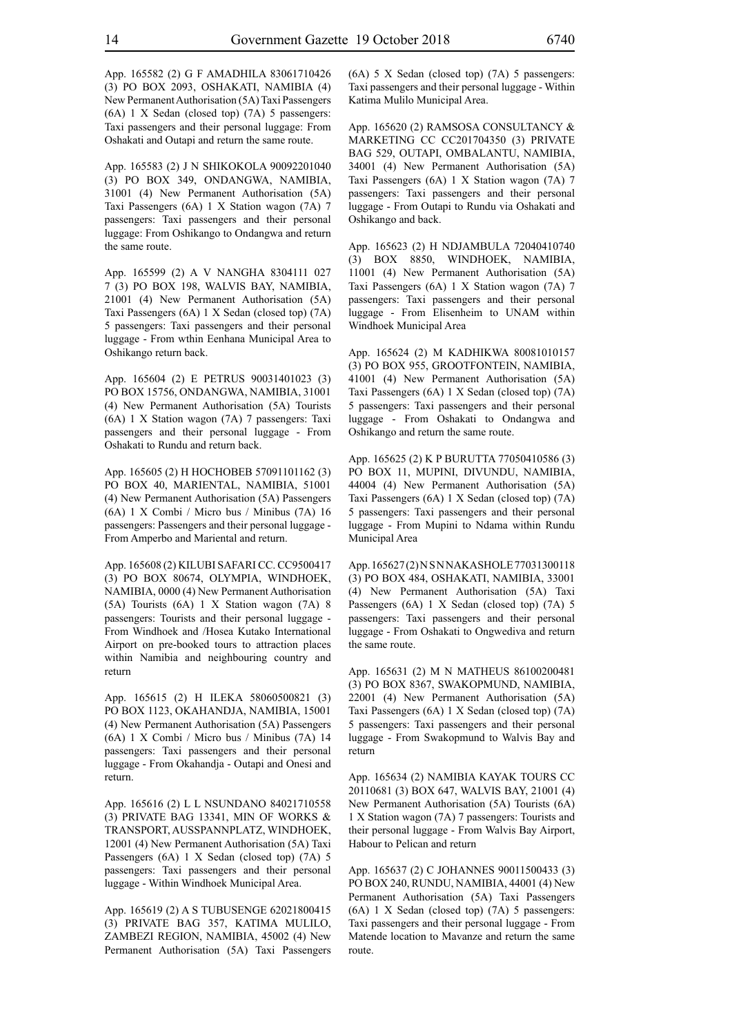App. 165582 (2) G F AMADHILA 83061710426 (3) PO BOX 2093, OSHAKATI, NAMIBIA (4) New Permanent Authorisation (5A) Taxi Passengers (6A) 1 X Sedan (closed top) (7A) 5 passengers: Taxi passengers and their personal luggage: From Oshakati and Outapi and return the same route.

App. 165583 (2) J N SHIKOKOLA 90092201040 (3) PO BOX 349, ONDANGWA, NAMIBIA, 31001 (4) New Permanent Authorisation (5A) Taxi Passengers (6A) 1 X Station wagon (7A) 7 passengers: Taxi passengers and their personal luggage: From Oshikango to Ondangwa and return the same route.

App. 165599 (2) A V NANGHA 8304111 027 7 (3) PO BOX 198, WALVIS BAY, NAMIBIA, 21001 (4) New Permanent Authorisation (5A) Taxi Passengers (6A) 1 X Sedan (closed top) (7A) 5 passengers: Taxi passengers and their personal luggage - From wthin Eenhana Municipal Area to Oshikango return back.

App. 165604 (2) E PETRUS 90031401023 (3) PO BOX 15756, ONDANGWA, NAMIBIA, 31001 (4) New Permanent Authorisation (5A) Tourists (6A) 1 X Station wagon (7A) 7 passengers: Taxi passengers and their personal luggage - From Oshakati to Rundu and return back.

App. 165605 (2) H HOCHOBEB 57091101162 (3) PO BOX 40, MARIENTAL, NAMIBIA, 51001 (4) New Permanent Authorisation (5A) Passengers (6A) 1 X Combi / Micro bus / Minibus (7A) 16 passengers: Passengers and their personal luggage - From Amperbo and Mariental and return.

App. 165608 (2) KILUBI SAFARI CC. CC9500417 (3) PO BOX 80674, OLYMPIA, WINDHOEK, NAMIBIA, 0000 (4) New Permanent Authorisation (5A) Tourists (6A) 1 X Station wagon (7A) 8 passengers: Tourists and their personal luggage - From Windhoek and /Hosea Kutako International Airport on pre-booked tours to attraction places within Namibia and neighbouring country and return

App. 165615 (2) H ILEKA 58060500821 (3) PO BOX 1123, OKAHANDJA, NAMIBIA, 15001 (4) New Permanent Authorisation (5A) Passengers (6A) 1 X Combi / Micro bus / Minibus (7A) 14 passengers: Taxi passengers and their personal luggage - From Okahandja - Outapi and Onesi and return.

App. 165616 (2) L L NSUNDANO 84021710558 (3) PRIVATE BAG 13341, MIN OF WORKS & TRANSPORT, AUSSPANNPLATZ, WINDHOEK, 12001 (4) New Permanent Authorisation (5A) Taxi Passengers (6A) 1 X Sedan (closed top) (7A) 5 passengers: Taxi passengers and their personal luggage - Within Windhoek Municipal Area.

App. 165619 (2) A S TUBUSENGE 62021800415 (3) PRIVATE BAG 357, KATIMA MULILO, ZAMBEZI REGION, NAMIBIA, 45002 (4) New Permanent Authorisation (5A) Taxi Passengers (6A) 5 X Sedan (closed top) (7A) 5 passengers: Taxi passengers and their personal luggage - Within Katima Mulilo Municipal Area.

App. 165620 (2) RAMSOSA CONSULTANCY & MARKETING CC CC201704350 (3) PRIVATE BAG 529, OUTAPI, OMBALANTU, NAMIBIA, 34001 (4) New Permanent Authorisation (5A) Taxi Passengers (6A) 1 X Station wagon (7A) 7 passengers: Taxi passengers and their personal luggage - From Outapi to Rundu via Oshakati and Oshikango and back.

App. 165623 (2) H NDJAMBULA 72040410740 (3) BOX 8850, WINDHOEK, NAMIBIA, 11001 (4) New Permanent Authorisation (5A) Taxi Passengers (6A) 1 X Station wagon (7A) 7 passengers: Taxi passengers and their personal luggage - From Elisenheim to UNAM within Windhoek Municipal Area

App. 165624 (2) M KADHIKWA 80081010157 (3) PO BOX 955, GROOTFONTEIN, NAMIBIA, 41001 (4) New Permanent Authorisation (5A) Taxi Passengers (6A) 1 X Sedan (closed top) (7A) 5 passengers: Taxi passengers and their personal luggage - From Oshakati to Ondangwa and Oshikango and return the same route.

App. 165625 (2) K P BURUTTA 77050410586 (3) PO BOX 11, MUPINI, DIVUNDU, NAMIBIA, 44004 (4) New Permanent Authorisation (5A) Taxi Passengers (6A) 1 X Sedan (closed top) (7A) 5 passengers: Taxi passengers and their personal luggage - From Mupini to Ndama within Rundu Municipal Area

App. 165627 (2) N S N NAKASHOLE 77031300118 (3) PO BOX 484, OSHAKATI, NAMIBIA, 33001 (4) New Permanent Authorisation (5A) Taxi Passengers (6A) 1 X Sedan (closed top) (7A) 5 passengers: Taxi passengers and their personal luggage - From Oshakati to Ongwediva and return the same route.

App. 165631 (2) M N MATHEUS 86100200481 (3) PO BOX 8367, SWAKOPMUND, NAMIBIA, 22001 (4) New Permanent Authorisation (5A) Taxi Passengers (6A) 1 X Sedan (closed top) (7A) 5 passengers: Taxi passengers and their personal luggage - From Swakopmund to Walvis Bay and return

App. 165634 (2) NAMIBIA KAYAK TOURS CC 20110681 (3) BOX 647, WALVIS BAY, 21001 (4) New Permanent Authorisation (5A) Tourists (6A) 1 X Station wagon (7A) 7 passengers: Tourists and their personal luggage - From Walvis Bay Airport, Habour to Pelican and return

App. 165637 (2) C JOHANNES 90011500433 (3) PO BOX 240, RUNDU, NAMIBIA, 44001 (4) New Permanent Authorisation (5A) Taxi Passengers (6A) 1 X Sedan (closed top) (7A) 5 passengers: Taxi passengers and their personal luggage - From Matende location to Mavanze and return the same route.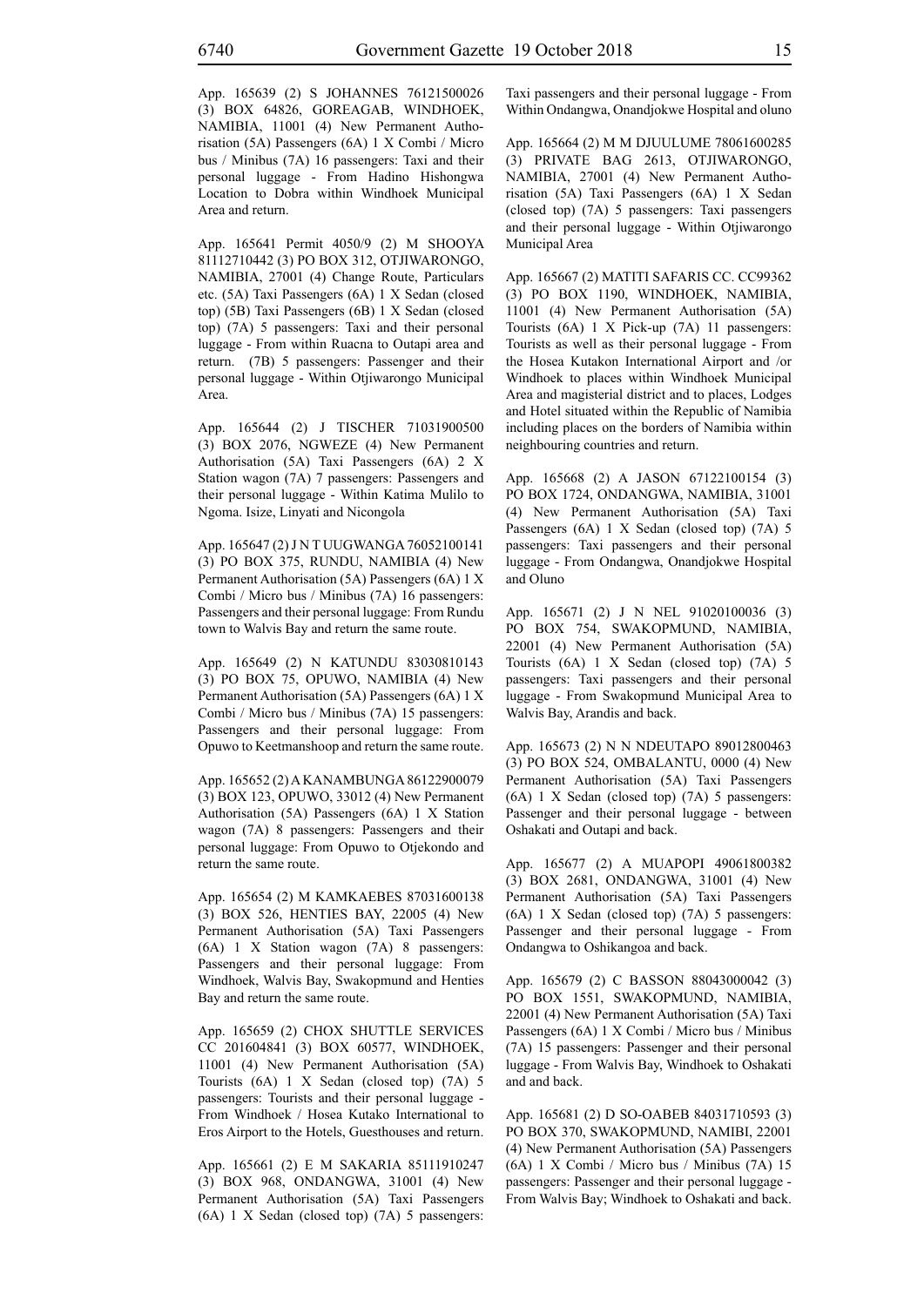App. 165639 (2) S JOHANNES 76121500026 (3) BOX 64826, GOREAGAB, WINDHOEK, NAMIBIA, 11001 (4) New Permanent Authorisation (5A) Passengers (6A) 1 X Combi / Micro bus / Minibus (7A) 16 passengers: Taxi and their personal luggage - From Hadino Hishongwa Location to Dobra within Windhoek Municipal Area and return.

App. 165641 Permit 4050/9 (2) M SHOOYA 81112710442 (3) PO BOX 312, OTJIWARONGO, NAMIBIA, 27001 (4) Change Route, Particulars etc. (5A) Taxi Passengers (6A) 1 X Sedan (closed top) (5B) Taxi Passengers (6B) 1 X Sedan (closed top) (7A) 5 passengers: Taxi and their personal luggage - From within Ruacna to Outapi area and return. (7B) 5 passengers: Passenger and their personal luggage - Within Otjiwarongo Municipal Area.

App. 165644 (2) J TISCHER 71031900500 (3) BOX 2076, NGWEZE (4) New Permanent Authorisation (5A) Taxi Passengers (6A) 2 X Station wagon (7A) 7 passengers: Passengers and their personal luggage - Within Katima Mulilo to Ngoma. Isize, Linyati and Nicongola

App. 165647 (2) J N T UUGWANGA 76052100141 (3) PO BOX 375, RUNDU, NAMIBIA (4) New Permanent Authorisation (5A) Passengers (6A) 1 X Combi / Micro bus / Minibus (7A) 16 passengers: Passengers and their personal luggage: From Rundu town to Walvis Bay and return the same route.

App. 165649 (2) N KATUNDU 83030810143 (3) PO BOX 75, OPUWO, NAMIBIA (4) New Permanent Authorisation (5A) Passengers (6A) 1 X Combi / Micro bus / Minibus (7A) 15 passengers: Passengers and their personal luggage: From Opuwo to Keetmanshoop and return the same route.

App. 165652 (2) A KANAMBUNGA 86122900079 (3) BOX 123, OPUWO, 33012 (4) New Permanent Authorisation (5A) Passengers (6A) 1 X Station wagon (7A) 8 passengers: Passengers and their personal luggage: From Opuwo to Otjekondo and return the same route.

App. 165654 (2) M KAMKAEBES 87031600138 (3) BOX 526, HENTIES BAY, 22005 (4) New Permanent Authorisation (5A) Taxi Passengers (6A) 1 X Station wagon (7A) 8 passengers: Passengers and their personal luggage: From Windhoek, Walvis Bay, Swakopmund and Henties Bay and return the same route.

App. 165659 (2) CHOX SHUTTLE SERVICES CC 201604841 (3) BOX 60577, WINDHOEK, 11001 (4) New Permanent Authorisation (5A) Tourists (6A) 1 X Sedan (closed top) (7A) 5 passengers: Tourists and their personal luggage - From Windhoek / Hosea Kutako International to Eros Airport to the Hotels, Guesthouses and return.

App. 165661 (2) E M SAKARIA 85111910247 (3) BOX 968, ONDANGWA, 31001 (4) New Permanent Authorisation (5A) Taxi Passengers (6A) 1 X Sedan (closed top) (7A) 5 passengers: Taxi passengers and their personal luggage - From Within Ondangwa, Onandjokwe Hospital and oluno

App. 165664 (2) M M DJUULUME 78061600285 (3) PRIVATE BAG 2613, OTJIWARONGO, NAMIBIA, 27001 (4) New Permanent Authorisation (5A) Taxi Passengers (6A) 1 X Sedan (closed top) (7A) 5 passengers: Taxi passengers and their personal luggage - Within Otjiwarongo Municipal Area

App. 165667 (2) MATITI SAFARIS CC. CC99362 (3) PO BOX 1190, WINDHOEK, NAMIBIA, 11001 (4) New Permanent Authorisation (5A) Tourists (6A) 1 X Pick-up (7A) 11 passengers: Tourists as well as their personal luggage - From the Hosea Kutakon International Airport and /or Windhoek to places within Windhoek Municipal Area and magisterial district and to places, Lodges and Hotel situated within the Republic of Namibia including places on the borders of Namibia within neighbouring countries and return.

App. 165668 (2) A JASON 67122100154 (3) PO BOX 1724, ONDANGWA, NAMIBIA, 31001 (4) New Permanent Authorisation (5A) Taxi Passengers (6A) 1 X Sedan (closed top) (7A) 5 passengers: Taxi passengers and their personal luggage - From Ondangwa, Onandjokwe Hospital and Oluno

App. 165671 (2) J N NEL 91020100036 (3) PO BOX 754, SWAKOPMUND, NAMIBIA, 22001 (4) New Permanent Authorisation (5A) Tourists (6A) 1 X Sedan (closed top) (7A) 5 passengers: Taxi passengers and their personal luggage - From Swakopmund Municipal Area to Walvis Bay, Arandis and back.

App. 165673 (2) N N NDEUTAPO 89012800463 (3) PO BOX 524, OMBALANTU, 0000 (4) New Permanent Authorisation (5A) Taxi Passengers (6A) 1 X Sedan (closed top) (7A) 5 passengers: Passenger and their personal luggage - between Oshakati and Outapi and back.

App. 165677 (2) A MUAPOPI 49061800382 (3) BOX 2681, ONDANGWA, 31001 (4) New Permanent Authorisation (5A) Taxi Passengers (6A) 1 X Sedan (closed top) (7A) 5 passengers: Passenger and their personal luggage - From Ondangwa to Oshikangoa and back.

App. 165679 (2) C BASSON 88043000042 (3) PO BOX 1551, SWAKOPMUND, NAMIBIA, 22001 (4) New Permanent Authorisation (5A) Taxi Passengers (6A) 1 X Combi / Micro bus / Minibus (7A) 15 passengers: Passenger and their personal luggage - From Walvis Bay, Windhoek to Oshakati and and back.

App. 165681 (2) D SO-OABEB 84031710593 (3) PO BOX 370, SWAKOPMUND, NAMIBI, 22001 (4) New Permanent Authorisation (5A) Passengers (6A) 1 X Combi / Micro bus / Minibus (7A) 15 passengers: Passenger and their personal luggage - From Walvis Bay; Windhoek to Oshakati and back.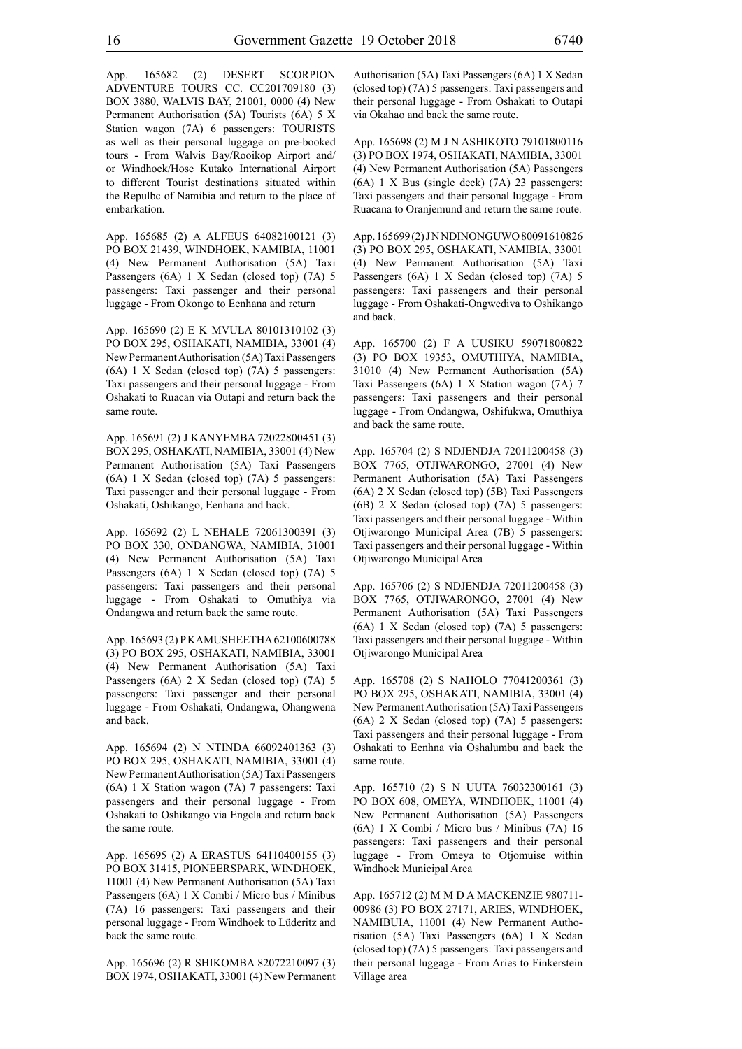App. 165682 (2) DESERT SCORPION ADVENTURE TOURS CC. CC201709180 (3) BOX 3880, WALVIS BAY, 21001, 0000 (4) New Permanent Authorisation (5A) Tourists (6A) 5 X Station wagon (7A) 6 passengers: TOURISTS as well as their personal luggage on pre-booked tours - From Walvis Bay/Rooikop Airport and/or Windhoek/Hose Kutako International Airport to different Tourist destinations situated within the Repulbc of Namibia and return to the place of embarkation.

App. 165685 (2) A ALFEUS 64082100121 (3) PO BOX 21439, WINDHOEK, NAMIBIA, 11001 (4) New Permanent Authorisation (5A) Taxi Passengers (6A) 1 X Sedan (closed top) (7A) 5 passengers: Taxi passenger and their personal luggage - From Okongo to Eenhana and return

App. 165690 (2) E K MVULA 80101310102 (3) PO BOX 295, OSHAKATI, NAMIBIA, 33001 (4) New Permanent Authorisation (5A) Taxi Passengers (6A) 1 X Sedan (closed top) (7A) 5 passengers: Taxi passengers and their personal luggage - From Oshakati to Ruacan via Outapi and return back the same route.

App. 165691 (2) J KANYEMBA 72022800451 (3) BOX 295, OSHAKATI, NAMIBIA, 33001 (4) New Permanent Authorisation (5A) Taxi Passengers (6A) 1 X Sedan (closed top) (7A) 5 passengers: Taxi passenger and their personal luggage - From Oshakati, Oshikango, Eenhana and back.

App. 165692 (2) L NEHALE 72061300391 (3) PO BOX 330, ONDANGWA, NAMIBIA, 31001 (4) New Permanent Authorisation (5A) Taxi Passengers (6A) 1 X Sedan (closed top) (7A) 5 passengers: Taxi passengers and their personal luggage - From Oshakati to Omuthiya via Ondangwa and return back the same route.

App. 165693 (2) P KAMUSHEETHA 62100600788 (3) PO BOX 295, OSHAKATI, NAMIBIA, 33001 (4) New Permanent Authorisation (5A) Taxi Passengers (6A) 2 X Sedan (closed top) (7A) 5 passengers: Taxi passenger and their personal luggage - From Oshakati, Ondangwa, Ohangwena and back.

App. 165694 (2) N NTINDA 66092401363 (3) PO BOX 295, OSHAKATI, NAMIBIA, 33001 (4) New Permanent Authorisation (5A) Taxi Passengers (6A) 1 X Station wagon (7A) 7 passengers: Taxi passengers and their personal luggage - From Oshakati to Oshikango via Engela and return back the same route.

App. 165695 (2) A ERASTUS 64110400155 (3) PO BOX 31415, PIONEERSPARK, WINDHOEK, 11001 (4) New Permanent Authorisation (5A) Taxi Passengers (6A) 1 X Combi / Micro bus / Minibus (7A) 16 passengers: Taxi passengers and their personal luggage - From Windhoek to Lüderitz and back the same route.

App. 165696 (2) R SHIKOMBA 82072210097 (3) BOX 1974, OSHAKATI, 33001 (4) New Permanent Authorisation (5A) Taxi Passengers (6A) 1 X Sedan (closed top) (7A) 5 passengers: Taxi passengers and their personal luggage - From Oshakati to Outapi via Okahao and back the same route.

App. 165698 (2) M J N ASHIKOTO 79101800116 (3) PO BOX 1974, OSHAKATI, NAMIBIA, 33001 (4) New Permanent Authorisation (5A) Passengers (6A) 1 X Bus (single deck) (7A) 23 passengers: Taxi passengers and their personal luggage - From Ruacana to Oranjemund and return the same route.

App. 165699 (2) J N NDINONGUWO 80091610826 (3) PO BOX 295, OSHAKATI, NAMIBIA, 33001 (4) New Permanent Authorisation (5A) Taxi Passengers (6A) 1 X Sedan (closed top) (7A) 5 passengers: Taxi passengers and their personal luggage - From Oshakati-Ongwediva to Oshikango and back.

App. 165700 (2) F A UUSIKU 59071800822 (3) PO BOX 19353, OMUTHIYA, NAMIBIA, 31010 (4) New Permanent Authorisation (5A) Taxi Passengers (6A) 1 X Station wagon (7A) 7 passengers: Taxi passengers and their personal luggage - From Ondangwa, Oshifukwa, Omuthiya and back the same route.

App. 165704 (2) S NDJENDJA 72011200458 (3) BOX 7765, OTJIWARONGO, 27001 (4) New Permanent Authorisation (5A) Taxi Passengers (6A) 2 X Sedan (closed top) (5B) Taxi Passengers (6B) 2 X Sedan (closed top) (7A) 5 passengers: Taxi passengers and their personal luggage - Within Otjiwarongo Municipal Area (7B) 5 passengers: Taxi passengers and their personal luggage - Within Otjiwarongo Municipal Area

App. 165706 (2) S NDJENDJA 72011200458 (3) BOX 7765, OTJIWARONGO, 27001 (4) New Permanent Authorisation (5A) Taxi Passengers (6A) 1 X Sedan (closed top) (7A) 5 passengers: Taxi passengers and their personal luggage - Within Otjiwarongo Municipal Area

App. 165708 (2) S NAHOLO 77041200361 (3) PO BOX 295, OSHAKATI, NAMIBIA, 33001 (4) New Permanent Authorisation (5A) Taxi Passengers (6A) 2 X Sedan (closed top) (7A) 5 passengers: Taxi passengers and their personal luggage - From Oshakati to Eenhna via Oshalumbu and back the same route.

App. 165710 (2) S N UUTA 76032300161 (3) PO BOX 608, OMEYA, WINDHOEK, 11001 (4) New Permanent Authorisation (5A) Passengers (6A) 1 X Combi / Micro bus / Minibus (7A) 16 passengers: Taxi passengers and their personal luggage - From Omeya to Otjomuise within Windhoek Municipal Area

App. 165712 (2) M M D A MACKENZIE 980711-00986 (3) PO BOX 27171, ARIES, WINDHOEK, NAMIBUIA, 11001 (4) New Permanent Authorisation (5A) Taxi Passengers (6A) 1 X Sedan (closed top) (7A) 5 passengers: Taxi passengers and their personal luggage - From Aries to Finkerstein Village area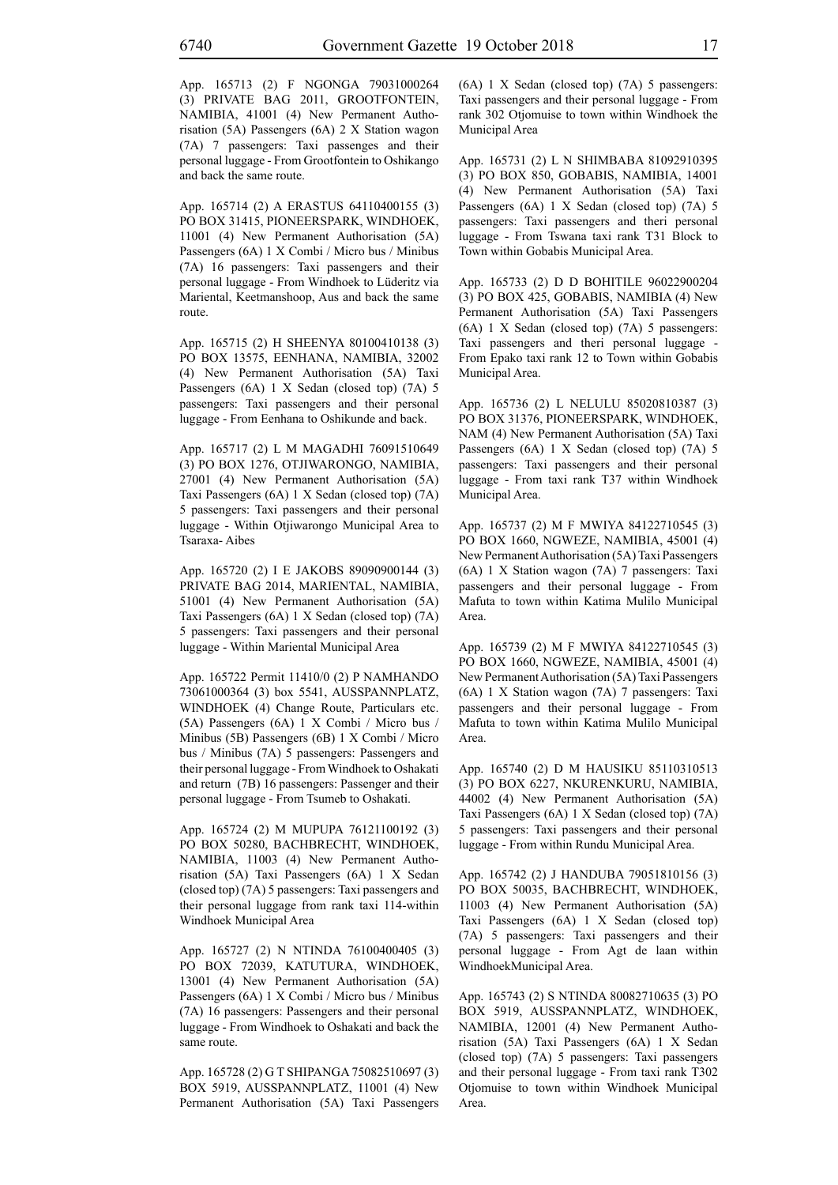App. 165713 (2) F NGONGA 79031000264 (3) PRIVATE BAG 2011, GROOTFONTEIN, NAMIBIA, 41001 (4) New Permanent Authorisation (5A) Passengers (6A) 2 X Station wagon (7A) 7 passengers: Taxi passenges and their personal luggage - From Grootfontein to Oshikango and back the same route.

App. 165714 (2) A ERASTUS 64110400155 (3) PO BOX 31415, PIONEERSPARK, WINDHOEK, 11001 (4) New Permanent Authorisation (5A) Passengers (6A) 1 X Combi / Micro bus / Minibus (7A) 16 passengers: Taxi passengers and their personal luggage - From Windhoek to Lüderitz via Mariental, Keetmanshoop, Aus and back the same route.

App. 165715 (2) H SHEENYA 80100410138 (3) PO BOX 13575, EENHANA, NAMIBIA, 32002 (4) New Permanent Authorisation (5A) Taxi Passengers (6A) 1 X Sedan (closed top) (7A) 5 passengers: Taxi passengers and their personal luggage - From Eenhana to Oshikunde and back.

App. 165717 (2) L M MAGADHI 76091510649 (3) PO BOX 1276, OTJIWARONGO, NAMIBIA, 27001 (4) New Permanent Authorisation (5A) Taxi Passengers (6A) 1 X Sedan (closed top) (7A) 5 passengers: Taxi passengers and their personal luggage - Within Otjiwarongo Municipal Area to Tsaraxa- Aibes

App. 165720 (2) I E JAKOBS 89090900144 (3) PRIVATE BAG 2014, MARIENTAL, NAMIBIA, 51001 (4) New Permanent Authorisation (5A) Taxi Passengers (6A) 1 X Sedan (closed top) (7A) 5 passengers: Taxi passengers and their personal luggage - Within Mariental Municipal Area

App. 165722 Permit 11410/0 (2) P NAMHANDO 73061000364 (3) box 5541, AUSSPANNPLATZ, WINDHOEK (4) Change Route, Particulars etc. (5A) Passengers (6A) 1 X Combi / Micro bus / Minibus (5B) Passengers (6B) 1 X Combi / Micro bus / Minibus (7A) 5 passengers: Passengers and their personal luggage - From Windhoek to Oshakati and return (7B) 16 passengers: Passenger and their personal luggage - From Tsumeb to Oshakati.

App. 165724 (2) M MUPUPA 76121100192 (3) PO BOX 50280, BACHBRECHT, WINDHOEK, NAMIBIA, 11003 (4) New Permanent Authorisation (5A) Taxi Passengers (6A) 1 X Sedan (closed top) (7A) 5 passengers: Taxi passengers and their personal luggage from rank taxi 114-within Windhoek Municipal Area

App. 165727 (2) N NTINDA 76100400405 (3) PO BOX 72039, KATUTURA, WINDHOEK, 13001 (4) New Permanent Authorisation (5A) Passengers (6A) 1 X Combi / Micro bus / Minibus (7A) 16 passengers: Passengers and their personal luggage - From Windhoek to Oshakati and back the same route.

App. 165728 (2) G T SHIPANGA 75082510697 (3) BOX 5919, AUSSPANNPLATZ, 11001 (4) New Permanent Authorisation (5A) Taxi Passengers (6A) 1 X Sedan (closed top) (7A) 5 passengers: Taxi passengers and their personal luggage - From rank 302 Otjomuise to town within Windhoek the Municipal Area

App. 165731 (2) L N SHIMBABA 81092910395 (3) PO BOX 850, GOBABIS, NAMIBIA, 14001 (4) New Permanent Authorisation (5A) Taxi Passengers (6A) 1 X Sedan (closed top) (7A) 5 passengers: Taxi passengers and theri personal luggage - From Tswana taxi rank T31 Block to Town within Gobabis Municipal Area.

App. 165733 (2) D D BOHITILE 96022900204 (3) PO BOX 425, GOBABIS, NAMIBIA (4) New Permanent Authorisation (5A) Taxi Passengers (6A) 1 X Sedan (closed top) (7A) 5 passengers: Taxi passengers and theri personal luggage - From Epako taxi rank 12 to Town within Gobabis Municipal Area.

App. 165736 (2) L NELULU 85020810387 (3) PO BOX 31376, PIONEERSPARK, WINDHOEK, NAM (4) New Permanent Authorisation (5A) Taxi Passengers (6A) 1 X Sedan (closed top) (7A) 5 passengers: Taxi passengers and their personal luggage - From taxi rank T37 within Windhoek Municipal Area.

App. 165737 (2) M F MWIYA 84122710545 (3) PO BOX 1660, NGWEZE, NAMIBIA, 45001 (4) New Permanent Authorisation (5A) Taxi Passengers (6A) 1 X Station wagon (7A) 7 passengers: Taxi passengers and their personal luggage - From Mafuta to town within Katima Mulilo Municipal Area.

App. 165739 (2) M F MWIYA 84122710545 (3) PO BOX 1660, NGWEZE, NAMIBIA, 45001 (4) New Permanent Authorisation (5A) Taxi Passengers (6A) 1 X Station wagon (7A) 7 passengers: Taxi passengers and their personal luggage - From Mafuta to town within Katima Mulilo Municipal Area.

App. 165740 (2) D M HAUSIKU 85110310513 (3) PO BOX 6227, NKURENKURU, NAMIBIA, 44002 (4) New Permanent Authorisation (5A) Taxi Passengers (6A) 1 X Sedan (closed top) (7A) 5 passengers: Taxi passengers and their personal luggage - From within Rundu Municipal Area.

App. 165742 (2) J HANDUBA 79051810156 (3) PO BOX 50035, BACHBRECHT, WINDHOEK, 11003 (4) New Permanent Authorisation (5A) Taxi Passengers (6A) 1 X Sedan (closed top) (7A) 5 passengers: Taxi passengers and their personal luggage - From Agt de laan within WindhoekMunicipal Area.

App. 165743 (2) S NTINDA 80082710635 (3) PO BOX 5919, AUSSPANNPLATZ, WINDHOEK, NAMIBIA, 12001 (4) New Permanent Authorisation (5A) Taxi Passengers (6A) 1 X Sedan (closed top) (7A) 5 passengers: Taxi passengers and their personal luggage - From taxi rank T302 Otjomuise to town within Windhoek Municipal Area.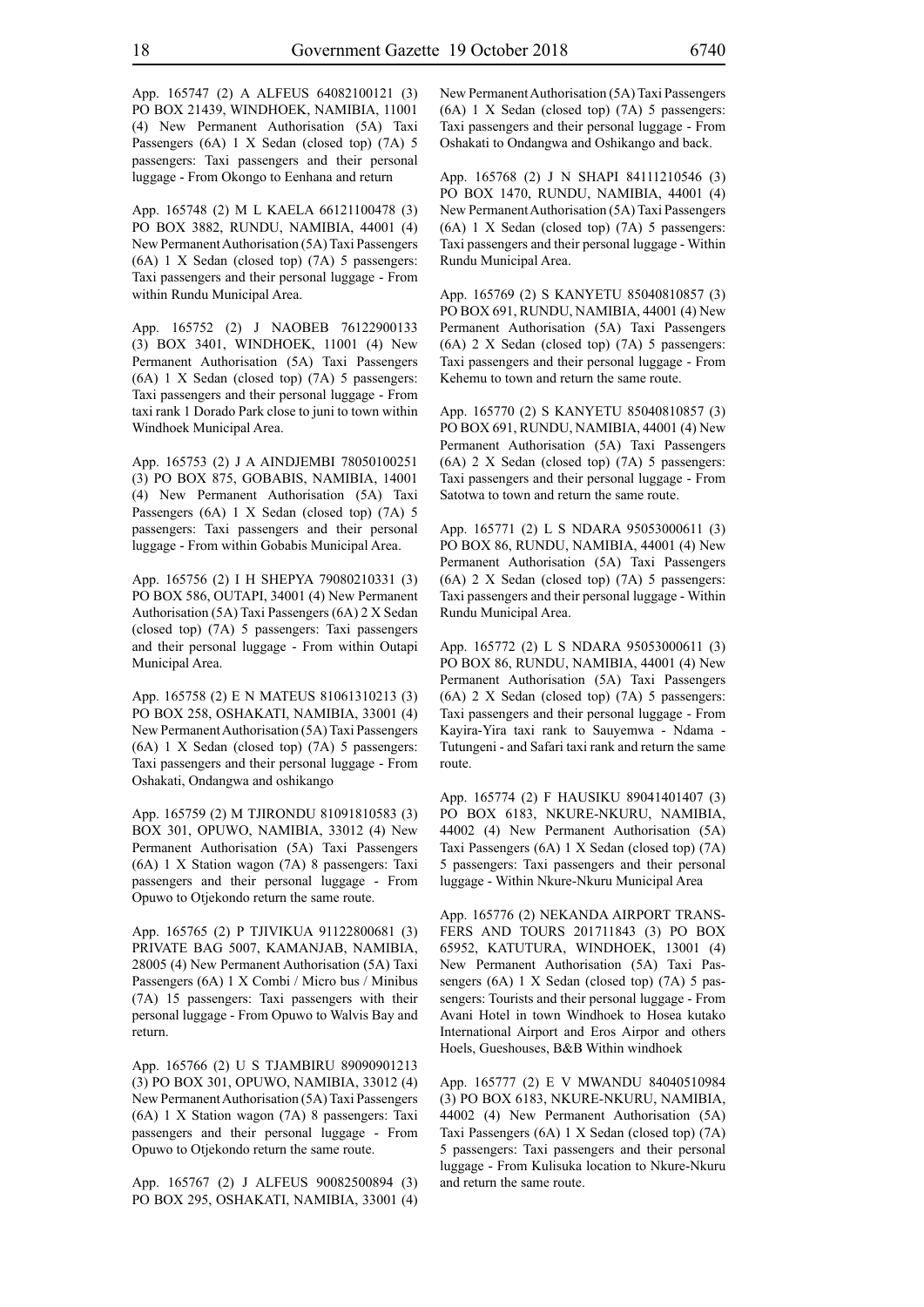App. 165747 (2) A ALFEUS 64082100121 (3) PO BOX 21439, WINDHOEK, NAMIBIA, 11001 (4) New Permanent Authorisation (5A) Taxi Passengers (6A) 1 X Sedan (closed top) (7A) 5 passengers: Taxi passengers and their personal luggage - From Okongo to Eenhana and return

App. 165748 (2) M L KAELA 66121100478 (3) PO BOX 3882, RUNDU, NAMIBIA, 44001 (4) New Permanent Authorisation (5A) Taxi Passengers (6A) 1 X Sedan (closed top) (7A) 5 passengers: Taxi passengers and their personal luggage - From within Rundu Municipal Area.

App. 165752 (2) J NAOBEB 76122900133 (3) BOX 3401, WINDHOEK, 11001 (4) New Permanent Authorisation (5A) Taxi Passengers (6A) 1 X Sedan (closed top) (7A) 5 passengers: Taxi passengers and their personal luggage - From taxi rank 1 Dorado Park close to juni to town within Windhoek Municipal Area.

App. 165753 (2) J A AINDJEMBI 78050100251 (3) PO BOX 875, GOBABIS, NAMIBIA, 14001 (4) New Permanent Authorisation (5A) Taxi Passengers (6A) 1 X Sedan (closed top) (7A) 5 passengers: Taxi passengers and their personal luggage - From within Gobabis Municipal Area.

App. 165756 (2) I H SHEPYA 79080210331 (3) PO BOX 586, OUTAPI, 34001 (4) New Permanent Authorisation (5A) Taxi Passengers (6A) 2 X Sedan (closed top) (7A) 5 passengers: Taxi passengers and their personal luggage - From within Outapi Municipal Area.

App. 165758 (2) E N MATEUS 81061310213 (3) PO BOX 258, OSHAKATI, NAMIBIA, 33001 (4) New Permanent Authorisation (5A) Taxi Passengers (6A) 1 X Sedan (closed top) (7A) 5 passengers: Taxi passengers and their personal luggage - From Oshakati, Ondangwa and oshikango

App. 165759 (2) M TJIRONDU 81091810583 (3) BOX 301, OPUWO, NAMIBIA, 33012 (4) New Permanent Authorisation (5A) Taxi Passengers (6A) 1 X Station wagon (7A) 8 passengers: Taxi passengers and their personal luggage - From Opuwo to Otjekondo return the same route.

App. 165765 (2) P TJIVIKUA 91122800681 (3) PRIVATE BAG 5007, KAMANJAB, NAMIBIA, 28005 (4) New Permanent Authorisation (5A) Taxi Passengers (6A) 1 X Combi / Micro bus / Minibus (7A) 15 passengers: Taxi passengers with their personal luggage - From Opuwo to Walvis Bay and return.

App. 165766 (2) U S TJAMBIRU 89090901213 (3) PO BOX 301, OPUWO, NAMIBIA, 33012 (4) New Permanent Authorisation (5A) Taxi Passengers (6A) 1 X Station wagon (7A) 8 passengers: Taxi passengers and their personal luggage - From Opuwo to Otjekondo return the same route.

App. 165767 (2) J ALFEUS 90082500894 (3) PO BOX 295, OSHAKATI, NAMIBIA, 33001 (4) New Permanent Authorisation (5A) Taxi Passengers (6A) 1 X Sedan (closed top) (7A) 5 passengers: Taxi passengers and their personal luggage - From Oshakati to Ondangwa and Oshikango and back.

App. 165768 (2) J N SHAPI 84111210546 (3) PO BOX 1470, RUNDU, NAMIBIA, 44001 (4) New Permanent Authorisation (5A) Taxi Passengers (6A) 1 X Sedan (closed top) (7A) 5 passengers: Taxi passengers and their personal luggage - Within Rundu Municipal Area.

App. 165769 (2) S KANYETU 85040810857 (3) PO BOX 691, RUNDU, NAMIBIA, 44001 (4) New Permanent Authorisation (5A) Taxi Passengers (6A) 2 X Sedan (closed top) (7A) 5 passengers: Taxi passengers and their personal luggage - From Kehemu to town and return the same route.

App. 165770 (2) S KANYETU 85040810857 (3) PO BOX 691, RUNDU, NAMIBIA, 44001 (4) New Permanent Authorisation (5A) Taxi Passengers (6A) 2 X Sedan (closed top) (7A) 5 passengers: Taxi passengers and their personal luggage - From Satotwa to town and return the same route.

App. 165771 (2) L S NDARA 95053000611 (3) PO BOX 86, RUNDU, NAMIBIA, 44001 (4) New Permanent Authorisation (5A) Taxi Passengers (6A) 2 X Sedan (closed top) (7A) 5 passengers: Taxi passengers and their personal luggage - Within Rundu Municipal Area.

App. 165772 (2) L S NDARA 95053000611 (3) PO BOX 86, RUNDU, NAMIBIA, 44001 (4) New Permanent Authorisation (5A) Taxi Passengers (6A) 2 X Sedan (closed top) (7A) 5 passengers: Taxi passengers and their personal luggage - From Kayira-Yira taxi rank to Sauyemwa - Ndama - Tutungeni - and Safari taxi rank and return the same route.

App. 165774 (2) F HAUSIKU 89041401407 (3) PO BOX 6183, NKURE-NKURU, NAMIBIA, 44002 (4) New Permanent Authorisation (5A) Taxi Passengers (6A) 1 X Sedan (closed top) (7A) 5 passengers: Taxi passengers and their personal luggage - Within Nkure-Nkuru Municipal Area

App. 165776 (2) NEKANDA AIRPORT TRANSFERS AND TOURS 201711843 (3) PO BOX 65952, KATUTURA, WINDHOEK, 13001 (4) New Permanent Authorisation (5A) Taxi Passengers (6A) 1 X Sedan (closed top) (7A) 5 passengers: Tourists and their personal luggage - From Avani Hotel in town Windhoek to Hosea kutako International Airport and Eros Airpor and others Hoels, Gueshouses, B&B Within windhoek

App. 165777 (2) E V MWANDU 84040510984 (3) PO BOX 6183, NKURE-NKURU, NAMIBIA, 44002 (4) New Permanent Authorisation (5A) Taxi Passengers (6A) 1 X Sedan (closed top) (7A) 5 passengers: Taxi passengers and their personal luggage - From Kulisuka location to Nkure-Nkuru and return the same route.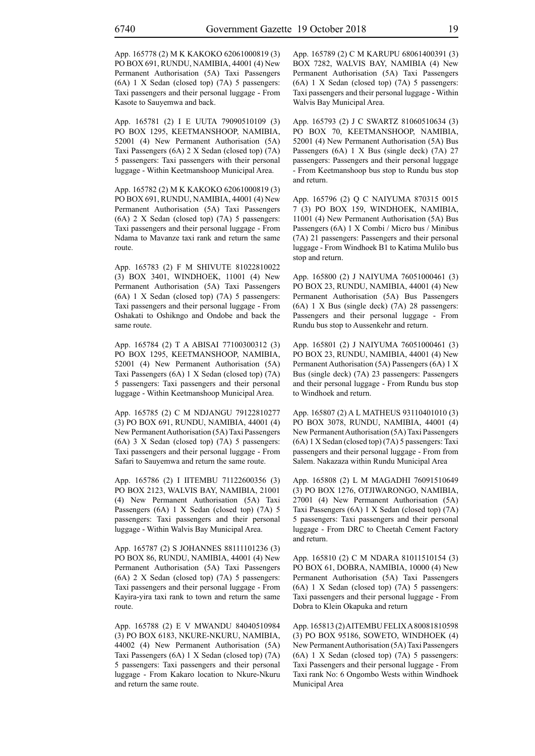App. 165778 (2) M K KAKOKO 62061000819 (3) PO BOX 691, RUNDU, NAMIBIA, 44001 (4) New Permanent Authorisation (5A) Taxi Passengers (6A) 1 X Sedan (closed top) (7A) 5 passengers: Taxi passengers and their personal luggage - From Kasote to Sauyemwa and back.

App. 165781 (2) I E UUTA 79090510109 (3) PO BOX 1295, KEETMANSHOOP, NAMIBIA, 52001 (4) New Permanent Authorisation (5A) Taxi Passengers (6A) 2 X Sedan (closed top) (7A) 5 passengers: Taxi passengers with their personal luggage - Within Keetmanshoop Municipal Area.

App. 165782 (2) M K KAKOKO 62061000819 (3) PO BOX 691, RUNDU, NAMIBIA, 44001 (4) New Permanent Authorisation (5A) Taxi Passengers (6A) 2 X Sedan (closed top) (7A) 5 passengers: Taxi passengers and their personal luggage - From Ndama to Mavanze taxi rank and return the same route.

App. 165783 (2) F M SHIVUTE 81022810022 (3) BOX 3401, WINDHOEK, 11001 (4) New Permanent Authorisation (5A) Taxi Passengers (6A) 1 X Sedan (closed top) (7A) 5 passengers: Taxi passengers and their personal luggage - From Oshakati to Oshikngo and Ondobe and back the same route.

App. 165784 (2) T A ABISAI 77100300312 (3) PO BOX 1295, KEETMANSHOOP, NAMIBIA, 52001 (4) New Permanent Authorisation (5A) Taxi Passengers (6A) 1 X Sedan (closed top) (7A) 5 passengers: Taxi passengers and their personal luggage - Within Keetmanshoop Municipal Area.

App. 165785 (2) C M NDJANGU 79122810277 (3) PO BOX 691, RUNDU, NAMIBIA, 44001 (4) New Permanent Authorisation (5A) Taxi Passengers (6A) 3 X Sedan (closed top) (7A) 5 passengers: Taxi passengers and their personal luggage - From Safari to Sauyemwa and return the same route.

App. 165786 (2) I IITEMBU 71122600356 (3) PO BOX 2123, WALVIS BAY, NAMIBIA, 21001 (4) New Permanent Authorisation (5A) Taxi Passengers (6A) 1 X Sedan (closed top) (7A) 5 passengers: Taxi passengers and their personal luggage - Within Walvis Bay Municipal Area.

App. 165787 (2) S JOHANNES 88111101236 (3) PO BOX 86, RUNDU, NAMIBIA, 44001 (4) New Permanent Authorisation (5A) Taxi Passengers (6A) 2 X Sedan (closed top) (7A) 5 passengers: Taxi passengers and their personal luggage - From Kayira-yira taxi rank to town and return the same route.

App. 165788 (2) E V MWANDU 84040510984 (3) PO BOX 6183, NKURE-NKURU, NAMIBIA, 44002 (4) New Permanent Authorisation (5A) Taxi Passengers (6A) 1 X Sedan (closed top) (7A) 5 passengers: Taxi passengers and their personal luggage - From Kakaro location to Nkure-Nkuru and return the same route.

App. 165789 (2) C M KARUPU 68061400391 (3) BOX 7282, WALVIS BAY, NAMIBIA (4) New Permanent Authorisation (5A) Taxi Passengers (6A) 1 X Sedan (closed top) (7A) 5 passengers: Taxi passengers and their personal luggage - Within Walvis Bay Municipal Area.

App. 165793 (2) J C SWARTZ 81060510634 (3) PO BOX 70, KEETMANSHOOP, NAMIBIA, 52001 (4) New Permanent Authorisation (5A) Bus Passengers (6A) 1 X Bus (single deck) (7A) 27 passengers: Passengers and their personal luggage - From Keetmanshoop bus stop to Rundu bus stop and return.

App. 165796 (2) Q C NAIYUMA 870315 0015 7 (3) PO BOX 159, WINDHOEK, NAMIBIA, 11001 (4) New Permanent Authorisation (5A) Bus Passengers (6A) 1 X Combi / Micro bus / Minibus (7A) 21 passengers: Passengers and their personal luggage - From Windhoek B1 to Katima Mulilo bus stop and return.

App. 165800 (2) J NAIYUMA 76051000461 (3) PO BOX 23, RUNDU, NAMIBIA, 44001 (4) New Permanent Authorisation (5A) Bus Passengers (6A) 1 X Bus (single deck) (7A) 28 passengers: Passengers and their personal luggage - From Rundu bus stop to Aussenkehr and return.

App. 165801 (2) J NAIYUMA 76051000461 (3) PO BOX 23, RUNDU, NAMIBIA, 44001 (4) New Permanent Authorisation (5A) Passengers (6A) 1 X Bus (single deck) (7A) 23 passengers: Passengers and their personal luggage - From Rundu bus stop to Windhoek and return.

App. 165807 (2) A L MATHEUS 93110401010 (3) PO BOX 3078, RUNDU, NAMIBIA, 44001 (4) New Permanent Authorisation (5A) Taxi Passengers (6A) 1 X Sedan (closed top) (7A) 5 passengers: Taxi passengers and their personal luggage - From from Salem. Nakazaza within Rundu Municipal Area

App. 165808 (2) L M MAGADHI 76091510649 (3) PO BOX 1276, OTJIWARONGO, NAMIBIA, 27001 (4) New Permanent Authorisation (5A) Taxi Passengers (6A) 1 X Sedan (closed top) (7A) 5 passengers: Taxi passengers and their personal luggage - From DRC to Cheetah Cement Factory and return.

App. 165810 (2) C M NDARA 81011510154 (3) PO BOX 61, DOBRA, NAMIBIA, 10000 (4) New Permanent Authorisation (5A) Taxi Passengers (6A) 1 X Sedan (closed top) (7A) 5 passengers: Taxi passengers and their personal luggage - From Dobra to Klein Okapuka and return

App. 165813 (2) AITEMBU FELIX A 80081810598 (3) PO BOX 95186, SOWETO, WINDHOEK (4) New Permanent Authorisation (5A) Taxi Passengers (6A) 1 X Sedan (closed top) (7A) 5 passengers: Taxi Passengers and their personal luggage - From Taxi rank No: 6 Ongombo Wests within Windhoek Municipal Area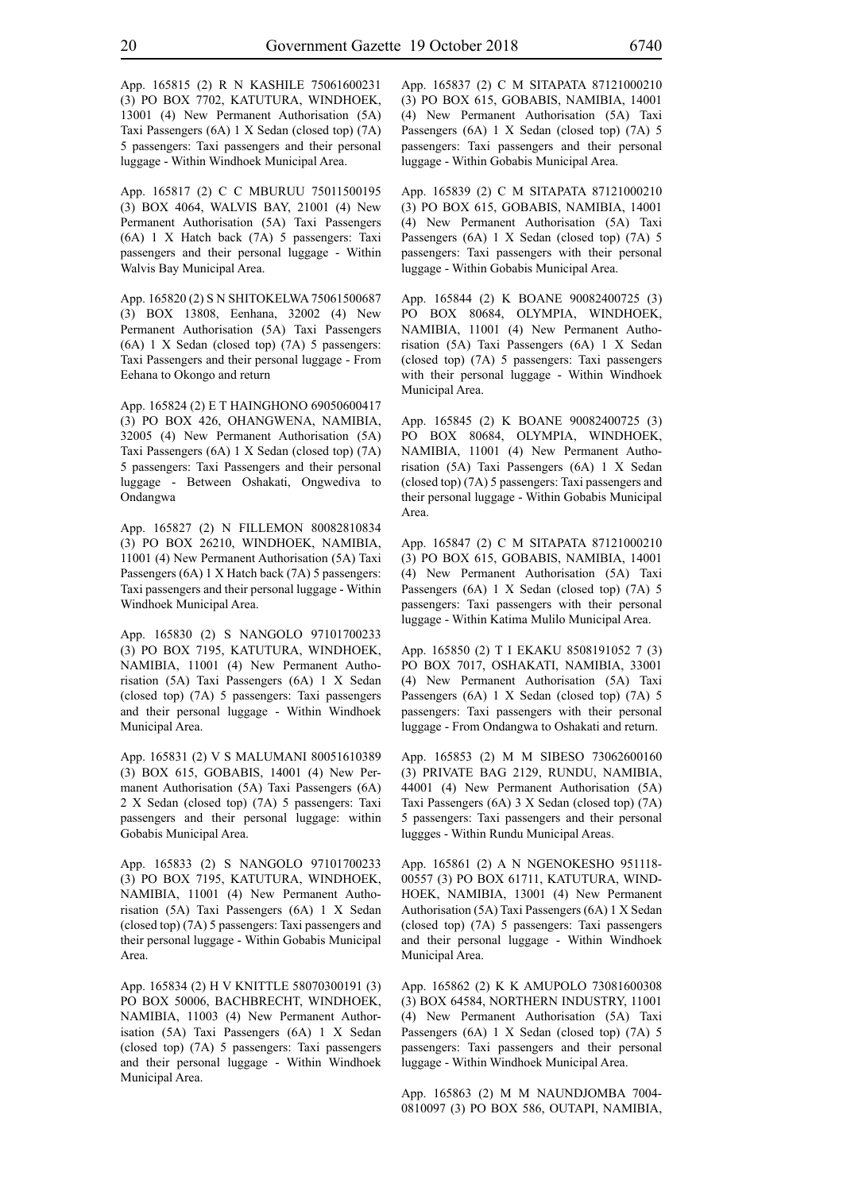App. 165815 (2) R N KASHILE 75061600231 (3) PO BOX 7702, KATUTURA, WINDHOEK, 13001 (4) New Permanent Authorisation (5A) Taxi Passengers (6A) 1 X Sedan (closed top) (7A) 5 passengers: Taxi passengers and their personal luggage - Within Windhoek Municipal Area.

App. 165817 (2) C C MBURUU 75011500195 (3) BOX 4064, WALVIS BAY, 21001 (4) New Permanent Authorisation (5A) Taxi Passengers (6A) 1 X Hatch back (7A) 5 passengers: Taxi passengers and their personal luggage - Within Walvis Bay Municipal Area.

App. 165820 (2) S N SHITOKELWA 75061500687 (3) BOX 13808, Eenhana, 32002 (4) New Permanent Authorisation (5A) Taxi Passengers (6A) 1 X Sedan (closed top) (7A) 5 passengers: Taxi Passengers and their personal luggage - From Eehana to Okongo and return

App. 165824 (2) E T HAINGHONO 69050600417 (3) PO BOX 426, OHANGWENA, NAMIBIA, 32005 (4) New Permanent Authorisation (5A) Taxi Passengers (6A) 1 X Sedan (closed top) (7A) 5 passengers: Taxi Passengers and their personal luggage - Between Oshakati, Ongwediva to Ondangwa

App. 165827 (2) N FILLEMON 80082810834 (3) PO BOX 26210, WINDHOEK, NAMIBIA, 11001 (4) New Permanent Authorisation (5A) Taxi Passengers (6A) 1 X Hatch back (7A) 5 passengers: Taxi passengers and their personal luggage - Within Windhoek Municipal Area.

App. 165830 (2) S NANGOLO 97101700233 (3) PO BOX 7195, KATUTURA, WINDHOEK, NAMIBIA, 11001 (4) New Permanent Authorisation (5A) Taxi Passengers (6A) 1 X Sedan (closed top) (7A) 5 passengers: Taxi passengers and their personal luggage - Within Windhoek Municipal Area.

App. 165831 (2) V S MALUMANI 80051610389 (3) BOX 615, GOBABIS, 14001 (4) New Permanent Authorisation (5A) Taxi Passengers (6A) 2 X Sedan (closed top) (7A) 5 passengers: Taxi passengers and their personal luggage: within Gobabis Municipal Area.

App. 165833 (2) S NANGOLO 97101700233 (3) PO BOX 7195, KATUTURA, WINDHOEK, NAMIBIA, 11001 (4) New Permanent Authorisation (5A) Taxi Passengers (6A) 1 X Sedan (closed top) (7A) 5 passengers: Taxi passengers and their personal luggage - Within Gobabis Municipal Area.

App. 165834 (2) H V KNITTLE 58070300191 (3) PO BOX 50006, BACHBRECHT, WINDHOEK, NAMIBIA, 11003 (4) New Permanent Authorisation (5A) Taxi Passengers (6A) 1 X Sedan (closed top) (7A) 5 passengers: Taxi passengers and their personal luggage - Within Windhoek Municipal Area.

App. 165837 (2) C M SITAPATA 87121000210 (3) PO BOX 615, GOBABIS, NAMIBIA, 14001 (4) New Permanent Authorisation (5A) Taxi Passengers (6A) 1 X Sedan (closed top) (7A) 5 passengers: Taxi passengers and their personal luggage - Within Gobabis Municipal Area.

App. 165839 (2) C M SITAPATA 87121000210 (3) PO BOX 615, GOBABIS, NAMIBIA, 14001 (4) New Permanent Authorisation (5A) Taxi Passengers (6A) 1 X Sedan (closed top) (7A) 5 passengers: Taxi passengers with their personal luggage - Within Gobabis Municipal Area.

App. 165844 (2) K BOANE 90082400725 (3) PO BOX 80684, OLYMPIA, WINDHOEK, NAMIBIA, 11001 (4) New Permanent Authorisation (5A) Taxi Passengers (6A) 1 X Sedan (closed top) (7A) 5 passengers: Taxi passengers with their personal luggage - Within Windhoek Municipal Area.

App. 165845 (2) K BOANE 90082400725 (3) PO BOX 80684, OLYMPIA, WINDHOEK, NAMIBIA, 11001 (4) New Permanent Authorisation (5A) Taxi Passengers (6A) 1 X Sedan (closed top) (7A) 5 passengers: Taxi passengers and their personal luggage - Within Gobabis Municipal Area.

App. 165847 (2) C M SITAPATA 87121000210 (3) PO BOX 615, GOBABIS, NAMIBIA, 14001 (4) New Permanent Authorisation (5A) Taxi Passengers (6A) 1 X Sedan (closed top) (7A) 5 passengers: Taxi passengers with their personal luggage - Within Katima Mulilo Municipal Area.

App. 165850 (2) T I EKAKU 8508191052 7 (3) PO BOX 7017, OSHAKATI, NAMIBIA, 33001 (4) New Permanent Authorisation (5A) Taxi Passengers (6A) 1 X Sedan (closed top) (7A) 5 passengers: Taxi passengers with their personal luggage - From Ondangwa to Oshakati and return.

App. 165853 (2) M M SIBESO 73062600160 (3) PRIVATE BAG 2129, RUNDU, NAMIBIA, 44001 (4) New Permanent Authorisation (5A) Taxi Passengers (6A) 3 X Sedan (closed top) (7A) 5 passengers: Taxi passengers and their personal luggges - Within Rundu Municipal Areas.

App. 165861 (2) A N NGENOKESHO 951118-00557 (3) PO BOX 61711, KATUTURA, WINDHOEK, NAMIBIA, 13001 (4) New Permanent Authorisation (5A) Taxi Passengers (6A) 1 X Sedan (closed top) (7A) 5 passengers: Taxi passengers and their personal luggage - Within Windhoek Municipal Area.

App. 165862 (2) K K AMUPOLO 73081600308 (3) BOX 64584, NORTHERN INDUSTRY, 11001 (4) New Permanent Authorisation (5A) Taxi Passengers (6A) 1 X Sedan (closed top) (7A) 5 passengers: Taxi passengers and their personal luggage - Within Windhoek Municipal Area.

App. 165863 (2) M M NAUNDJOMBA 7004-0810097 (3) PO BOX 586, OUTAPI, NAMIBIA,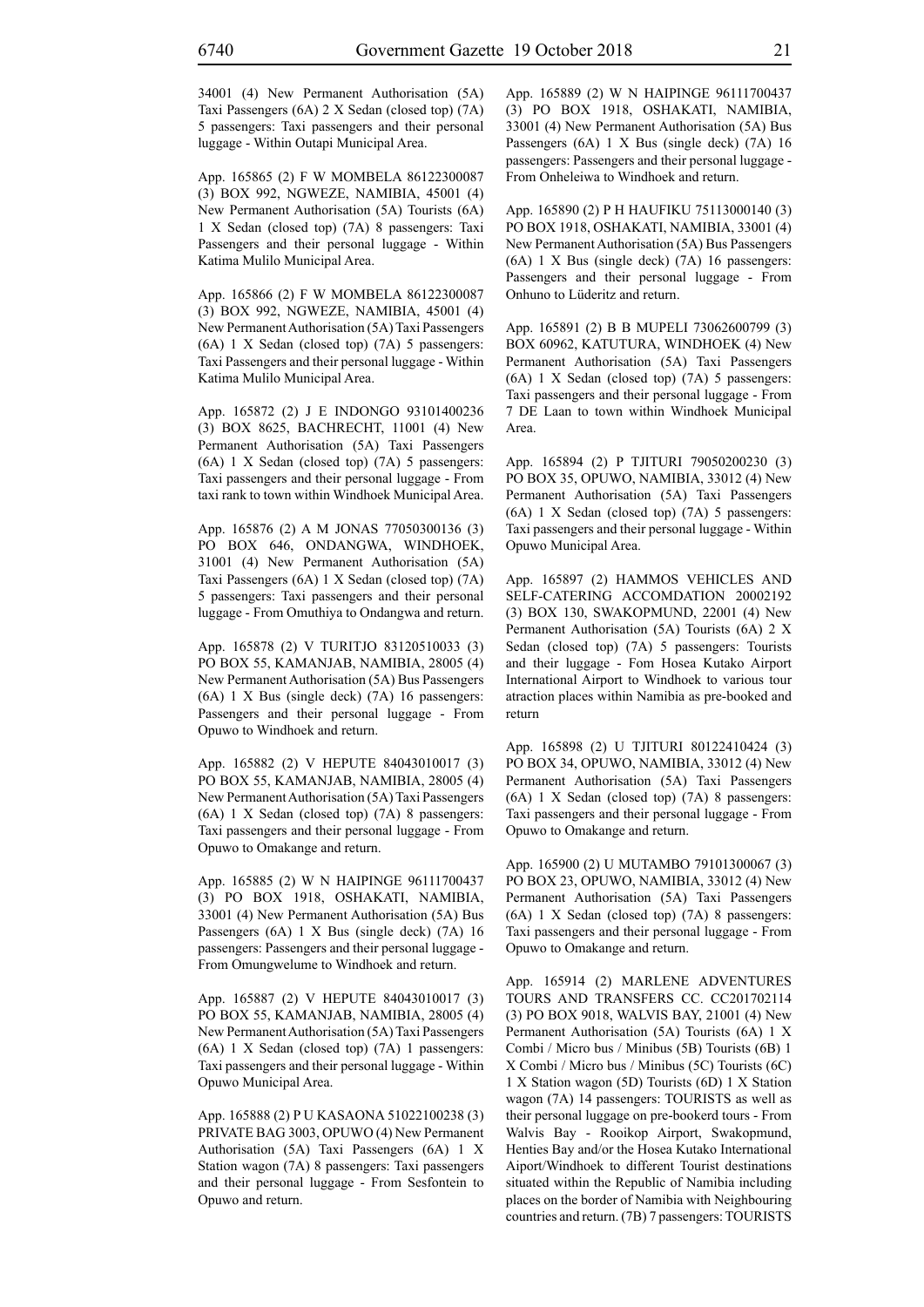34001 (4) New Permanent Authorisation (5A) Taxi Passengers (6A) 2 X Sedan (closed top) (7A) 5 passengers: Taxi passengers and their personal luggage - Within Outapi Municipal Area.

App. 165865 (2) F W MOMBELA 86122300087 (3) BOX 992, NGWEZE, NAMIBIA, 45001 (4) New Permanent Authorisation (5A) Tourists (6A) 1 X Sedan (closed top) (7A) 8 passengers: Taxi Passengers and their personal luggage - Within Katima Mulilo Municipal Area.

App. 165866 (2) F W MOMBELA 86122300087 (3) BOX 992, NGWEZE, NAMIBIA, 45001 (4) New Permanent Authorisation (5A) Taxi Passengers (6A) 1 X Sedan (closed top) (7A) 5 passengers: Taxi Passengers and their personal luggage - Within Katima Mulilo Municipal Area.

App. 165872 (2) J E INDONGO 93101400236 (3) BOX 8625, BACHRECHT, 11001 (4) New Permanent Authorisation (5A) Taxi Passengers (6A) 1 X Sedan (closed top) (7A) 5 passengers: Taxi passengers and their personal luggage - From taxi rank to town within Windhoek Municipal Area.

App. 165876 (2) A M JONAS 77050300136 (3) PO BOX 646, ONDANGWA, WINDHOEK, 31001 (4) New Permanent Authorisation (5A) Taxi Passengers (6A) 1 X Sedan (closed top) (7A) 5 passengers: Taxi passengers and their personal luggage - From Omuthiya to Ondangwa and return.

App. 165878 (2) V TURITJO 83120510033 (3) PO BOX 55, KAMANJAB, NAMIBIA, 28005 (4) New Permanent Authorisation (5A) Bus Passengers (6A) 1 X Bus (single deck) (7A) 16 passengers: Passengers and their personal luggage - From Opuwo to Windhoek and return.

App. 165882 (2) V HEPUTE 84043010017 (3) PO BOX 55, KAMANJAB, NAMIBIA, 28005 (4) New Permanent Authorisation (5A) Taxi Passengers (6A) 1 X Sedan (closed top) (7A) 8 passengers: Taxi passengers and their personal luggage - From Opuwo to Omakange and return.

App. 165885 (2) W N HAIPINGE 96111700437 (3) PO BOX 1918, OSHAKATI, NAMIBIA, 33001 (4) New Permanent Authorisation (5A) Bus Passengers (6A) 1 X Bus (single deck) (7A) 16 passengers: Passengers and their personal luggage - From Omungwelume to Windhoek and return.

App. 165887 (2) V HEPUTE 84043010017 (3) PO BOX 55, KAMANJAB, NAMIBIA, 28005 (4) New Permanent Authorisation (5A) Taxi Passengers (6A) 1 X Sedan (closed top) (7A) 1 passengers: Taxi passengers and their personal luggage - Within Opuwo Municipal Area.

App. 165888 (2) P U KASAONA 51022100238 (3) PRIVATE BAG 3003, OPUWO (4) New Permanent Authorisation (5A) Taxi Passengers (6A) 1 X Station wagon (7A) 8 passengers: Taxi passengers and their personal luggage - From Sesfontein to Opuwo and return.

App. 165889 (2) W N HAIPINGE 96111700437 (3) PO BOX 1918, OSHAKATI, NAMIBIA, 33001 (4) New Permanent Authorisation (5A) Bus Passengers (6A) 1 X Bus (single deck) (7A) 16 passengers: Passengers and their personal luggage - From Onheleiwa to Windhoek and return.

App. 165890 (2) P H HAUFIKU 75113000140 (3) PO BOX 1918, OSHAKATI, NAMIBIA, 33001 (4) New Permanent Authorisation (5A) Bus Passengers (6A) 1 X Bus (single deck) (7A) 16 passengers: Passengers and their personal luggage - From Onhuno to Lüderitz and return.

App. 165891 (2) B B MUPELI 73062600799 (3) BOX 60962, KATUTURA, WINDHOEK (4) New Permanent Authorisation (5A) Taxi Passengers (6A) 1 X Sedan (closed top) (7A) 5 passengers: Taxi passengers and their personal luggage - From 7 DE Laan to town within Windhoek Municipal Area.

App. 165894 (2) P TJITURI 79050200230 (3) PO BOX 35, OPUWO, NAMIBIA, 33012 (4) New Permanent Authorisation (5A) Taxi Passengers (6A) 1 X Sedan (closed top) (7A) 5 passengers: Taxi passengers and their personal luggage - Within Opuwo Municipal Area.

App. 165897 (2) HAMMOS VEHICLES AND SELF-CATERING ACCOMDATION 20002192 (3) BOX 130, SWAKOPMUND, 22001 (4) New Permanent Authorisation (5A) Tourists (6A) 2 X Sedan (closed top) (7A) 5 passengers: Tourists and their luggage - Fom Hosea Kutako Airport International Airport to Windhoek to various tour atraction places within Namibia as pre-booked and return

App. 165898 (2) U TJITURI 80122410424 (3) PO BOX 34, OPUWO, NAMIBIA, 33012 (4) New Permanent Authorisation (5A) Taxi Passengers (6A) 1 X Sedan (closed top) (7A) 8 passengers: Taxi passengers and their personal luggage - From Opuwo to Omakange and return.

App. 165900 (2) U MUTAMBO 79101300067 (3) PO BOX 23, OPUWO, NAMIBIA, 33012 (4) New Permanent Authorisation (5A) Taxi Passengers (6A) 1 X Sedan (closed top) (7A) 8 passengers: Taxi passengers and their personal luggage - From Opuwo to Omakange and return.

App. 165914 (2) MARLENE ADVENTURES TOURS AND TRANSFERS CC. CC201702114 (3) PO BOX 9018, WALVIS BAY, 21001 (4) New Permanent Authorisation (5A) Tourists (6A) 1 X Combi / Micro bus / Minibus (5B) Tourists (6B) 1 X Combi / Micro bus / Minibus (5C) Tourists (6C) 1 X Station wagon (5D) Tourists (6D) 1 X Station wagon (7A) 14 passengers: TOURISTS as well as their personal luggage on pre-bookerd tours - From Walvis Bay - Rooikop Airport, Swakopmund, Henties Bay and/or the Hosea Kutako International Aiport/Windhoek to different Tourist destinations situated within the Republic of Namibia including places on the border of Namibia with Neighbouring countries and return. (7B) 7 passengers: TOURISTS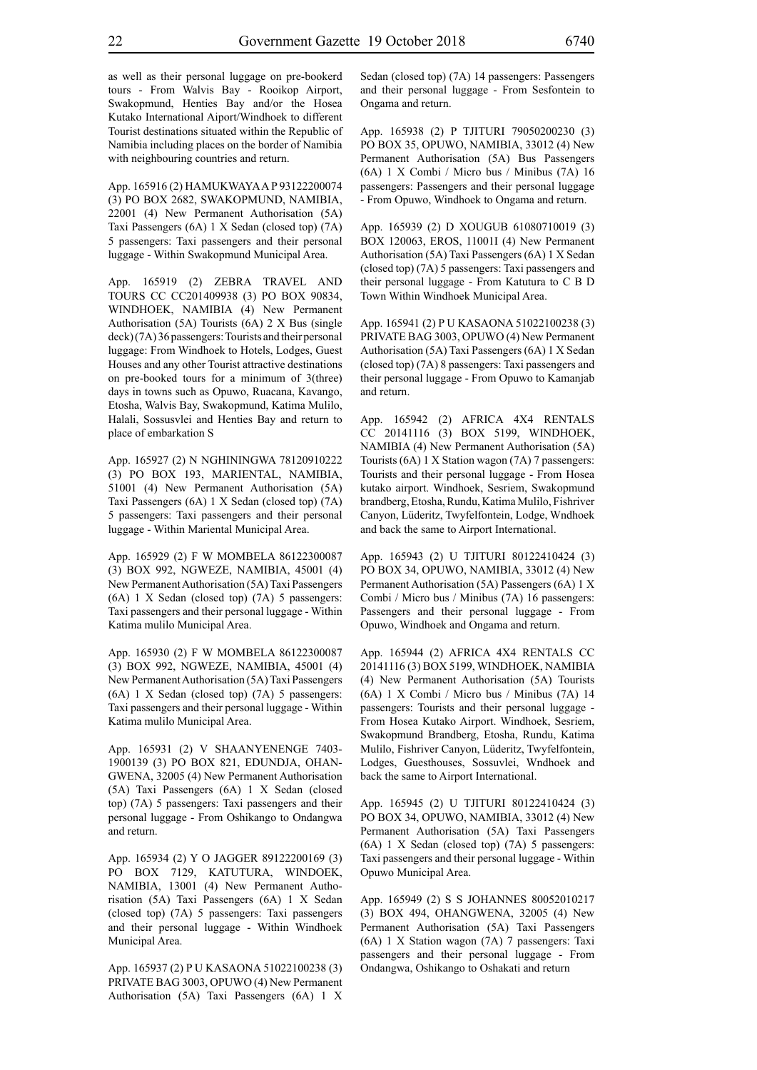as well as their personal luggage on pre-bookerd tours - From Walvis Bay - Rooikop Airport, Swakopmund, Henties Bay and/or the Hosea Kutako International Aiport/Windhoek to different Tourist destinations situated within the Republic of Namibia including places on the border of Namibia with neighbouring countries and return.

App. 165916 (2) HAMUKWAYA A P 93122200074 (3) PO BOX 2682, SWAKOPMUND, NAMIBIA, 22001 (4) New Permanent Authorisation (5A) Taxi Passengers (6A) 1 X Sedan (closed top) (7A) 5 passengers: Taxi passengers and their personal luggage - Within Swakopmund Municipal Area.

App. 165919 (2) ZEBRA TRAVEL AND TOURS CC CC201409938 (3) PO BOX 90834, WINDHOEK, NAMIBIA (4) New Permanent Authorisation (5A) Tourists (6A) 2 X Bus (single deck) (7A) 36 passengers: Tourists and their personal luggage: From Windhoek to Hotels, Lodges, Guest Houses and any other Tourist attractive destinations on pre-booked tours for a minimum of 3(three) days in towns such as Opuwo, Ruacana, Kavango, Etosha, Walvis Bay, Swakopmund, Katima Mulilo, Halali, Sossusvlei and Henties Bay and return to place of embarkation S

App. 165927 (2) N NGHININGWA 78120910222 (3) PO BOX 193, MARIENTAL, NAMIBIA, 51001 (4) New Permanent Authorisation (5A) Taxi Passengers (6A) 1 X Sedan (closed top) (7A) 5 passengers: Taxi passengers and their personal luggage - Within Mariental Municipal Area.

App. 165929 (2) F W MOMBELA 86122300087 (3) BOX 992, NGWEZE, NAMIBIA, 45001 (4) New Permanent Authorisation (5A) Taxi Passengers (6A) 1 X Sedan (closed top) (7A) 5 passengers: Taxi passengers and their personal luggage - Within Katima mulilo Municipal Area.

App. 165930 (2) F W MOMBELA 86122300087 (3) BOX 992, NGWEZE, NAMIBIA, 45001 (4) New Permanent Authorisation (5A) Taxi Passengers (6A) 1 X Sedan (closed top) (7A) 5 passengers: Taxi passengers and their personal luggage - Within Katima mulilo Municipal Area.

App. 165931 (2) V SHAANYENENGE 7403-1900139 (3) PO BOX 821, EDUNDJA, OHANGWENA, 32005 (4) New Permanent Authorisation (5A) Taxi Passengers (6A) 1 X Sedan (closed top) (7A) 5 passengers: Taxi passengers and their personal luggage - From Oshikango to Ondangwa and return.

App. 165934 (2) Y O JAGGER 89122200169 (3) PO BOX 7129, KATUTURA, WINDOEK, NAMIBIA, 13001 (4) New Permanent Authorisation (5A) Taxi Passengers (6A) 1 X Sedan (closed top) (7A) 5 passengers: Taxi passengers and their personal luggage - Within Windhoek Municipal Area.

App. 165937 (2) P U KASAONA 51022100238 (3) PRIVATE BAG 3003, OPUWO (4) New Permanent Authorisation (5A) Taxi Passengers (6A) 1 X Sedan (closed top) (7A) 14 passengers: Passengers and their personal luggage - From Sesfontein to Ongama and return.

App. 165938 (2) P TJITURI 79050200230 (3) PO BOX 35, OPUWO, NAMIBIA, 33012 (4) New Permanent Authorisation (5A) Bus Passengers (6A) 1 X Combi / Micro bus / Minibus (7A) 16 passengers: Passengers and their personal luggage - From Opuwo, Windhoek to Ongama and return.

App. 165939 (2) D XOUGUB 61080710019 (3) BOX 120063, EROS, 11001I (4) New Permanent Authorisation (5A) Taxi Passengers (6A) 1 X Sedan (closed top) (7A) 5 passengers: Taxi passengers and their personal luggage - From Katutura to C B D Town Within Windhoek Municipal Area.

App. 165941 (2) P U KASAONA 51022100238 (3) PRIVATE BAG 3003, OPUWO (4) New Permanent Authorisation (5A) Taxi Passengers (6A) 1 X Sedan (closed top) (7A) 8 passengers: Taxi passengers and their personal luggage - From Opuwo to Kamanjab and return.

App. 165942 (2) AFRICA 4X4 RENTALS CC 20141116 (3) BOX 5199, WINDHOEK, NAMIBIA (4) New Permanent Authorisation (5A) Tourists (6A) 1 X Station wagon (7A) 7 passengers: Tourists and their personal luggage - From Hosea kutako airport. Windhoek, Sesriem, Swakopmund brandberg, Etosha, Rundu, Katima Mulilo, Fishriver Canyon, Lüderitz, Twyfelfontein, Lodge, Wndhoek and back the same to Airport International.

App. 165943 (2) U TJITURI 80122410424 (3) PO BOX 34, OPUWO, NAMIBIA, 33012 (4) New Permanent Authorisation (5A) Passengers (6A) 1 X Combi / Micro bus / Minibus (7A) 16 passengers: Passengers and their personal luggage - From Opuwo, Windhoek and Ongama and return.

App. 165944 (2) AFRICA 4X4 RENTALS CC 20141116 (3) BOX 5199, WINDHOEK, NAMIBIA (4) New Permanent Authorisation (5A) Tourists (6A) 1 X Combi / Micro bus / Minibus (7A) 14 passengers: Tourists and their personal luggage - From Hosea Kutako Airport. Windhoek, Sesriem, Swakopmund Brandberg, Etosha, Rundu, Katima Mulilo, Fishriver Canyon, Lüderitz, Twyfelfontein, Lodges, Guesthouses, Sossuvlei, Wndhoek and back the same to Airport International.

App. 165945 (2) U TJITURI 80122410424 (3) PO BOX 34, OPUWO, NAMIBIA, 33012 (4) New Permanent Authorisation (5A) Taxi Passengers (6A) 1 X Sedan (closed top) (7A) 5 passengers: Taxi passengers and their personal luggage - Within Opuwo Municipal Area.

App. 165949 (2) S S JOHANNES 80052010217 (3) BOX 494, OHANGWENA, 32005 (4) New Permanent Authorisation (5A) Taxi Passengers (6A) 1 X Station wagon (7A) 7 passengers: Taxi passengers and their personal luggage - From Ondangwa, Oshikango to Oshakati and return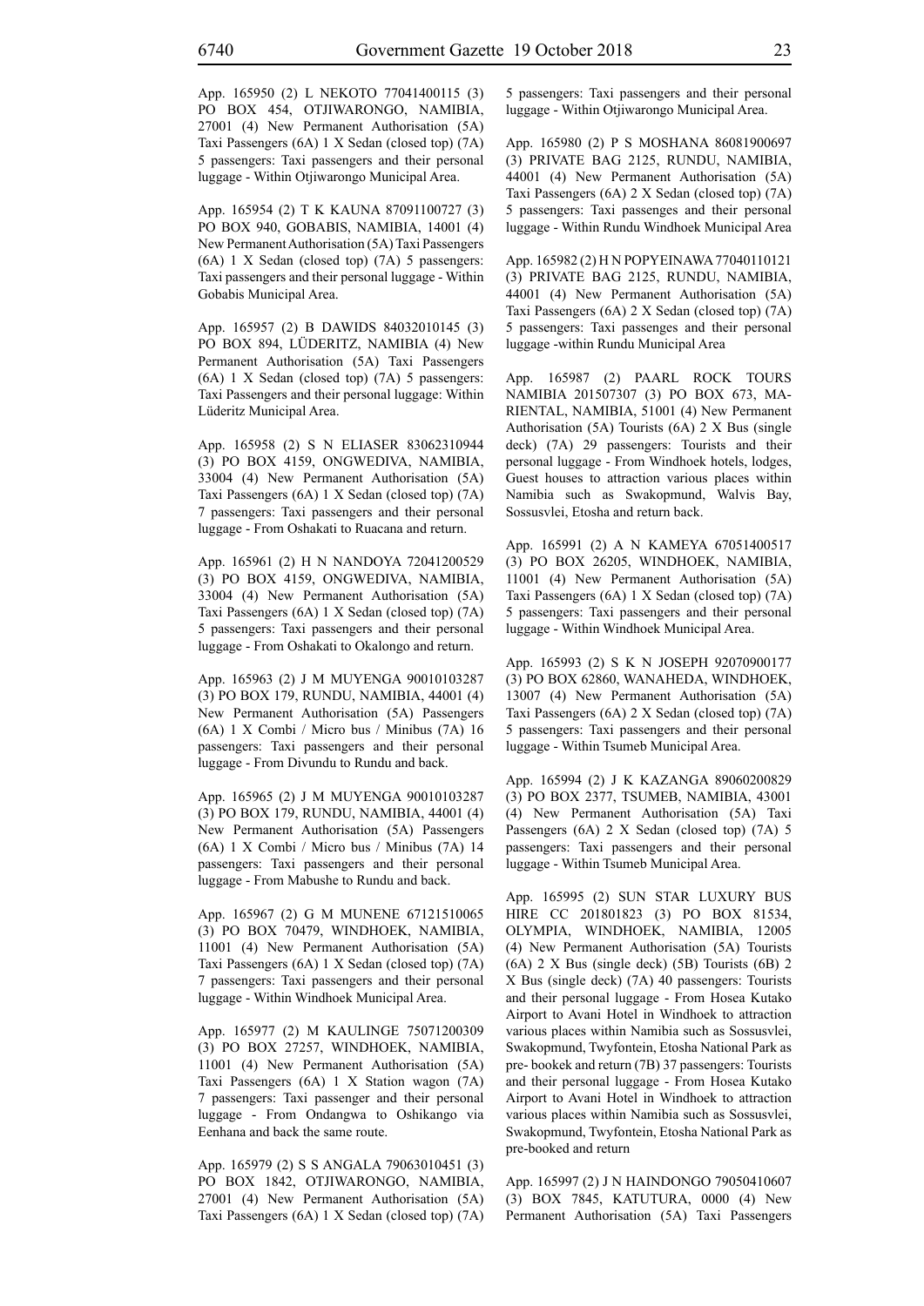App. 165950 (2) L NEKOTO 77041400115 (3) PO BOX 454, OTJIWARONGO, NAMIBIA, 27001 (4) New Permanent Authorisation (5A) Taxi Passengers (6A) 1 X Sedan (closed top) (7A) 5 passengers: Taxi passengers and their personal luggage - Within Otjiwarongo Municipal Area.

App. 165954 (2) T K KAUNA 87091100727 (3) PO BOX 940, GOBABIS, NAMIBIA, 14001 (4) New Permanent Authorisation (5A) Taxi Passengers (6A) 1 X Sedan (closed top) (7A) 5 passengers: Taxi passengers and their personal luggage - Within Gobabis Municipal Area.

App. 165957 (2) B DAWIDS 84032010145 (3) PO BOX 894, LÜDERITZ, NAMIBIA (4) New Permanent Authorisation (5A) Taxi Passengers (6A) 1 X Sedan (closed top) (7A) 5 passengers: Taxi Passengers and their personal luggage: Within Lüderitz Municipal Area.

App. 165958 (2) S N ELIASER 83062310944 (3) PO BOX 4159, ONGWEDIVA, NAMIBIA, 33004 (4) New Permanent Authorisation (5A) Taxi Passengers (6A) 1 X Sedan (closed top) (7A) 7 passengers: Taxi passengers and their personal luggage - From Oshakati to Ruacana and return.

App. 165961 (2) H N NANDOYA 72041200529 (3) PO BOX 4159, ONGWEDIVA, NAMIBIA, 33004 (4) New Permanent Authorisation (5A) Taxi Passengers (6A) 1 X Sedan (closed top) (7A) 5 passengers: Taxi passengers and their personal luggage - From Oshakati to Okalongo and return.

App. 165963 (2) J M MUYENGA 90010103287 (3) PO BOX 179, RUNDU, NAMIBIA, 44001 (4) New Permanent Authorisation (5A) Passengers (6A) 1 X Combi / Micro bus / Minibus (7A) 16 passengers: Taxi passengers and their personal luggage - From Divundu to Rundu and back.

App. 165965 (2) J M MUYENGA 90010103287 (3) PO BOX 179, RUNDU, NAMIBIA, 44001 (4) New Permanent Authorisation (5A) Passengers (6A) 1 X Combi / Micro bus / Minibus (7A) 14 passengers: Taxi passengers and their personal luggage - From Mabushe to Rundu and back.

App. 165967 (2) G M MUNENE 67121510065 (3) PO BOX 70479, WINDHOEK, NAMIBIA, 11001 (4) New Permanent Authorisation (5A) Taxi Passengers (6A) 1 X Sedan (closed top) (7A) 7 passengers: Taxi passengers and their personal luggage - Within Windhoek Municipal Area.

App. 165977 (2) M KAULINGE 75071200309 (3) PO BOX 27257, WINDHOEK, NAMIBIA, 11001 (4) New Permanent Authorisation (5A) Taxi Passengers (6A) 1 X Station wagon (7A) 7 passengers: Taxi passenger and their personal luggage - From Ondangwa to Oshikango via Eenhana and back the same route.

App. 165979 (2) S S ANGALA 79063010451 (3) PO BOX 1842, OTJIWARONGO, NAMIBIA, 27001 (4) New Permanent Authorisation (5A) Taxi Passengers (6A) 1 X Sedan (closed top) (7A) 5 passengers: Taxi passengers and their personal luggage - Within Otjiwarongo Municipal Area.

App. 165980 (2) P S MOSHANA 86081900697 (3) PRIVATE BAG 2125, RUNDU, NAMIBIA, 44001 (4) New Permanent Authorisation (5A) Taxi Passengers (6A) 2 X Sedan (closed top) (7A) 5 passengers: Taxi passenges and their personal luggage - Within Rundu Windhoek Municipal Area

App. 165982 (2) H N POPYEINAWA 77040110121 (3) PRIVATE BAG 2125, RUNDU, NAMIBIA, 44001 (4) New Permanent Authorisation (5A) Taxi Passengers (6A) 2 X Sedan (closed top) (7A) 5 passengers: Taxi passenges and their personal luggage -within Rundu Municipal Area

App. 165987 (2) PAARL ROCK TOURS NAMIBIA 201507307 (3) PO BOX 673, MARIENTAL, NAMIBIA, 51001 (4) New Permanent Authorisation (5A) Tourists (6A) 2 X Bus (single deck) (7A) 29 passengers: Tourists and their personal luggage - From Windhoek hotels, lodges, Guest houses to attraction various places within Namibia such as Swakopmund, Walvis Bay, Sossusvlei, Etosha and return back.

App. 165991 (2) A N KAMEYA 67051400517 (3) PO BOX 26205, WINDHOEK, NAMIBIA, 11001 (4) New Permanent Authorisation (5A) Taxi Passengers (6A) 1 X Sedan (closed top) (7A) 5 passengers: Taxi passengers and their personal luggage - Within Windhoek Municipal Area.

App. 165993 (2) S K N JOSEPH 92070900177 (3) PO BOX 62860, WANAHEDA, WINDHOEK, 13007 (4) New Permanent Authorisation (5A) Taxi Passengers (6A) 2 X Sedan (closed top) (7A) 5 passengers: Taxi passengers and their personal luggage - Within Tsumeb Municipal Area.

App. 165994 (2) J K KAZANGA 89060200829 (3) PO BOX 2377, TSUMEB, NAMIBIA, 43001 (4) New Permanent Authorisation (5A) Taxi Passengers (6A) 2 X Sedan (closed top) (7A) 5 passengers: Taxi passengers and their personal luggage - Within Tsumeb Municipal Area.

App. 165995 (2) SUN STAR LUXURY BUS HIRE CC 201801823 (3) PO BOX 81534, OLYMPIA, WINDHOEK, NAMIBIA, 12005 (4) New Permanent Authorisation (5A) Tourists (6A) 2 X Bus (single deck) (5B) Tourists (6B) 2 X Bus (single deck) (7A) 40 passengers: Tourists and their personal luggage - From Hosea Kutako Airport to Avani Hotel in Windhoek to attraction various places within Namibia such as Sossusvlei, Swakopmund, Twyfontein, Etosha National Park as pre- bookek and return (7B) 37 passengers: Tourists and their personal luggage - From Hosea Kutako Airport to Avani Hotel in Windhoek to attraction various places within Namibia such as Sossusvlei, Swakopmund, Twyfontein, Etosha National Park as pre-booked and return

App. 165997 (2) J N HAINDONGO 79050410607 (3) BOX 7845, KATUTURA, 0000 (4) New Permanent Authorisation (5A) Taxi Passengers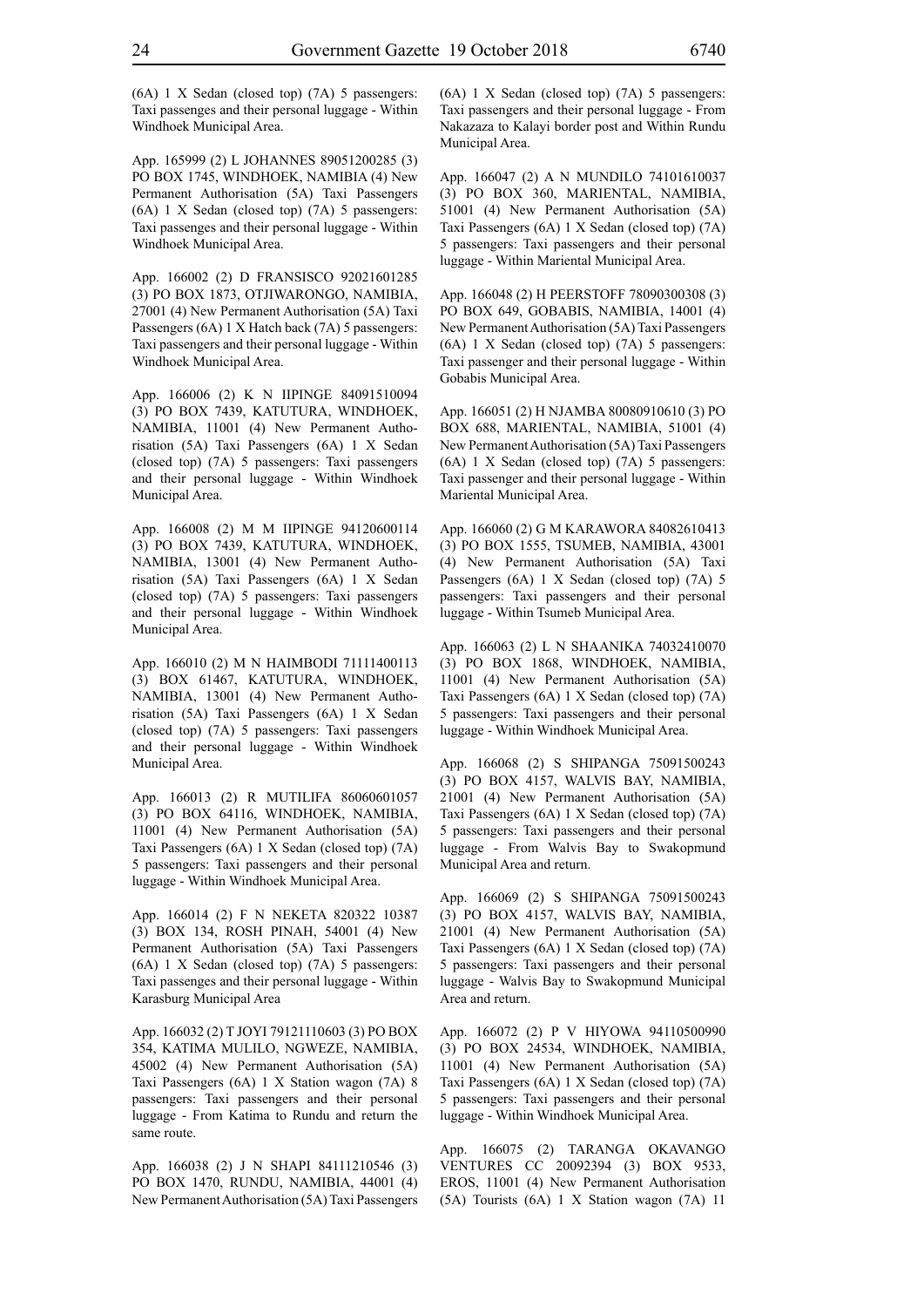(6A) 1 X Sedan (closed top) (7A) 5 passengers: Taxi passenges and their personal luggage - Within Windhoek Municipal Area.

App. 165999 (2) L JOHANNES 89051200285 (3) PO BOX 1745, WINDHOEK, NAMIBIA (4) New Permanent Authorisation (5A) Taxi Passengers (6A) 1 X Sedan (closed top) (7A) 5 passengers: Taxi passenges and their personal luggage - Within Windhoek Municipal Area.

App. 166002 (2) D FRANSISCO 92021601285 (3) PO BOX 1873, OTJIWARONGO, NAMIBIA, 27001 (4) New Permanent Authorisation (5A) Taxi Passengers (6A) 1 X Hatch back (7A) 5 passengers: Taxi passengers and their personal luggage - Within Windhoek Municipal Area.

App. 166006 (2) K N IIPINGE 84091510094 (3) PO BOX 7439, KATUTURA, WINDHOEK, NAMIBIA, 11001 (4) New Permanent Authorisation (5A) Taxi Passengers (6A) 1 X Sedan (closed top) (7A) 5 passengers: Taxi passengers and their personal luggage - Within Windhoek Municipal Area.

App. 166008 (2) M M IIPINGE 94120600114 (3) PO BOX 7439, KATUTURA, WINDHOEK, NAMIBIA, 13001 (4) New Permanent Authorisation (5A) Taxi Passengers (6A) 1 X Sedan (closed top) (7A) 5 passengers: Taxi passengers and their personal luggage - Within Windhoek Municipal Area.

App. 166010 (2) M N HAIMBODI 71111400113 (3) BOX 61467, KATUTURA, WINDHOEK, NAMIBIA, 13001 (4) New Permanent Authorisation (5A) Taxi Passengers (6A) 1 X Sedan (closed top) (7A) 5 passengers: Taxi passengers and their personal luggage - Within Windhoek Municipal Area.

App. 166013 (2) R MUTILIFA 86060601057 (3) PO BOX 64116, WINDHOEK, NAMIBIA, 11001 (4) New Permanent Authorisation (5A) Taxi Passengers (6A) 1 X Sedan (closed top) (7A) 5 passengers: Taxi passengers and their personal luggage - Within Windhoek Municipal Area.

App. 166014 (2) F N NEKETA 820322 10387 (3) BOX 134, ROSH PINAH, 54001 (4) New Permanent Authorisation (5A) Taxi Passengers (6A) 1 X Sedan (closed top) (7A) 5 passengers: Taxi passenges and their personal luggage - Within Karasburg Municipal Area

App. 166032 (2) T JOYI 79121110603 (3) PO BOX 354, KATIMA MULILO, NGWEZE, NAMIBIA, 45002 (4) New Permanent Authorisation (5A) Taxi Passengers (6A) 1 X Station wagon (7A) 8 passengers: Taxi passengers and their personal luggage - From Katima to Rundu and return the same route.

App. 166038 (2) J N SHAPI 84111210546 (3) PO BOX 1470, RUNDU, NAMIBIA, 44001 (4) New Permanent Authorisation (5A) Taxi Passengers (6A) 1 X Sedan (closed top) (7A) 5 passengers: Taxi passengers and their personal luggage - From Nakazaza to Kalayi border post and Within Rundu Municipal Area.

App. 166047 (2) A N MUNDILO 74101610037 (3) PO BOX 360, MARIENTAL, NAMIBIA, 51001 (4) New Permanent Authorisation (5A) Taxi Passengers (6A) 1 X Sedan (closed top) (7A) 5 passengers: Taxi passengers and their personal luggage - Within Mariental Municipal Area.

App. 166048 (2) H PEERSTOFF 78090300308 (3) PO BOX 649, GOBABIS, NAMIBIA, 14001 (4) New Permanent Authorisation (5A) Taxi Passengers (6A) 1 X Sedan (closed top) (7A) 5 passengers: Taxi passenger and their personal luggage - Within Gobabis Municipal Area.

App. 166051 (2) H NJAMBA 80080910610 (3) PO BOX 688, MARIENTAL, NAMIBIA, 51001 (4) New Permanent Authorisation (5A) Taxi Passengers (6A) 1 X Sedan (closed top) (7A) 5 passengers: Taxi passenger and their personal luggage - Within Mariental Municipal Area.

App. 166060 (2) G M KARAWORA 84082610413 (3) PO BOX 1555, TSUMEB, NAMIBIA, 43001 (4) New Permanent Authorisation (5A) Taxi Passengers (6A) 1 X Sedan (closed top) (7A) 5 passengers: Taxi passengers and their personal luggage - Within Tsumeb Municipal Area.

App. 166063 (2) L N SHAANIKA 74032410070 (3) PO BOX 1868, WINDHOEK, NAMIBIA, 11001 (4) New Permanent Authorisation (5A) Taxi Passengers (6A) 1 X Sedan (closed top) (7A) 5 passengers: Taxi passengers and their personal luggage - Within Windhoek Municipal Area.

App. 166068 (2) S SHIPANGA 75091500243 (3) PO BOX 4157, WALVIS BAY, NAMIBIA, 21001 (4) New Permanent Authorisation (5A) Taxi Passengers (6A) 1 X Sedan (closed top) (7A) 5 passengers: Taxi passengers and their personal luggage - From Walvis Bay to Swakopmund Municipal Area and return.

App. 166069 (2) S SHIPANGA 75091500243 (3) PO BOX 4157, WALVIS BAY, NAMIBIA, 21001 (4) New Permanent Authorisation (5A) Taxi Passengers (6A) 1 X Sedan (closed top) (7A) 5 passengers: Taxi passengers and their personal luggage - Walvis Bay to Swakopmund Municipal Area and return.

App. 166072 (2) P V HIYOWA 94110500990 (3) PO BOX 24534, WINDHOEK, NAMIBIA, 11001 (4) New Permanent Authorisation (5A) Taxi Passengers (6A) 1 X Sedan (closed top) (7A) 5 passengers: Taxi passengers and their personal luggage - Within Windhoek Municipal Area.

App. 166075 (2) TARANGA OKAVANGO VENTURES CC 20092394 (3) BOX 9533, EROS, 11001 (4) New Permanent Authorisation (5A) Tourists (6A) 1 X Station wagon (7A) 11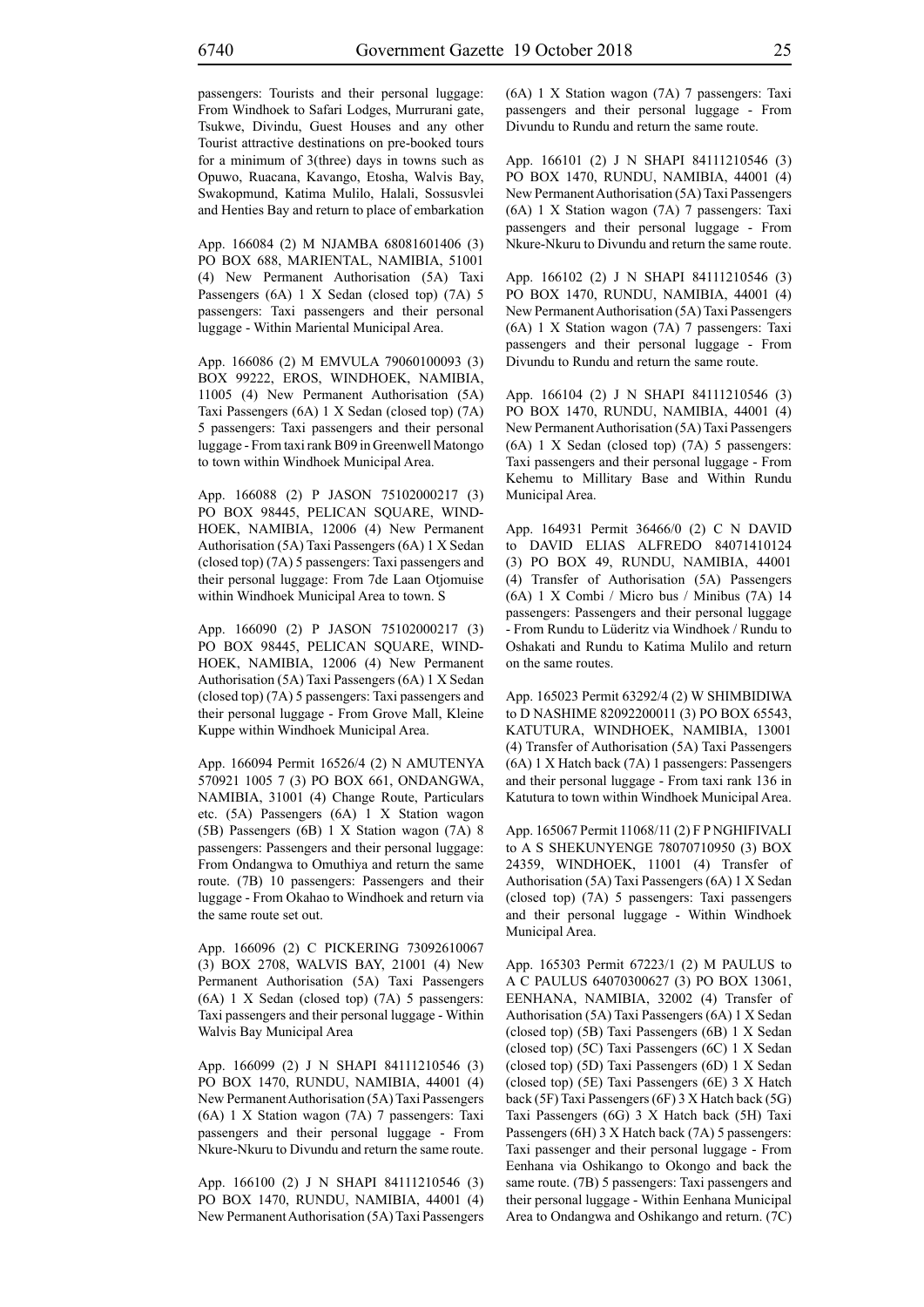passengers: Tourists and their personal luggage: From Windhoek to Safari Lodges, Murrurani gate, Tsukwe, Divindu, Guest Houses and any other Tourist attractive destinations on pre-booked tours for a minimum of 3(three) days in towns such as Opuwo, Ruacana, Kavango, Etosha, Walvis Bay, Swakopmund, Katima Mulilo, Halali, Sossusvlei and Henties Bay and return to place of embarkation

App. 166084 (2) M NJAMBA 68081601406 (3) PO BOX 688, MARIENTAL, NAMIBIA, 51001 (4) New Permanent Authorisation (5A) Taxi Passengers (6A) 1 X Sedan (closed top) (7A) 5 passengers: Taxi passengers and their personal luggage - Within Mariental Municipal Area.

App. 166086 (2) M EMVULA 79060100093 (3) BOX 99222, EROS, WINDHOEK, NAMIBIA, 11005 (4) New Permanent Authorisation (5A) Taxi Passengers (6A) 1 X Sedan (closed top) (7A) 5 passengers: Taxi passengers and their personal luggage - From taxi rank B09 in Greenwell Matongo to town within Windhoek Municipal Area.

App. 166088 (2) P JASON 75102000217 (3) PO BOX 98445, PELICAN SQUARE, WINDHOEK, NAMIBIA, 12006 (4) New Permanent Authorisation (5A) Taxi Passengers (6A) 1 X Sedan (closed top) (7A) 5 passengers: Taxi passengers and their personal luggage: From 7de Laan Otjomuise within Windhoek Municipal Area to town. S

App. 166090 (2) P JASON 75102000217 (3) PO BOX 98445, PELICAN SQUARE, WINDHOEK, NAMIBIA, 12006 (4) New Permanent Authorisation (5A) Taxi Passengers (6A) 1 X Sedan (closed top) (7A) 5 passengers: Taxi passengers and their personal luggage - From Grove Mall, Kleine Kuppe within Windhoek Municipal Area.

App. 166094 Permit 16526/4 (2) N AMUTENYA 570921 1005 7 (3) PO BOX 661, ONDANGWA, NAMIBIA, 31001 (4) Change Route, Particulars etc. (5A) Passengers (6A) 1 X Station wagon (5B) Passengers (6B) 1 X Station wagon (7A) 8 passengers: Passengers and their personal luggage: From Ondangwa to Omuthiya and return the same route. (7B) 10 passengers: Passengers and their luggage - From Okahao to Windhoek and return via the same route set out.

App. 166096 (2) C PICKERING 73092610067 (3) BOX 2708, WALVIS BAY, 21001 (4) New Permanent Authorisation (5A) Taxi Passengers (6A) 1 X Sedan (closed top) (7A) 5 passengers: Taxi passengers and their personal luggage - Within Walvis Bay Municipal Area

App. 166099 (2) J N SHAPI 84111210546 (3) PO BOX 1470, RUNDU, NAMIBIA, 44001 (4) New Permanent Authorisation (5A) Taxi Passengers (6A) 1 X Station wagon (7A) 7 passengers: Taxi passengers and their personal luggage - From Nkure-Nkuru to Divundu and return the same route.

App. 166100 (2) J N SHAPI 84111210546 (3) PO BOX 1470, RUNDU, NAMIBIA, 44001 (4) New Permanent Authorisation (5A) Taxi Passengers (6A) 1 X Station wagon (7A) 7 passengers: Taxi passengers and their personal luggage - From Divundu to Rundu and return the same route.

App. 166101 (2) J N SHAPI 84111210546 (3) PO BOX 1470, RUNDU, NAMIBIA, 44001 (4) New Permanent Authorisation (5A) Taxi Passengers (6A) 1 X Station wagon (7A) 7 passengers: Taxi passengers and their personal luggage - From Nkure-Nkuru to Divundu and return the same route.

App. 166102 (2) J N SHAPI 84111210546 (3) PO BOX 1470, RUNDU, NAMIBIA, 44001 (4) New Permanent Authorisation (5A) Taxi Passengers (6A) 1 X Station wagon (7A) 7 passengers: Taxi passengers and their personal luggage - From Divundu to Rundu and return the same route.

App. 166104 (2) J N SHAPI 84111210546 (3) PO BOX 1470, RUNDU, NAMIBIA, 44001 (4) New Permanent Authorisation (5A) Taxi Passengers (6A) 1 X Sedan (closed top) (7A) 5 passengers: Taxi passengers and their personal luggage - From Kehemu to Millitary Base and Within Rundu Municipal Area.

App. 164931 Permit 36466/0 (2) C N DAVID to DAVID ELIAS ALFREDO 84071410124 (3) PO BOX 49, RUNDU, NAMIBIA, 44001 (4) Transfer of Authorisation (5A) Passengers (6A) 1 X Combi / Micro bus / Minibus (7A) 14 passengers: Passengers and their personal luggage - From Rundu to Lüderitz via Windhoek / Rundu to Oshakati and Rundu to Katima Mulilo and return on the same routes.

App. 165023 Permit 63292/4 (2) W SHIMBIDIWA to D NASHIME 82092200011 (3) PO BOX 65543, KATUTURA, WINDHOEK, NAMIBIA, 13001 (4) Transfer of Authorisation (5A) Taxi Passengers (6A) 1 X Hatch back (7A) 1 passengers: Passengers and their personal luggage - From taxi rank 136 in Katutura to town within Windhoek Municipal Area.

App. 165067 Permit 11068/11 (2) F P NGHIFIVALI to A S SHEKUNYENGE 78070710950 (3) BOX 24359, WINDHOEK, 11001 (4) Transfer of Authorisation (5A) Taxi Passengers (6A) 1 X Sedan (closed top) (7A) 5 passengers: Taxi passengers and their personal luggage - Within Windhoek Municipal Area.

App. 165303 Permit 67223/1 (2) M PAULUS to A C PAULUS 64070300627 (3) PO BOX 13061, EENHANA, NAMIBIA, 32002 (4) Transfer of Authorisation (5A) Taxi Passengers (6A) 1 X Sedan (closed top) (5B) Taxi Passengers (6B) 1 X Sedan (closed top) (5C) Taxi Passengers (6C) 1 X Sedan (closed top) (5D) Taxi Passengers (6D) 1 X Sedan (closed top) (5E) Taxi Passengers (6E) 3 X Hatch back (5F) Taxi Passengers (6F) 3 X Hatch back (5G) Taxi Passengers (6G) 3 X Hatch back (5H) Taxi Passengers (6H) 3 X Hatch back (7A) 5 passengers: Taxi passenger and their personal luggage - From Eenhana via Oshikango to Okongo and back the same route. (7B) 5 passengers: Taxi passengers and their personal luggage - Within Eenhana Municipal Area to Ondangwa and Oshikango and return. (7C)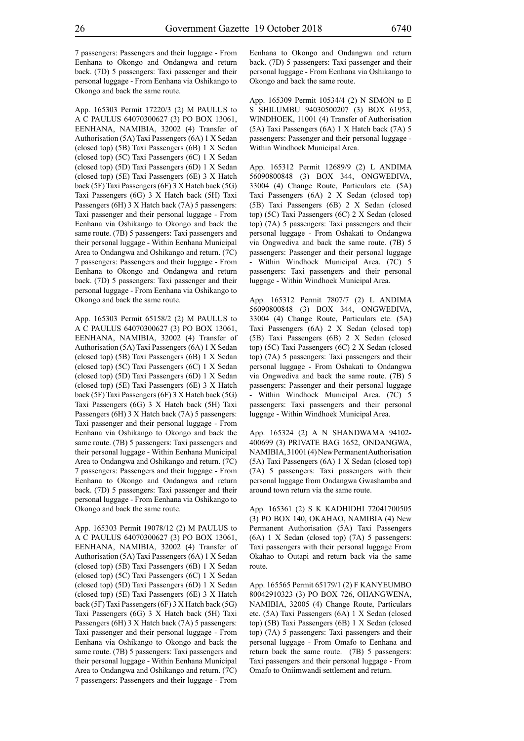7 passengers: Passengers and their luggage - From Eenhana to Okongo and Ondangwa and return back. (7D) 5 passengers: Taxi passenger and their personal luggage - From Eenhana via Oshikango to Okongo and back the same route.

App. 165303 Permit 17220/3 (2) M PAULUS to A C PAULUS 64070300627 (3) PO BOX 13061, EENHANA, NAMIBIA, 32002 (4) Transfer of Authorisation (5A) Taxi Passengers (6A) 1 X Sedan (closed top) (5B) Taxi Passengers (6B) 1 X Sedan (closed top) (5C) Taxi Passengers (6C) 1 X Sedan (closed top) (5D) Taxi Passengers (6D) 1 X Sedan (closed top) (5E) Taxi Passengers (6E) 3 X Hatch back (5F) Taxi Passengers (6F) 3 X Hatch back (5G) Taxi Passengers (6G) 3 X Hatch back (5H) Taxi Passengers (6H) 3 X Hatch back (7A) 5 passengers: Taxi passenger and their personal luggage - From Eenhana via Oshikango to Okongo and back the same route. (7B) 5 passengers: Taxi passengers and their personal luggage - Within Eenhana Municipal Area to Ondangwa and Oshikango and return. (7C) 7 passengers: Passengers and their luggage - From Eenhana to Okongo and Ondangwa and return back. (7D) 5 passengers: Taxi passenger and their personal luggage - From Eenhana via Oshikango to Okongo and back the same route.

App. 165303 Permit 65158/2 (2) M PAULUS to A C PAULUS 64070300627 (3) PO BOX 13061, EENHANA, NAMIBIA, 32002 (4) Transfer of Authorisation (5A) Taxi Passengers (6A) 1 X Sedan (closed top) (5B) Taxi Passengers (6B) 1 X Sedan (closed top) (5C) Taxi Passengers (6C) 1 X Sedan (closed top) (5D) Taxi Passengers (6D) 1 X Sedan (closed top) (5E) Taxi Passengers (6E) 3 X Hatch back (5F) Taxi Passengers (6F) 3 X Hatch back (5G) Taxi Passengers (6G) 3 X Hatch back (5H) Taxi Passengers (6H) 3 X Hatch back (7A) 5 passengers: Taxi passenger and their personal luggage - From Eenhana via Oshikango to Okongo and back the same route. (7B) 5 passengers: Taxi passengers and their personal luggage - Within Eenhana Municipal Area to Ondangwa and Oshikango and return. (7C) 7 passengers: Passengers and their luggage - From Eenhana to Okongo and Ondangwa and return back. (7D) 5 passengers: Taxi passenger and their personal luggage - From Eenhana via Oshikango to Okongo and back the same route.

App. 165303 Permit 19078/12 (2) M PAULUS to A C PAULUS 64070300627 (3) PO BOX 13061, EENHANA, NAMIBIA, 32002 (4) Transfer of Authorisation (5A) Taxi Passengers (6A) 1 X Sedan (closed top) (5B) Taxi Passengers (6B) 1 X Sedan (closed top) (5C) Taxi Passengers (6C) 1 X Sedan (closed top) (5D) Taxi Passengers (6D) 1 X Sedan (closed top) (5E) Taxi Passengers (6E) 3 X Hatch back (5F) Taxi Passengers (6F) 3 X Hatch back (5G) Taxi Passengers (6G) 3 X Hatch back (5H) Taxi Passengers (6H) 3 X Hatch back (7A) 5 passengers: Taxi passenger and their personal luggage - From Eenhana via Oshikango to Okongo and back the same route. (7B) 5 passengers: Taxi passengers and their personal luggage - Within Eenhana Municipal Area to Ondangwa and Oshikango and return. (7C) 7 passengers: Passengers and their luggage - From Eenhana to Okongo and Ondangwa and return back. (7D) 5 passengers: Taxi passenger and their personal luggage - From Eenhana via Oshikango to Okongo and back the same route.

App. 165309 Permit 10534/4 (2) N SIMON to E S SHILUMBU 94030500207 (3) BOX 61953, WINDHOEK, 11001 (4) Transfer of Authorisation (5A) Taxi Passengers (6A) 1 X Hatch back (7A) 5 passengers: Passenger and their personal luggage - Within Windhoek Municipal Area.

App. 165312 Permit 12689/9 (2) L ANDIMA 56090800848 (3) BOX 344, ONGWEDIVA, 33004 (4) Change Route, Particulars etc. (5A) Taxi Passengers (6A) 2 X Sedan (closed top) (5B) Taxi Passengers (6B) 2 X Sedan (closed top) (5C) Taxi Passengers (6C) 2 X Sedan (closed top) (7A) 5 passengers: Taxi passengers and their personal luggage - From Oshakati to Ondangwa via Ongwediva and back the same route. (7B) 5 passengers: Passenger and their personal luggage - Within Windhoek Municipal Area. (7C) 5 passengers: Taxi passengers and their personal luggage - Within Windhoek Municipal Area.

App. 165312 Permit 7807/7 (2) L ANDIMA 56090800848 (3) BOX 344, ONGWEDIVA, 33004 (4) Change Route, Particulars etc. (5A) Taxi Passengers (6A) 2 X Sedan (closed top) (5B) Taxi Passengers (6B) 2 X Sedan (closed top) (5C) Taxi Passengers (6C) 2 X Sedan (closed top) (7A) 5 passengers: Taxi passengers and their personal luggage - From Oshakati to Ondangwa via Ongwediva and back the same route. (7B) 5 passengers: Passenger and their personal luggage - Within Windhoek Municipal Area. (7C) 5 passengers: Taxi passengers and their personal luggage - Within Windhoek Municipal Area.

App. 165324 (2) A N SHANDWAMA 94102400699 (3) PRIVATE BAG 1652, ONDANGWA, NAMIBIA, 31001 (4) New Permanent Authorisation (5A) Taxi Passengers (6A) 1 X Sedan (closed top) (7A) 5 passengers: Taxi passengers with their personal luggage from Ondangwa Gwashamba and around town return via the same route.

App. 165361 (2) S K KADHIDHI 72041700505 (3) PO BOX 140, OKAHAO, NAMIBIA (4) New Permanent Authorisation (5A) Taxi Passengers (6A) 1 X Sedan (closed top) (7A) 5 passengers: Taxi passengers with their personal luggage From Okahao to Outapi and return back via the same route.

App. 165565 Permit 65179/1 (2) F KANYEUMBO 80042910323 (3) PO BOX 726, OHANGWENA, NAMIBIA, 32005 (4) Change Route, Particulars etc. (5A) Taxi Passengers (6A) 1 X Sedan (closed top) (5B) Taxi Passengers (6B) 1 X Sedan (closed top) (7A) 5 passengers: Taxi passengers and their personal luggage - From Omafo to Eenhana and return back the same route. (7B) 5 passengers: Taxi passengers and their personal luggage - From Omafo to Oniimwandi settlement and return.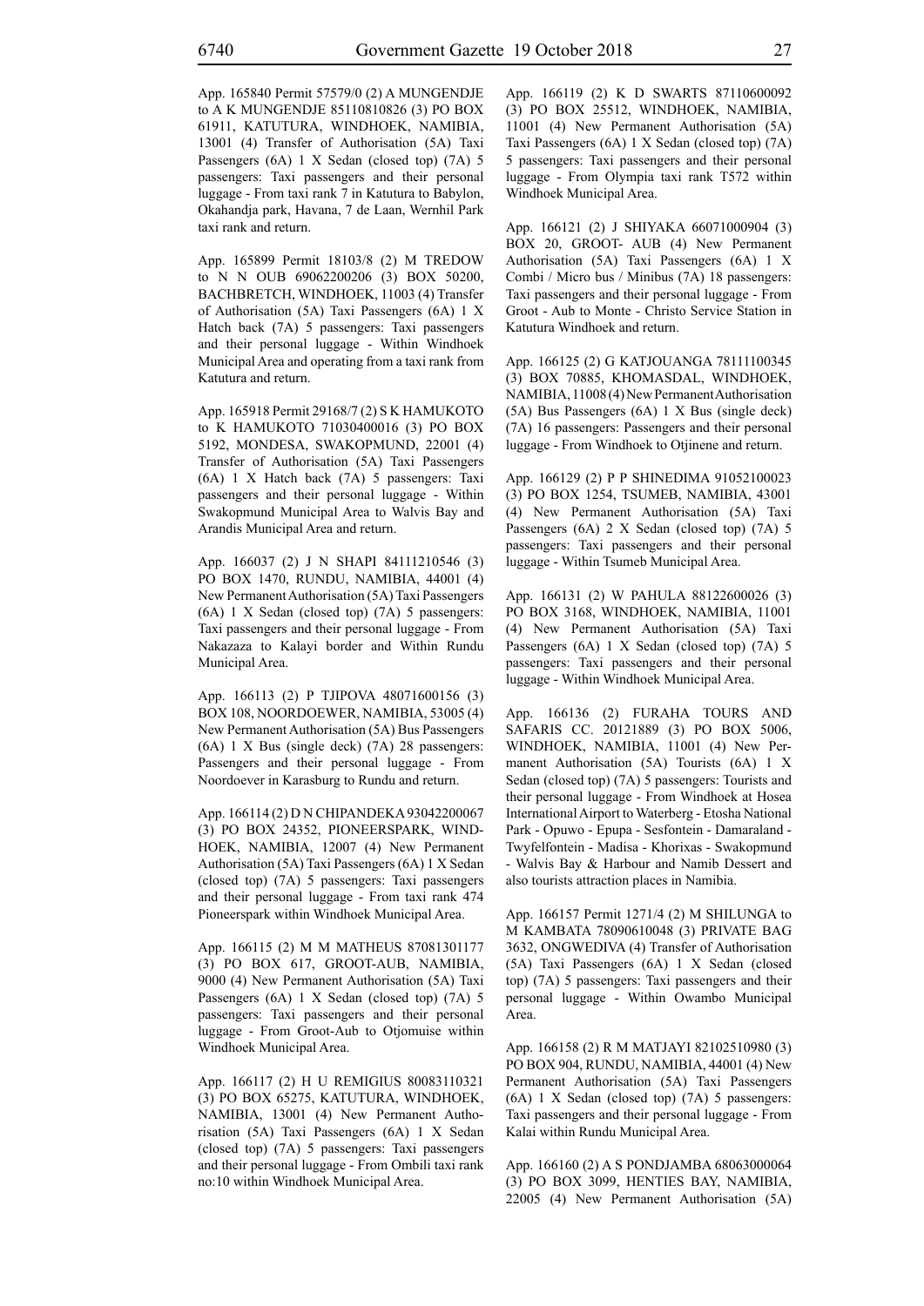App. 165840 Permit 57579/0 (2) A MUNGENDJE to A K MUNGENDJE 85110810826 (3) PO BOX 61911, KATUTURA, WINDHOEK, NAMIBIA, 13001 (4) Transfer of Authorisation (5A) Taxi Passengers (6A) 1 X Sedan (closed top) (7A) 5 passengers: Taxi passengers and their personal luggage - From taxi rank 7 in Katutura to Babylon, Okahandja park, Havana, 7 de Laan, Wernhil Park taxi rank and return.

App. 165899 Permit 18103/8 (2) M TREDOW to N N OUB 69062200206 (3) BOX 50200, BACHBRETCH, WINDHOEK, 11003 (4) Transfer of Authorisation (5A) Taxi Passengers (6A) 1 X Hatch back (7A) 5 passengers: Taxi passengers and their personal luggage - Within Windhoek Municipal Area and operating from a taxi rank from Katutura and return.

App. 165918 Permit 29168/7 (2) S K HAMUKOTO to K HAMUKOTO 71030400016 (3) PO BOX 5192, MONDESA, SWAKOPMUND, 22001 (4) Transfer of Authorisation (5A) Taxi Passengers (6A) 1 X Hatch back (7A) 5 passengers: Taxi passengers and their personal luggage - Within Swakopmund Municipal Area to Walvis Bay and Arandis Municipal Area and return.

App. 166037 (2) J N SHAPI 84111210546 (3) PO BOX 1470, RUNDU, NAMIBIA, 44001 (4) New Permanent Authorisation (5A) Taxi Passengers (6A) 1 X Sedan (closed top) (7A) 5 passengers: Taxi passengers and their personal luggage - From Nakazaza to Kalayi border and Within Rundu Municipal Area.

App. 166113 (2) P TJIPOVA 48071600156 (3) BOX 108, NOORDOEWER, NAMIBIA, 53005 (4) New Permanent Authorisation (5A) Bus Passengers (6A) 1 X Bus (single deck) (7A) 28 passengers: Passengers and their personal luggage - From Noordoever in Karasburg to Rundu and return.

App. 166114 (2) D N CHIPANDEKA 93042200067 (3) PO BOX 24352, PIONEERSPARK, WINDHOEK, NAMIBIA, 12007 (4) New Permanent Authorisation (5A) Taxi Passengers (6A) 1 X Sedan (closed top) (7A) 5 passengers: Taxi passengers and their personal luggage - From taxi rank 474 Pioneerspark within Windhoek Municipal Area.

App. 166115 (2) M M MATHEUS 87081301177 (3) PO BOX 617, GROOT-AUB, NAMIBIA, 9000 (4) New Permanent Authorisation (5A) Taxi Passengers (6A) 1 X Sedan (closed top) (7A) 5 passengers: Taxi passengers and their personal luggage - From Groot-Aub to Otjomuise within Windhoek Municipal Area.

App. 166117 (2) H U REMIGIUS 80083110321 (3) PO BOX 65275, KATUTURA, WINDHOEK, NAMIBIA, 13001 (4) New Permanent Authorisation (5A) Taxi Passengers (6A) 1 X Sedan (closed top) (7A) 5 passengers: Taxi passengers and their personal luggage - From Ombili taxi rank no:10 within Windhoek Municipal Area.

App. 166119 (2) K D SWARTS 87110600092 (3) PO BOX 25512, WINDHOEK, NAMIBIA, 11001 (4) New Permanent Authorisation (5A) Taxi Passengers (6A) 1 X Sedan (closed top) (7A) 5 passengers: Taxi passengers and their personal luggage - From Olympia taxi rank T572 within Windhoek Municipal Area.

App. 166121 (2) J SHIYAKA 66071000904 (3) BOX 20, GROOT- AUB (4) New Permanent Authorisation (5A) Taxi Passengers (6A) 1 X Combi / Micro bus / Minibus (7A) 18 passengers: Taxi passengers and their personal luggage - From Groot - Aub to Monte - Christo Service Station in Katutura Windhoek and return.

App. 166125 (2) G KATJOUANGA 78111100345 (3) BOX 70885, KHOMASDAL, WINDHOEK, NAMIBIA, 11008 (4) New Permanent Authorisation (5A) Bus Passengers (6A) 1 X Bus (single deck) (7A) 16 passengers: Passengers and their personal luggage - From Windhoek to Otjinene and return.

App. 166129 (2) P P SHINEDIMA 91052100023 (3) PO BOX 1254, TSUMEB, NAMIBIA, 43001 (4) New Permanent Authorisation (5A) Taxi Passengers (6A) 2 X Sedan (closed top) (7A) 5 passengers: Taxi passengers and their personal luggage - Within Tsumeb Municipal Area.

App. 166131 (2) W PAHULA 88122600026 (3) PO BOX 3168, WINDHOEK, NAMIBIA, 11001 (4) New Permanent Authorisation (5A) Taxi Passengers (6A) 1 X Sedan (closed top) (7A) 5 passengers: Taxi passengers and their personal luggage - Within Windhoek Municipal Area.

App. 166136 (2) FURAHA TOURS AND SAFARIS CC. 20121889 (3) PO BOX 5006, WINDHOEK, NAMIBIA, 11001 (4) New Permanent Authorisation (5A) Tourists (6A) 1 X Sedan (closed top) (7A) 5 passengers: Tourists and their personal luggage - From Windhoek at Hosea International Airport to Waterberg - Etosha National Park - Opuwo - Epupa - Sesfontein - Damaraland - Twyfelfontein - Madisa - Khorixas - Swakopmund - Walvis Bay & Harbour and Namib Dessert and also tourists attraction places in Namibia.

App. 166157 Permit 1271/4 (2) M SHILUNGA to M KAMBATA 78090610048 (3) PRIVATE BAG 3632, ONGWEDIVA (4) Transfer of Authorisation (5A) Taxi Passengers (6A) 1 X Sedan (closed top) (7A) 5 passengers: Taxi passengers and their personal luggage - Within Owambo Municipal Area.

App. 166158 (2) R M MATJAYI 82102510980 (3) PO BOX 904, RUNDU, NAMIBIA, 44001 (4) New Permanent Authorisation (5A) Taxi Passengers (6A) 1 X Sedan (closed top) (7A) 5 passengers: Taxi passengers and their personal luggage - From Kalai within Rundu Municipal Area.

App. 166160 (2) A S PONDJAMBA 68063000064 (3) PO BOX 3099, HENTIES BAY, NAMIBIA, 22005 (4) New Permanent Authorisation (5A)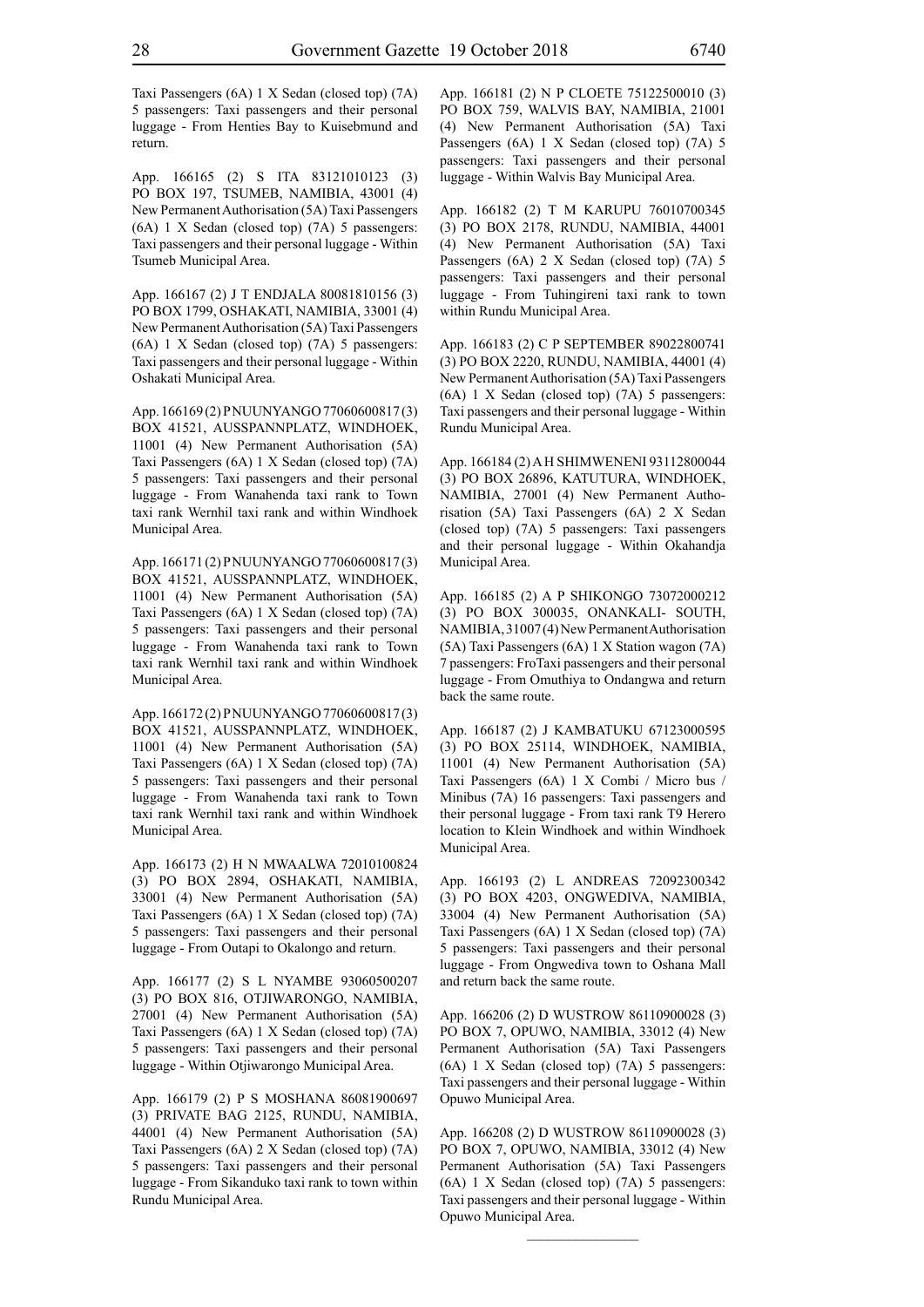Taxi Passengers (6A) 1 X Sedan (closed top) (7A) 5 passengers: Taxi passengers and their personal luggage - From Henties Bay to Kuisebmund and return.

App. 166165 (2) S ITA 83121010123 (3) PO BOX 197, TSUMEB, NAMIBIA, 43001 (4) New Permanent Authorisation (5A) Taxi Passengers (6A) 1 X Sedan (closed top) (7A) 5 passengers: Taxi passengers and their personal luggage - Within Tsumeb Municipal Area.

App. 166167 (2) J T ENDJALA 80081810156 (3) PO BOX 1799, OSHAKATI, NAMIBIA, 33001 (4) New Permanent Authorisation (5A) Taxi Passengers (6A) 1 X Sedan (closed top) (7A) 5 passengers: Taxi passengers and their personal luggage - Within Oshakati Municipal Area.

App. 166169 (2) P NUUNYANGO 77060600817 (3) BOX 41521, AUSSPANNPLATZ, WINDHOEK, 11001 (4) New Permanent Authorisation (5A) Taxi Passengers (6A) 1 X Sedan (closed top) (7A) 5 passengers: Taxi passengers and their personal luggage - From Wanahenda taxi rank to Town taxi rank Wernhil taxi rank and within Windhoek Municipal Area.

App. 166171 (2) P NUUNYANGO 77060600817 (3) BOX 41521, AUSSPANNPLATZ, WINDHOEK, 11001 (4) New Permanent Authorisation (5A) Taxi Passengers (6A) 1 X Sedan (closed top) (7A) 5 passengers: Taxi passengers and their personal luggage - From Wanahenda taxi rank to Town taxi rank Wernhil taxi rank and within Windhoek Municipal Area.

App. 166172 (2) P NUUNYANGO 77060600817 (3) BOX 41521, AUSSPANNPLATZ, WINDHOEK, 11001 (4) New Permanent Authorisation (5A) Taxi Passengers (6A) 1 X Sedan (closed top) (7A) 5 passengers: Taxi passengers and their personal luggage - From Wanahenda taxi rank to Town taxi rank Wernhil taxi rank and within Windhoek Municipal Area.

App. 166173 (2) H N MWAALWA 72010100824 (3) PO BOX 2894, OSHAKATI, NAMIBIA, 33001 (4) New Permanent Authorisation (5A) Taxi Passengers (6A) 1 X Sedan (closed top) (7A) 5 passengers: Taxi passengers and their personal luggage - From Outapi to Okalongo and return.

App. 166177 (2) S L NYAMBE 93060500207 (3) PO BOX 816, OTJIWARONGO, NAMIBIA, 27001 (4) New Permanent Authorisation (5A) Taxi Passengers (6A) 1 X Sedan (closed top) (7A) 5 passengers: Taxi passengers and their personal luggage - Within Otjiwarongo Municipal Area.

App. 166179 (2) P S MOSHANA 86081900697 (3) PRIVATE BAG 2125, RUNDU, NAMIBIA, 44001 (4) New Permanent Authorisation (5A) Taxi Passengers (6A) 2 X Sedan (closed top) (7A) 5 passengers: Taxi passengers and their personal luggage - From Sikanduko taxi rank to town within Rundu Municipal Area.

App. 166181 (2) N P CLOETE 75122500010 (3) PO BOX 759, WALVIS BAY, NAMIBIA, 21001 (4) New Permanent Authorisation (5A) Taxi Passengers (6A) 1 X Sedan (closed top) (7A) 5 passengers: Taxi passengers and their personal luggage - Within Walvis Bay Municipal Area.

App. 166182 (2) T M KARUPU 76010700345 (3) PO BOX 2178, RUNDU, NAMIBIA, 44001 (4) New Permanent Authorisation (5A) Taxi Passengers (6A) 2 X Sedan (closed top) (7A) 5 passengers: Taxi passengers and their personal luggage - From Tuhingireni taxi rank to town within Rundu Municipal Area.

App. 166183 (2) C P SEPTEMBER 89022800741 (3) PO BOX 2220, RUNDU, NAMIBIA, 44001 (4) New Permanent Authorisation (5A) Taxi Passengers (6A) 1 X Sedan (closed top) (7A) 5 passengers: Taxi passengers and their personal luggage - Within Rundu Municipal Area.

App. 166184 (2) A H SHIMWENENI 93112800044 (3) PO BOX 26896, KATUTURA, WINDHOEK, NAMIBIA, 27001 (4) New Permanent Authorisation (5A) Taxi Passengers (6A) 2 X Sedan (closed top) (7A) 5 passengers: Taxi passengers and their personal luggage - Within Okahandja Municipal Area.

App. 166185 (2) A P SHIKONGO 73072000212 (3) PO BOX 300035, ONANKALI- SOUTH, NAMIBIA, 31007 (4) New Permanent Authorisation (5A) Taxi Passengers (6A) 1 X Station wagon (7A) 7 passengers: FroTaxi passengers and their personal luggage - From Omuthiya to Ondangwa and return back the same route.

App. 166187 (2) J KAMBATUKU 67123000595 (3) PO BOX 25114, WINDHOEK, NAMIBIA, 11001 (4) New Permanent Authorisation (5A) Taxi Passengers (6A) 1 X Combi / Micro bus / Minibus (7A) 16 passengers: Taxi passengers and their personal luggage - From taxi rank T9 Herero location to Klein Windhoek and within Windhoek Municipal Area.

App. 166193 (2) L ANDREAS 72092300342 (3) PO BOX 4203, ONGWEDIVA, NAMIBIA, 33004 (4) New Permanent Authorisation (5A) Taxi Passengers (6A) 1 X Sedan (closed top) (7A) 5 passengers: Taxi passengers and their personal luggage - From Ongwediva town to Oshana Mall and return back the same route.

App. 166206 (2) D WUSTROW 86110900028 (3) PO BOX 7, OPUWO, NAMIBIA, 33012 (4) New Permanent Authorisation (5A) Taxi Passengers (6A) 1 X Sedan (closed top) (7A) 5 passengers: Taxi passengers and their personal luggage - Within Opuwo Municipal Area.

App. 166208 (2) D WUSTROW 86110900028 (3) PO BOX 7, OPUWO, NAMIBIA, 33012 (4) New Permanent Authorisation (5A) Taxi Passengers (6A) 1 X Sedan (closed top) (7A) 5 passengers: Taxi passengers and their personal luggage - Within Opuwo Municipal Area.

________________